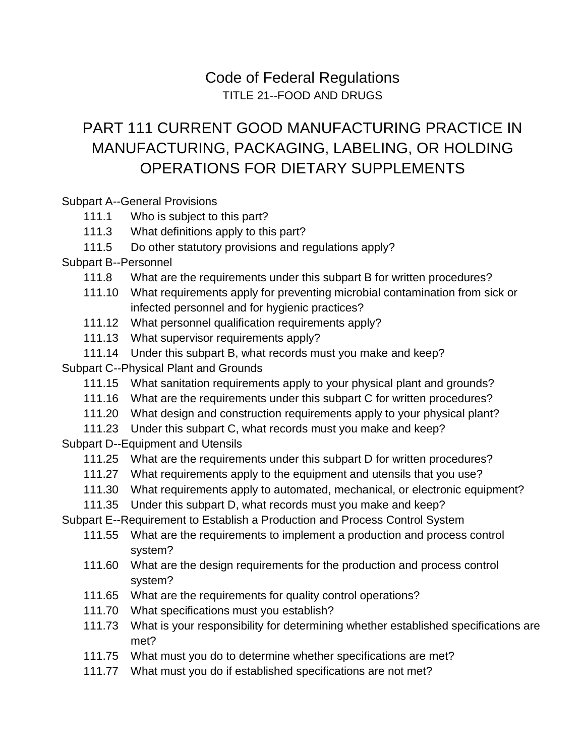# Code of Federal Regulations

TITLE 21--FOOD AND DRUGS

## PART 111 CURRENT GOOD MANUFACTURING PRACTICE IN MANUFACTURING, PACKAGING, LABELING, OR HOLDING OPERATIONS FOR DIETARY SUPPLEMENTS

Subpart A--General Provisions

- 111.1 Who is subject to this part?
- 111.3 What definitions apply to this part?
- 111.5 Do other statutory provisions and regulations apply?

Subpart B--Personnel

- 111.8 What are the requirements under this subpart B for written procedures?
- 111.10 What requirements apply for preventing microbial contamination from sick or infected personnel and for hygienic practices?
- 111.12 What personnel qualification requirements apply?
- 111.13 What supervisor requirements apply?
- 111.14 Under this subpart B, what records must you make and keep?

Subpart C--Physical Plant and Grounds

- 111.15 What sanitation requirements apply to your physical plant and grounds?
- 111.16 What are the requirements under this subpart C for written procedures?
- 111.20 What design and construction requirements apply to your physical plant?
- 111.23 Under this subpart C, what records must you make and keep?

Subpart D--Equipment and Utensils

- 111.25 What are the requirements under this subpart D for written procedures?
- 111.27 What requirements apply to the equipment and utensils that you use?
- 111.30 What requirements apply to automated, mechanical, or electronic equipment?
- 111.35 Under this subpart D, what records must you make and keep?

Subpart E--Requirement to Establish a Production and Process Control System

- 111.55 What are the requirements to implement a production and process control system?
- 111.60 What are the design requirements for the production and process control system?
- 111.65 What are the requirements for quality control operations?
- 111.70 What specifications must you establish?
- 111.73 What is your responsibility for determining whether established specifications are met?
- 111.75 What must you do to determine whether specifications are met?
- 111.77 What must you do if established specifications are not met?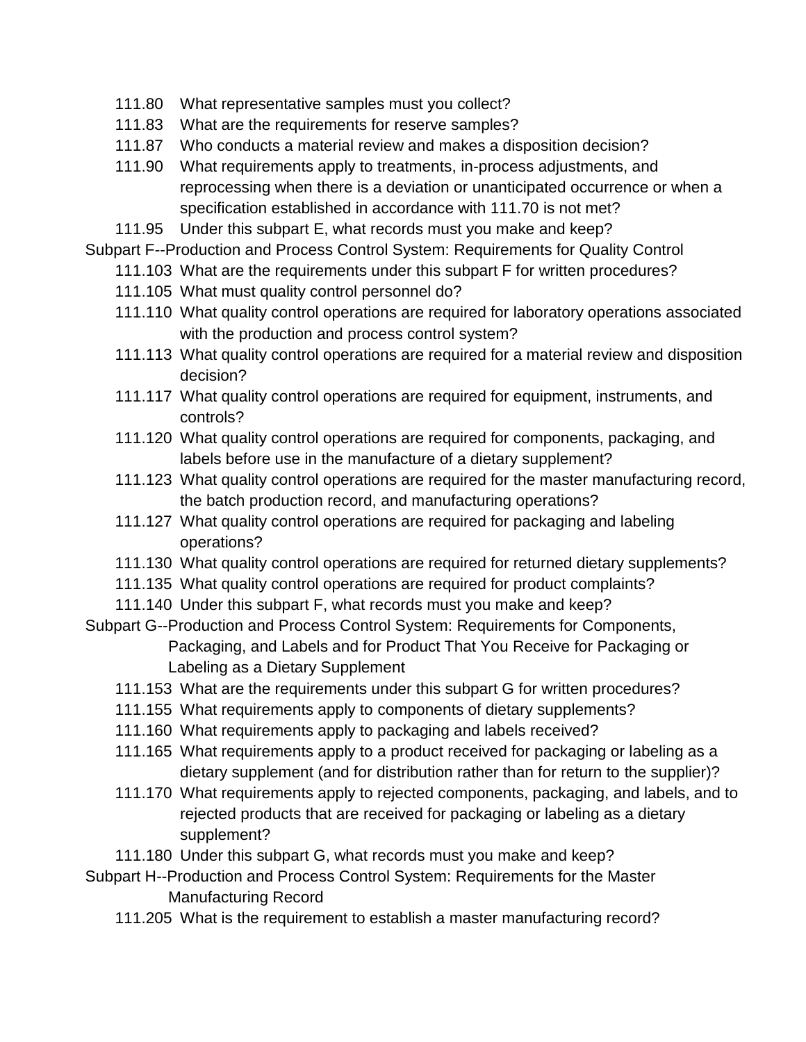111.80 What representative samples must you collect?
111.83 What are the requirements for reserve samples?
111.87 Who conducts a material review and makes a disposition decision?
111.90 What requirements apply to treatments, in-process adjustments, and reprocessing when there is a deviation or unanticipated occurrence or when a specification established in accordance with 111.70 is not met?
111.95 Under this subpart E, what records must you make and keep?

Subpart F--Production and Process Control System: Requirements for Quality Control

111.103 What are the requirements under this subpart F for written procedures?
111.105 What must quality control personnel do?
111.110 What quality control operations are required for laboratory operations associated with the production and process control system?
111.113 What quality control operations are required for a material review and disposition decision?
111.117 What quality control operations are required for equipment, instruments, and controls?
111.120 What quality control operations are required for components, packaging, and labels before use in the manufacture of a dietary supplement?
111.123 What quality control operations are required for the master manufacturing record, the batch production record, and manufacturing operations?
111.127 What quality control operations are required for packaging and labeling operations?
111.130 What quality control operations are required for returned dietary supplements?
111.135 What quality control operations are required for product complaints?
111.140 Under this subpart F, what records must you make and keep?

Subpart G--Production and Process Control System: Requirements for Components, Packaging, and Labels and for Product That You Receive for Packaging or Labeling as a Dietary Supplement

111.153 What are the requirements under this subpart G for written procedures?
111.155 What requirements apply to components of dietary supplements?
111.160 What requirements apply to packaging and labels received?
111.165 What requirements apply to a product received for packaging or labeling as a dietary supplement (and for distribution rather than for return to the supplier)?
111.170 What requirements apply to rejected components, packaging, and labels, and to rejected products that are received for packaging or labeling as a dietary supplement?
111.180 Under this subpart G, what records must you make and keep?

Subpart H--Production and Process Control System: Requirements for the Master Manufacturing Record

111.205 What is the requirement to establish a master manufacturing record?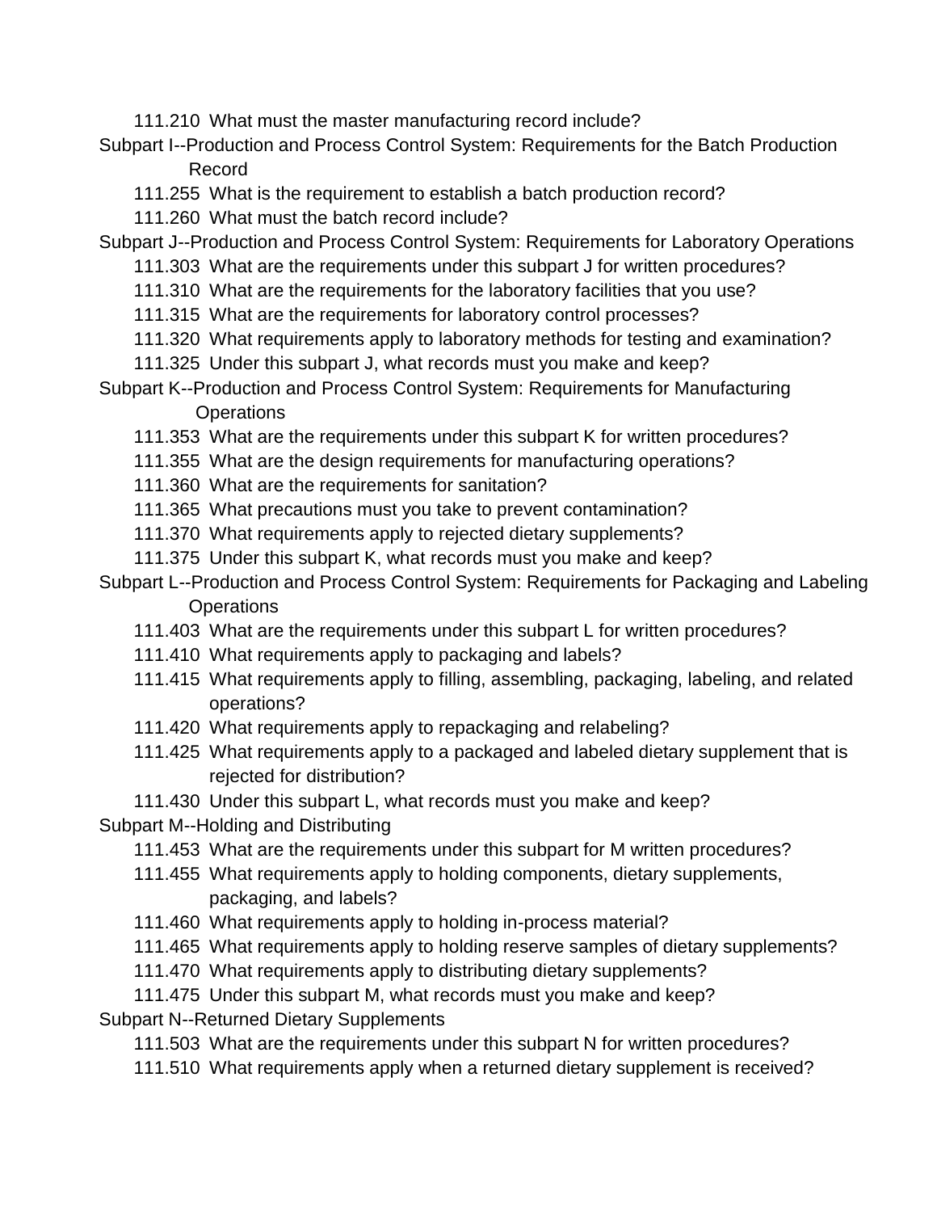111.210 What must the master manufacturing record include?

Subpart I--Production and Process Control System: Requirements for the Batch Production Record

111.255 What is the requirement to establish a batch production record?

111.260 What must the batch record include?

Subpart J--Production and Process Control System: Requirements for Laboratory Operations

111.303 What are the requirements under this subpart J for written procedures?

111.310 What are the requirements for the laboratory facilities that you use?

111.315 What are the requirements for laboratory control processes?

111.320 What requirements apply to laboratory methods for testing and examination?

111.325 Under this subpart J, what records must you make and keep?

Subpart K--Production and Process Control System: Requirements for Manufacturing Operations

111.353 What are the requirements under this subpart K for written procedures?

111.355 What are the design requirements for manufacturing operations?

111.360 What are the requirements for sanitation?

111.365 What precautions must you take to prevent contamination?

111.370 What requirements apply to rejected dietary supplements?

111.375 Under this subpart K, what records must you make and keep?

Subpart L--Production and Process Control System: Requirements for Packaging and Labeling Operations

111.403 What are the requirements under this subpart L for written procedures?

111.410 What requirements apply to packaging and labels?

111.415 What requirements apply to filling, assembling, packaging, labeling, and related operations?

111.420 What requirements apply to repackaging and relabeling?

111.425 What requirements apply to a packaged and labeled dietary supplement that is rejected for distribution?

111.430 Under this subpart L, what records must you make and keep?

Subpart M--Holding and Distributing

111.453 What are the requirements under this subpart for M written procedures?

111.455 What requirements apply to holding components, dietary supplements, packaging, and labels?

111.460 What requirements apply to holding in-process material?

111.465 What requirements apply to holding reserve samples of dietary supplements?

111.470 What requirements apply to distributing dietary supplements?

111.475 Under this subpart M, what records must you make and keep?

Subpart N--Returned Dietary Supplements

111.503 What are the requirements under this subpart N for written procedures?

111.510 What requirements apply when a returned dietary supplement is received?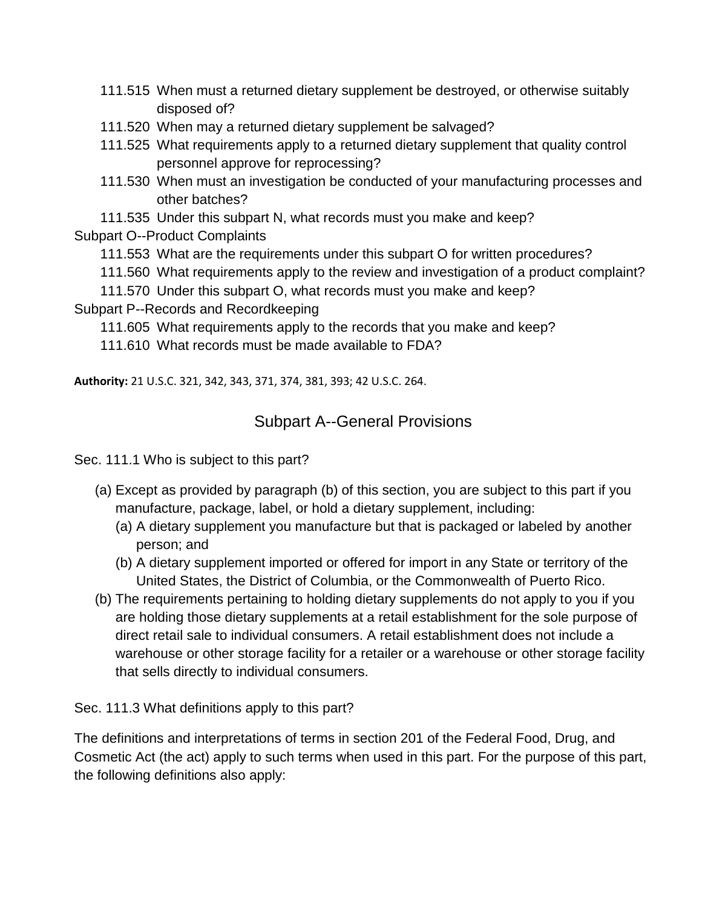- 111.515 When must a returned dietary supplement be destroyed, or otherwise suitably disposed of?
- 111.520 When may a returned dietary supplement be salvaged?
- 111.525 What requirements apply to a returned dietary supplement that quality control personnel approve for reprocessing?
- 111.530 When must an investigation be conducted of your manufacturing processes and other batches?
- 111.535 Under this subpart N, what records must you make and keep?

Subpart O--Product Complaints

- 111.553 What are the requirements under this subpart O for written procedures?
- 111.560 What requirements apply to the review and investigation of a product complaint?
- 111.570 Under this subpart O, what records must you make and keep?

Subpart P--Records and Recordkeeping

- 111.605 What requirements apply to the records that you make and keep?
- 111.610 What records must be made available to FDA?

**Authority:** 21 U.S.C. 321, 342, 343, 371, 374, 381, 393; 42 U.S.C. 264.

## Subpart A--General Provisions

Sec. 111.1 Who is subject to this part?

(a) Except as provided by paragraph (b) of this section, you are subject to this part if you manufacture, package, label, or hold a dietary supplement, including:
   (a) A dietary supplement you manufacture but that is packaged or labeled by another person; and
   (b) A dietary supplement imported or offered for import in any State or territory of the United States, the District of Columbia, or the Commonwealth of Puerto Rico.

(b) The requirements pertaining to holding dietary supplements do not apply to you if you are holding those dietary supplements at a retail establishment for the sole purpose of direct retail sale to individual consumers. A retail establishment does not include a warehouse or other storage facility for a retailer or a warehouse or other storage facility that sells directly to individual consumers.

Sec. 111.3 What definitions apply to this part?

The definitions and interpretations of terms in section 201 of the Federal Food, Drug, and Cosmetic Act (the act) apply to such terms when used in this part. For the purpose of this part, the following definitions also apply: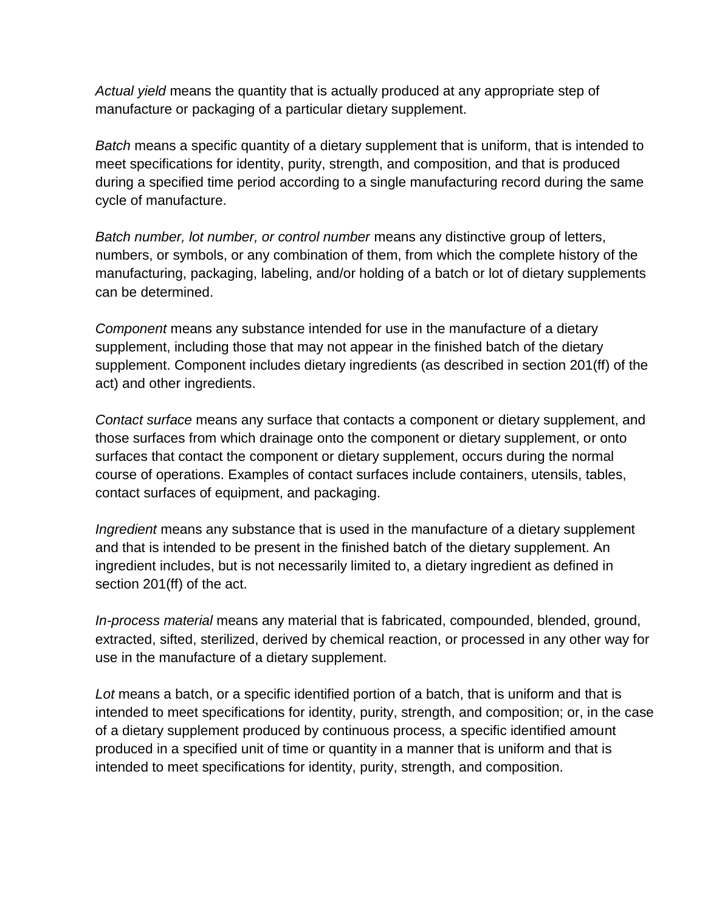*Actual yield* means the quantity that is actually produced at any appropriate step of manufacture or packaging of a particular dietary supplement.

*Batch* means a specific quantity of a dietary supplement that is uniform, that is intended to meet specifications for identity, purity, strength, and composition, and that is produced during a specified time period according to a single manufacturing record during the same cycle of manufacture.

*Batch number, lot number, or control number* means any distinctive group of letters, numbers, or symbols, or any combination of them, from which the complete history of the manufacturing, packaging, labeling, and/or holding of a batch or lot of dietary supplements can be determined.

*Component* means any substance intended for use in the manufacture of a dietary supplement, including those that may not appear in the finished batch of the dietary supplement. Component includes dietary ingredients (as described in section 201(ff) of the act) and other ingredients.

*Contact surface* means any surface that contacts a component or dietary supplement, and those surfaces from which drainage onto the component or dietary supplement, or onto surfaces that contact the component or dietary supplement, occurs during the normal course of operations. Examples of contact surfaces include containers, utensils, tables, contact surfaces of equipment, and packaging.

*Ingredient* means any substance that is used in the manufacture of a dietary supplement and that is intended to be present in the finished batch of the dietary supplement. An ingredient includes, but is not necessarily limited to, a dietary ingredient as defined in section 201(ff) of the act.

*In-process material* means any material that is fabricated, compounded, blended, ground, extracted, sifted, sterilized, derived by chemical reaction, or processed in any other way for use in the manufacture of a dietary supplement.

*Lot* means a batch, or a specific identified portion of a batch, that is uniform and that is intended to meet specifications for identity, purity, strength, and composition; or, in the case of a dietary supplement produced by continuous process, a specific identified amount produced in a specified unit of time or quantity in a manner that is uniform and that is intended to meet specifications for identity, purity, strength, and composition.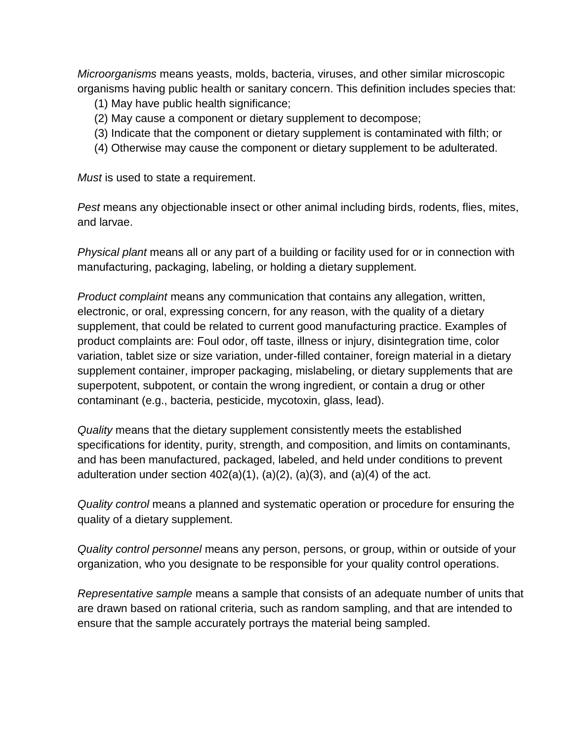*Microorganisms* means yeasts, molds, bacteria, viruses, and other similar microscopic organisms having public health or sanitary concern. This definition includes species that:

(1) May have public health significance;
(2) May cause a component or dietary supplement to decompose;
(3) Indicate that the component or dietary supplement is contaminated with filth; or
(4) Otherwise may cause the component or dietary supplement to be adulterated.

*Must* is used to state a requirement.

*Pest* means any objectionable insect or other animal including birds, rodents, flies, mites, and larvae.

*Physical plant* means all or any part of a building or facility used for or in connection with manufacturing, packaging, labeling, or holding a dietary supplement.

*Product complaint* means any communication that contains any allegation, written, electronic, or oral, expressing concern, for any reason, with the quality of a dietary supplement, that could be related to current good manufacturing practice. Examples of product complaints are: Foul odor, off taste, illness or injury, disintegration time, color variation, tablet size or size variation, under-filled container, foreign material in a dietary supplement container, improper packaging, mislabeling, or dietary supplements that are superpotent, subpotent, or contain the wrong ingredient, or contain a drug or other contaminant (e.g., bacteria, pesticide, mycotoxin, glass, lead).

*Quality* means that the dietary supplement consistently meets the established specifications for identity, purity, strength, and composition, and limits on contaminants, and has been manufactured, packaged, labeled, and held under conditions to prevent adulteration under section 402(a)(1), (a)(2), (a)(3), and (a)(4) of the act.

*Quality control* means a planned and systematic operation or procedure for ensuring the quality of a dietary supplement.

*Quality control personnel* means any person, persons, or group, within or outside of your organization, who you designate to be responsible for your quality control operations.

*Representative sample* means a sample that consists of an adequate number of units that are drawn based on rational criteria, such as random sampling, and that are intended to ensure that the sample accurately portrays the material being sampled.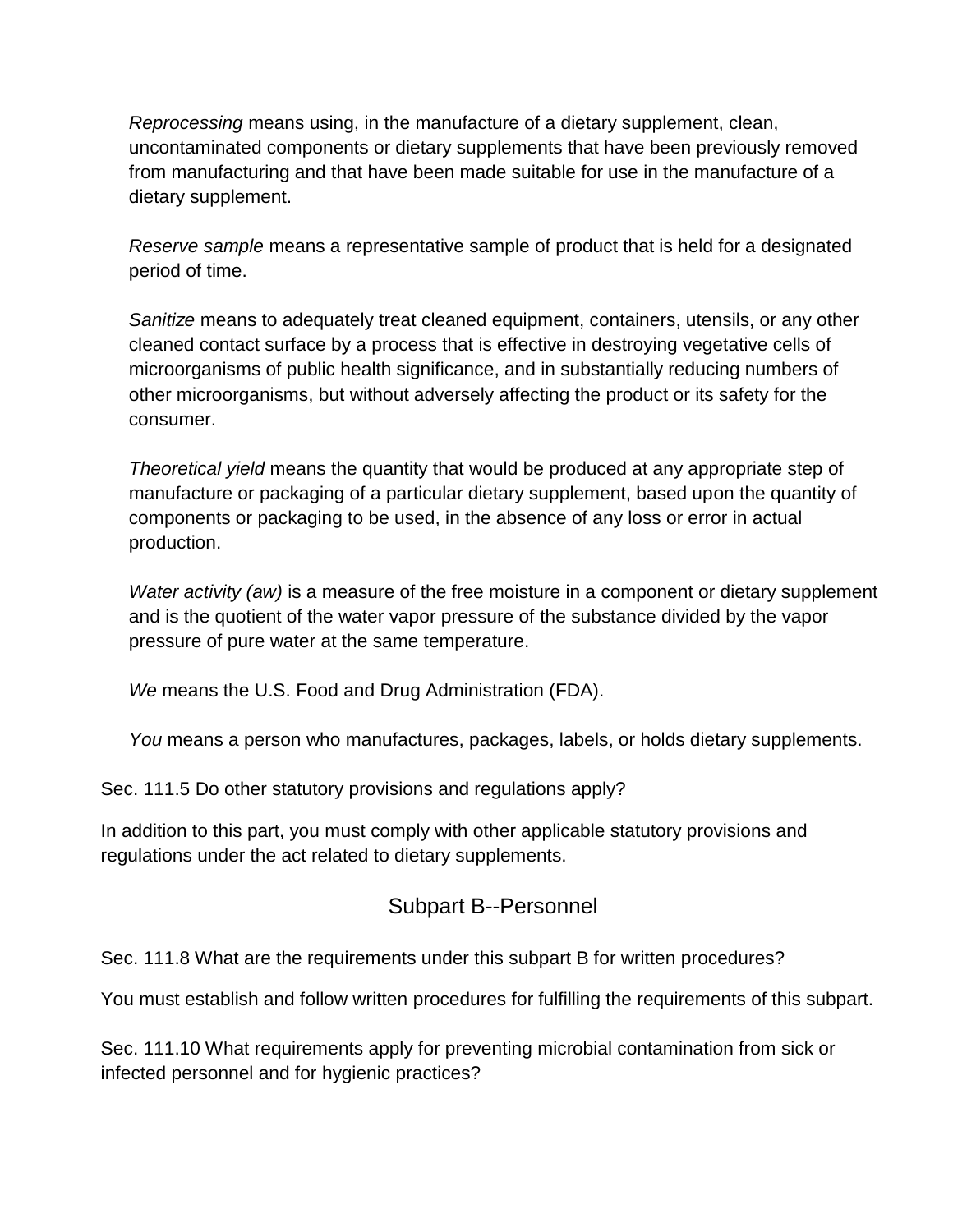*Reprocessing* means using, in the manufacture of a dietary supplement, clean, uncontaminated components or dietary supplements that have been previously removed from manufacturing and that have been made suitable for use in the manufacture of a dietary supplement.

*Reserve sample* means a representative sample of product that is held for a designated period of time.

*Sanitize* means to adequately treat cleaned equipment, containers, utensils, or any other cleaned contact surface by a process that is effective in destroying vegetative cells of microorganisms of public health significance, and in substantially reducing numbers of other microorganisms, but without adversely affecting the product or its safety for the consumer.

*Theoretical yield* means the quantity that would be produced at any appropriate step of manufacture or packaging of a particular dietary supplement, based upon the quantity of components or packaging to be used, in the absence of any loss or error in actual production.

*Water activity (aw)* is a measure of the free moisture in a component or dietary supplement and is the quotient of the water vapor pressure of the substance divided by the vapor pressure of pure water at the same temperature.

*We* means the U.S. Food and Drug Administration (FDA).

*You* means a person who manufactures, packages, labels, or holds dietary supplements.

Sec. 111.5 Do other statutory provisions and regulations apply?

In addition to this part, you must comply with other applicable statutory provisions and regulations under the act related to dietary supplements.

## Subpart B--Personnel

Sec. 111.8 What are the requirements under this subpart B for written procedures?

You must establish and follow written procedures for fulfilling the requirements of this subpart.

Sec. 111.10 What requirements apply for preventing microbial contamination from sick or infected personnel and for hygienic practices?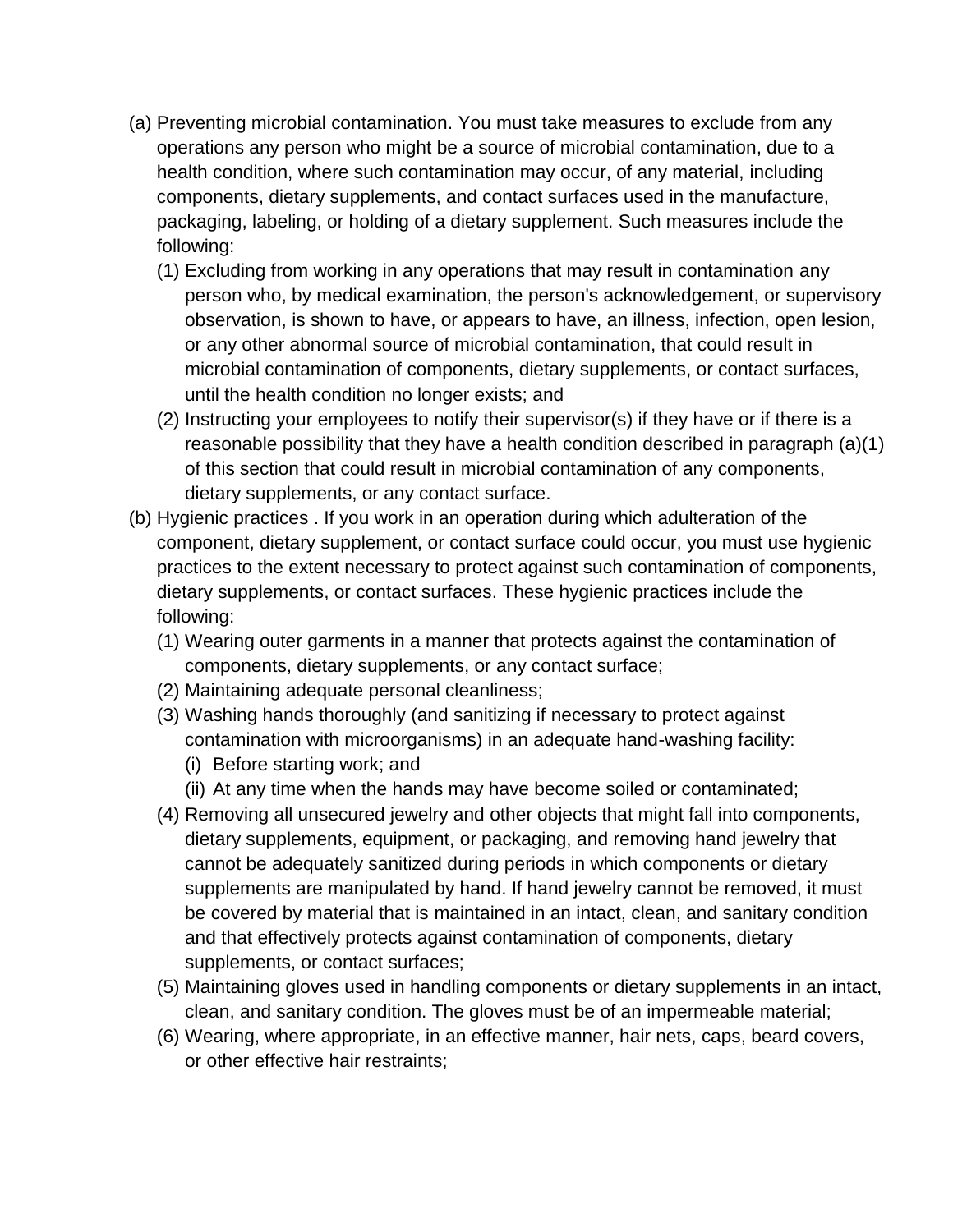(a) Preventing microbial contamination. You must take measures to exclude from any operations any person who might be a source of microbial contamination, due to a health condition, where such contamination may occur, of any material, including components, dietary supplements, and contact surfaces used in the manufacture, packaging, labeling, or holding of a dietary supplement. Such measures include the following:

   (1) Excluding from working in any operations that may result in contamination any person who, by medical examination, the person's acknowledgement, or supervisory observation, is shown to have, or appears to have, an illness, infection, open lesion, or any other abnormal source of microbial contamination, that could result in microbial contamination of components, dietary supplements, or contact surfaces, until the health condition no longer exists; and

   (2) Instructing your employees to notify their supervisor(s) if they have or if there is a reasonable possibility that they have a health condition described in paragraph (a)(1) of this section that could result in microbial contamination of any components, dietary supplements, or any contact surface.

(b) Hygienic practices . If you work in an operation during which adulteration of the component, dietary supplement, or contact surface could occur, you must use hygienic practices to the extent necessary to protect against such contamination of components, dietary supplements, or contact surfaces. These hygienic practices include the following:

   (1) Wearing outer garments in a manner that protects against the contamination of components, dietary supplements, or any contact surface;

   (2) Maintaining adequate personal cleanliness;

   (3) Washing hands thoroughly (and sanitizing if necessary to protect against contamination with microorganisms) in an adequate hand-washing facility:

      (i) Before starting work; and

      (ii) At any time when the hands may have become soiled or contaminated;

   (4) Removing all unsecured jewelry and other objects that might fall into components, dietary supplements, equipment, or packaging, and removing hand jewelry that cannot be adequately sanitized during periods in which components or dietary supplements are manipulated by hand. If hand jewelry cannot be removed, it must be covered by material that is maintained in an intact, clean, and sanitary condition and that effectively protects against contamination of components, dietary supplements, or contact surfaces;

   (5) Maintaining gloves used in handling components or dietary supplements in an intact, clean, and sanitary condition. The gloves must be of an impermeable material;

   (6) Wearing, where appropriate, in an effective manner, hair nets, caps, beard covers, or other effective hair restraints;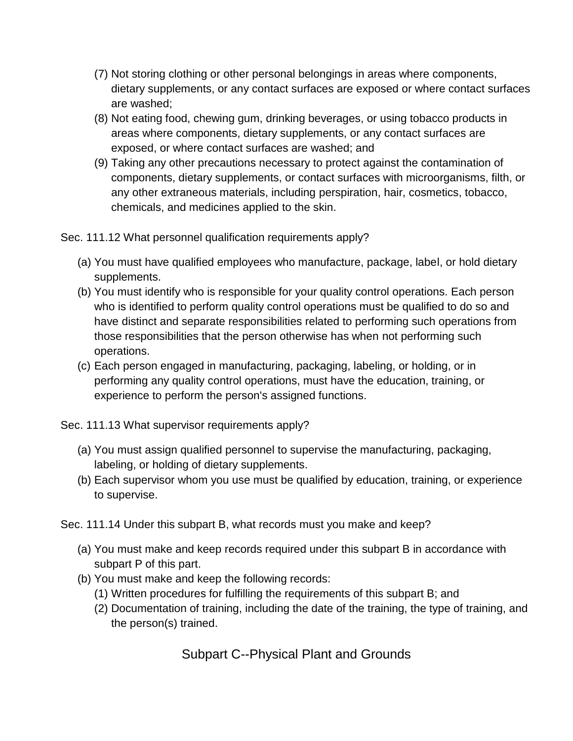(7) Not storing clothing or other personal belongings in areas where components, dietary supplements, or any contact surfaces are exposed or where contact surfaces are washed;
(8) Not eating food, chewing gum, drinking beverages, or using tobacco products in areas where components, dietary supplements, or any contact surfaces are exposed, or where contact surfaces are washed; and
(9) Taking any other precautions necessary to protect against the contamination of components, dietary supplements, or contact surfaces with microorganisms, filth, or any other extraneous materials, including perspiration, hair, cosmetics, tobacco, chemicals, and medicines applied to the skin.

Sec. 111.12 What personnel qualification requirements apply?

(a) You must have qualified employees who manufacture, package, label, or hold dietary supplements.
(b) You must identify who is responsible for your quality control operations. Each person who is identified to perform quality control operations must be qualified to do so and have distinct and separate responsibilities related to performing such operations from those responsibilities that the person otherwise has when not performing such operations.
(c) Each person engaged in manufacturing, packaging, labeling, or holding, or in performing any quality control operations, must have the education, training, or experience to perform the person's assigned functions.

Sec. 111.13 What supervisor requirements apply?

(a) You must assign qualified personnel to supervise the manufacturing, packaging, labeling, or holding of dietary supplements.
(b) Each supervisor whom you use must be qualified by education, training, or experience to supervise.

Sec. 111.14 Under this subpart B, what records must you make and keep?

(a) You must make and keep records required under this subpart B in accordance with subpart P of this part.
(b) You must make and keep the following records:
  (1) Written procedures for fulfilling the requirements of this subpart B; and
  (2) Documentation of training, including the date of the training, the type of training, and the person(s) trained.

## Subpart C--Physical Plant and Grounds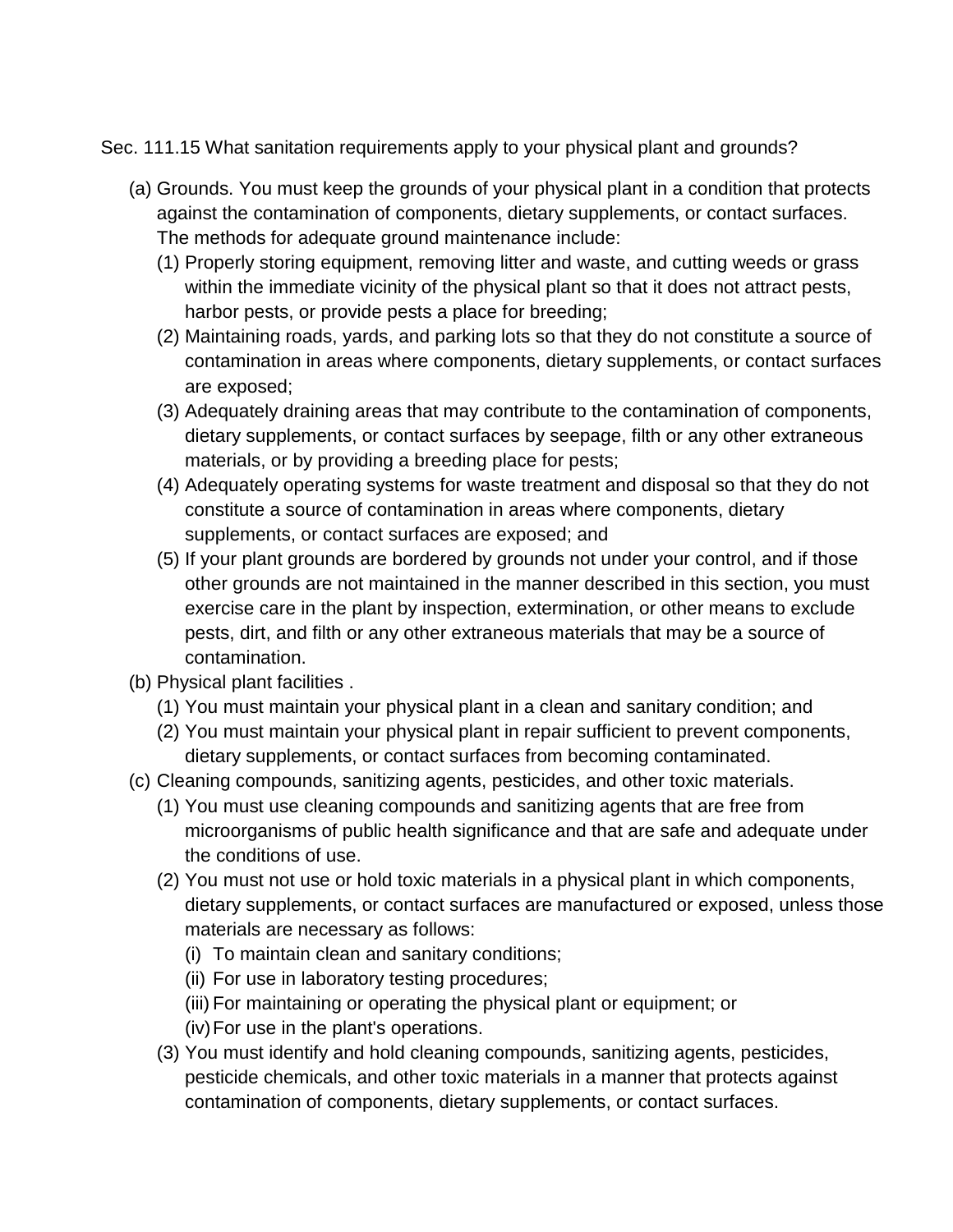Sec. 111.15 What sanitation requirements apply to your physical plant and grounds?

(a) Grounds. You must keep the grounds of your physical plant in a condition that protects against the contamination of components, dietary supplements, or contact surfaces. The methods for adequate ground maintenance include:
   (1) Properly storing equipment, removing litter and waste, and cutting weeds or grass within the immediate vicinity of the physical plant so that it does not attract pests, harbor pests, or provide pests a place for breeding;
   (2) Maintaining roads, yards, and parking lots so that they do not constitute a source of contamination in areas where components, dietary supplements, or contact surfaces are exposed;
   (3) Adequately draining areas that may contribute to the contamination of components, dietary supplements, or contact surfaces by seepage, filth or any other extraneous materials, or by providing a breeding place for pests;
   (4) Adequately operating systems for waste treatment and disposal so that they do not constitute a source of contamination in areas where components, dietary supplements, or contact surfaces are exposed; and
   (5) If your plant grounds are bordered by grounds not under your control, and if those other grounds are not maintained in the manner described in this section, you must exercise care in the plant by inspection, extermination, or other means to exclude pests, dirt, and filth or any other extraneous materials that may be a source of contamination.

(b) Physical plant facilities .
   (1) You must maintain your physical plant in a clean and sanitary condition; and
   (2) You must maintain your physical plant in repair sufficient to prevent components, dietary supplements, or contact surfaces from becoming contaminated.

(c) Cleaning compounds, sanitizing agents, pesticides, and other toxic materials.
   (1) You must use cleaning compounds and sanitizing agents that are free from microorganisms of public health significance and that are safe and adequate under the conditions of use.
   (2) You must not use or hold toxic materials in a physical plant in which components, dietary supplements, or contact surfaces are manufactured or exposed, unless those materials are necessary as follows:
      (i) To maintain clean and sanitary conditions;
      (ii) For use in laboratory testing procedures;
      (iii) For maintaining or operating the physical plant or equipment; or
      (iv) For use in the plant's operations.
   (3) You must identify and hold cleaning compounds, sanitizing agents, pesticides, pesticide chemicals, and other toxic materials in a manner that protects against contamination of components, dietary supplements, or contact surfaces.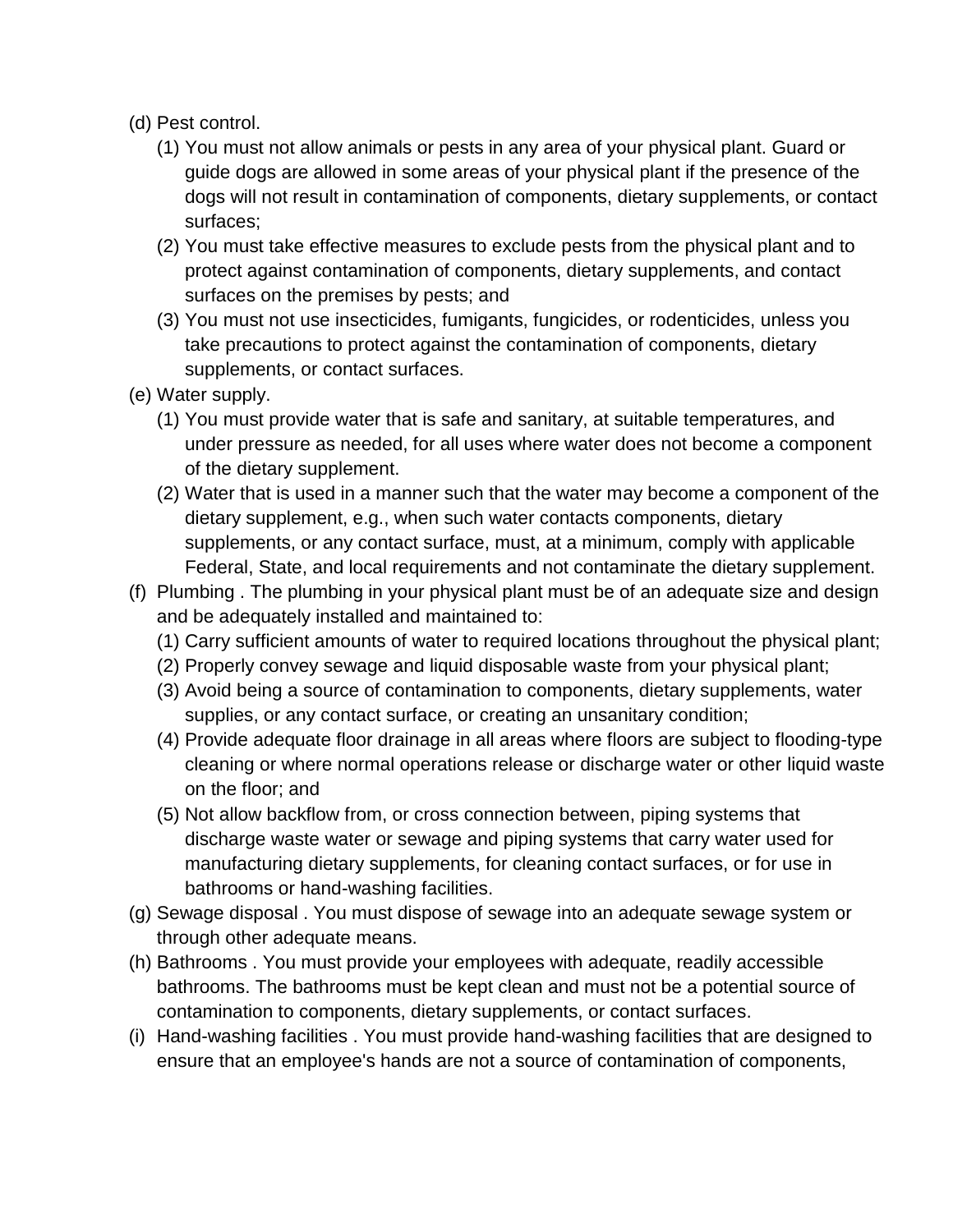(d) Pest control.
  (1) You must not allow animals or pests in any area of your physical plant. Guard or guide dogs are allowed in some areas of your physical plant if the presence of the dogs will not result in contamination of components, dietary supplements, or contact surfaces;
  (2) You must take effective measures to exclude pests from the physical plant and to protect against contamination of components, dietary supplements, and contact surfaces on the premises by pests; and
  (3) You must not use insecticides, fumigants, fungicides, or rodenticides, unless you take precautions to protect against the contamination of components, dietary supplements, or contact surfaces.

(e) Water supply.
  (1) You must provide water that is safe and sanitary, at suitable temperatures, and under pressure as needed, for all uses where water does not become a component of the dietary supplement.
  (2) Water that is used in a manner such that the water may become a component of the dietary supplement, e.g., when such water contacts components, dietary supplements, or any contact surface, must, at a minimum, comply with applicable Federal, State, and local requirements and not contaminate the dietary supplement.

(f) Plumbing . The plumbing in your physical plant must be of an adequate size and design and be adequately installed and maintained to:
  (1) Carry sufficient amounts of water to required locations throughout the physical plant;
  (2) Properly convey sewage and liquid disposable waste from your physical plant;
  (3) Avoid being a source of contamination to components, dietary supplements, water supplies, or any contact surface, or creating an unsanitary condition;
  (4) Provide adequate floor drainage in all areas where floors are subject to flooding-type cleaning or where normal operations release or discharge water or other liquid waste on the floor; and
  (5) Not allow backflow from, or cross connection between, piping systems that discharge waste water or sewage and piping systems that carry water used for manufacturing dietary supplements, for cleaning contact surfaces, or for use in bathrooms or hand-washing facilities.

(g) Sewage disposal . You must dispose of sewage into an adequate sewage system or through other adequate means.

(h) Bathrooms . You must provide your employees with adequate, readily accessible bathrooms. The bathrooms must be kept clean and must not be a potential source of contamination to components, dietary supplements, or contact surfaces.

(i) Hand-washing facilities . You must provide hand-washing facilities that are designed to ensure that an employee's hands are not a source of contamination of components,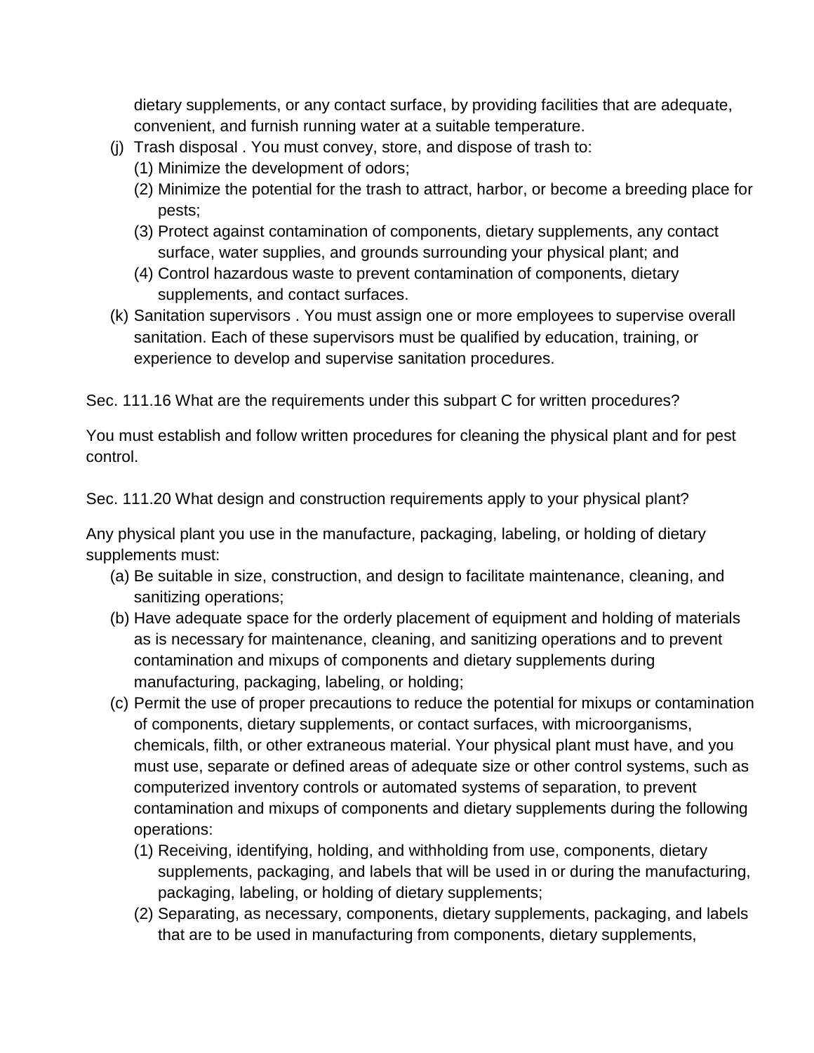dietary supplements, or any contact surface, by providing facilities that are adequate, convenient, and furnish running water at a suitable temperature.

(j) Trash disposal . You must convey, store, and dispose of trash to:
   (1) Minimize the development of odors;
   (2) Minimize the potential for the trash to attract, harbor, or become a breeding place for pests;
   (3) Protect against contamination of components, dietary supplements, any contact surface, water supplies, and grounds surrounding your physical plant; and
   (4) Control hazardous waste to prevent contamination of components, dietary supplements, and contact surfaces.

(k) Sanitation supervisors . You must assign one or more employees to supervise overall sanitation. Each of these supervisors must be qualified by education, training, or experience to develop and supervise sanitation procedures.

Sec. 111.16 What are the requirements under this subpart C for written procedures?

You must establish and follow written procedures for cleaning the physical plant and for pest control.

Sec. 111.20 What design and construction requirements apply to your physical plant?

Any physical plant you use in the manufacture, packaging, labeling, or holding of dietary supplements must:

(a) Be suitable in size, construction, and design to facilitate maintenance, cleaning, and sanitizing operations;

(b) Have adequate space for the orderly placement of equipment and holding of materials as is necessary for maintenance, cleaning, and sanitizing operations and to prevent contamination and mixups of components and dietary supplements during manufacturing, packaging, labeling, or holding;

(c) Permit the use of proper precautions to reduce the potential for mixups or contamination of components, dietary supplements, or contact surfaces, with microorganisms, chemicals, filth, or other extraneous material. Your physical plant must have, and you must use, separate or defined areas of adequate size or other control systems, such as computerized inventory controls or automated systems of separation, to prevent contamination and mixups of components and dietary supplements during the following operations:
   (1) Receiving, identifying, holding, and withholding from use, components, dietary supplements, packaging, and labels that will be used in or during the manufacturing, packaging, labeling, or holding of dietary supplements;
   (2) Separating, as necessary, components, dietary supplements, packaging, and labels that are to be used in manufacturing from components, dietary supplements,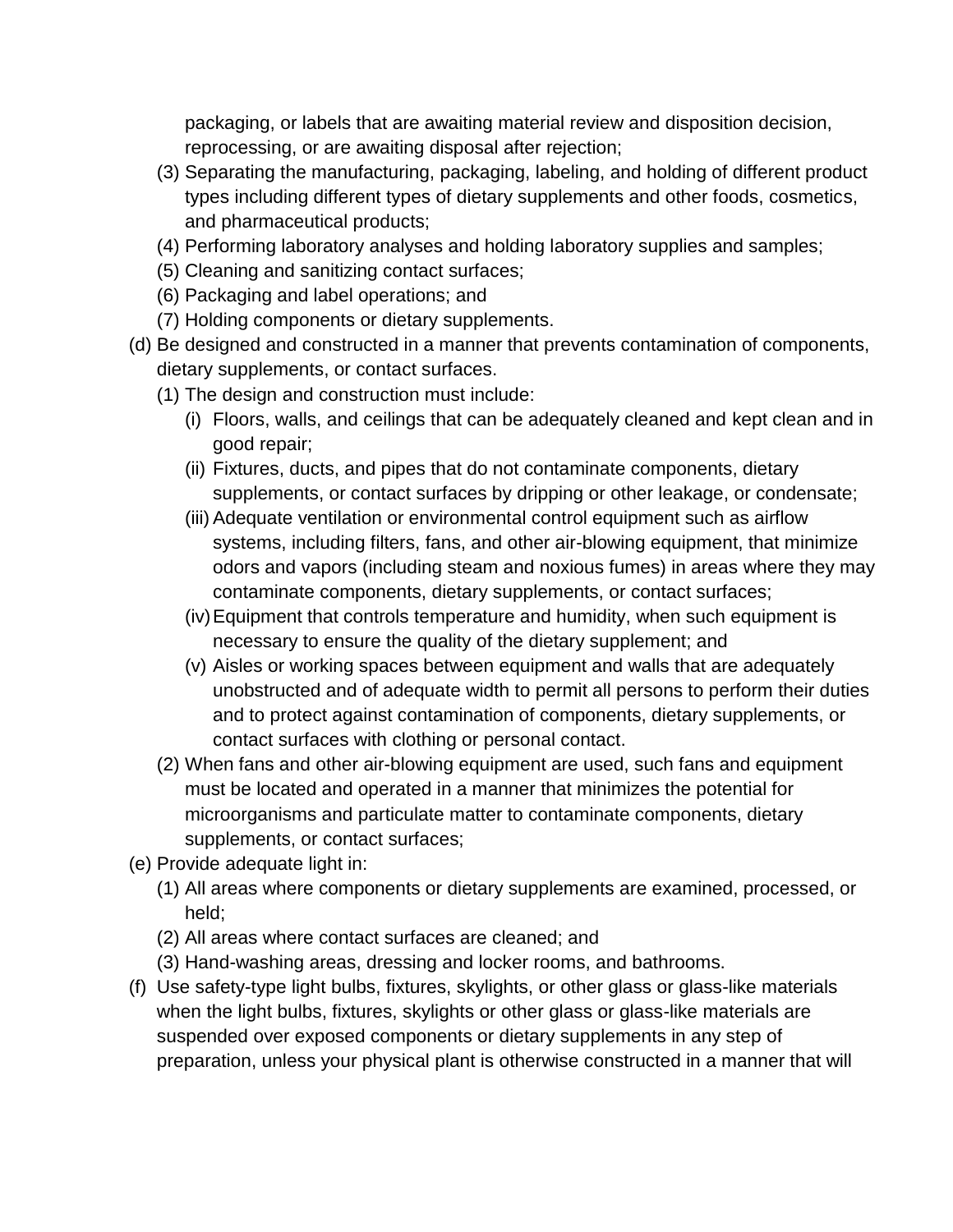packaging, or labels that are awaiting material review and disposition decision, reprocessing, or are awaiting disposal after rejection;

(3) Separating the manufacturing, packaging, labeling, and holding of different product types including different types of dietary supplements and other foods, cosmetics, and pharmaceutical products;

(4) Performing laboratory analyses and holding laboratory supplies and samples;

(5) Cleaning and sanitizing contact surfaces;

(6) Packaging and label operations; and

(7) Holding components or dietary supplements.

(d) Be designed and constructed in a manner that prevents contamination of components, dietary supplements, or contact surfaces.

(1) The design and construction must include:

(i) Floors, walls, and ceilings that can be adequately cleaned and kept clean and in good repair;

(ii) Fixtures, ducts, and pipes that do not contaminate components, dietary supplements, or contact surfaces by dripping or other leakage, or condensate;

(iii) Adequate ventilation or environmental control equipment such as airflow systems, including filters, fans, and other air-blowing equipment, that minimize odors and vapors (including steam and noxious fumes) in areas where they may contaminate components, dietary supplements, or contact surfaces;

(iv) Equipment that controls temperature and humidity, when such equipment is necessary to ensure the quality of the dietary supplement; and

(v) Aisles or working spaces between equipment and walls that are adequately unobstructed and of adequate width to permit all persons to perform their duties and to protect against contamination of components, dietary supplements, or contact surfaces with clothing or personal contact.

(2) When fans and other air-blowing equipment are used, such fans and equipment must be located and operated in a manner that minimizes the potential for microorganisms and particulate matter to contaminate components, dietary supplements, or contact surfaces;

(e) Provide adequate light in:

(1) All areas where components or dietary supplements are examined, processed, or held;

(2) All areas where contact surfaces are cleaned; and

(3) Hand-washing areas, dressing and locker rooms, and bathrooms.

(f) Use safety-type light bulbs, fixtures, skylights, or other glass or glass-like materials when the light bulbs, fixtures, skylights or other glass or glass-like materials are suspended over exposed components or dietary supplements in any step of preparation, unless your physical plant is otherwise constructed in a manner that will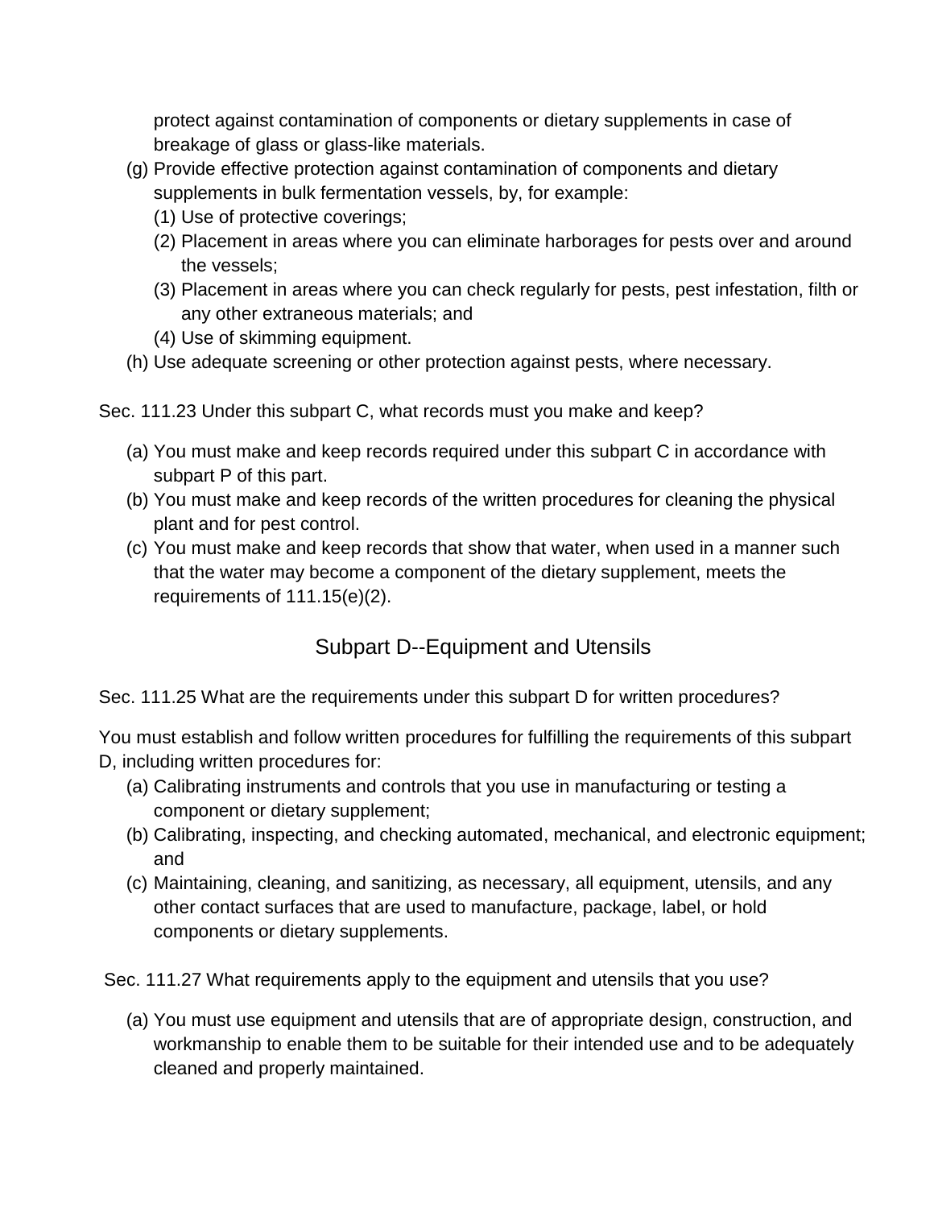protect against contamination of components or dietary supplements in case of breakage of glass or glass-like materials.

(g) Provide effective protection against contamination of components and dietary supplements in bulk fermentation vessels, by, for example:
   (1) Use of protective coverings;
   (2) Placement in areas where you can eliminate harborages for pests over and around the vessels;
   (3) Placement in areas where you can check regularly for pests, pest infestation, filth or any other extraneous materials; and
   (4) Use of skimming equipment.

(h) Use adequate screening or other protection against pests, where necessary.

Sec. 111.23 Under this subpart C, what records must you make and keep?

(a) You must make and keep records required under this subpart C in accordance with subpart P of this part.
(b) You must make and keep records of the written procedures for cleaning the physical plant and for pest control.
(c) You must make and keep records that show that water, when used in a manner such that the water may become a component of the dietary supplement, meets the requirements of 111.15(e)(2).

## Subpart D--Equipment and Utensils

Sec. 111.25 What are the requirements under this subpart D for written procedures?

You must establish and follow written procedures for fulfilling the requirements of this subpart D, including written procedures for:

(a) Calibrating instruments and controls that you use in manufacturing or testing a component or dietary supplement;
(b) Calibrating, inspecting, and checking automated, mechanical, and electronic equipment; and
(c) Maintaining, cleaning, and sanitizing, as necessary, all equipment, utensils, and any other contact surfaces that are used to manufacture, package, label, or hold components or dietary supplements.

Sec. 111.27 What requirements apply to the equipment and utensils that you use?

(a) You must use equipment and utensils that are of appropriate design, construction, and workmanship to enable them to be suitable for their intended use and to be adequately cleaned and properly maintained.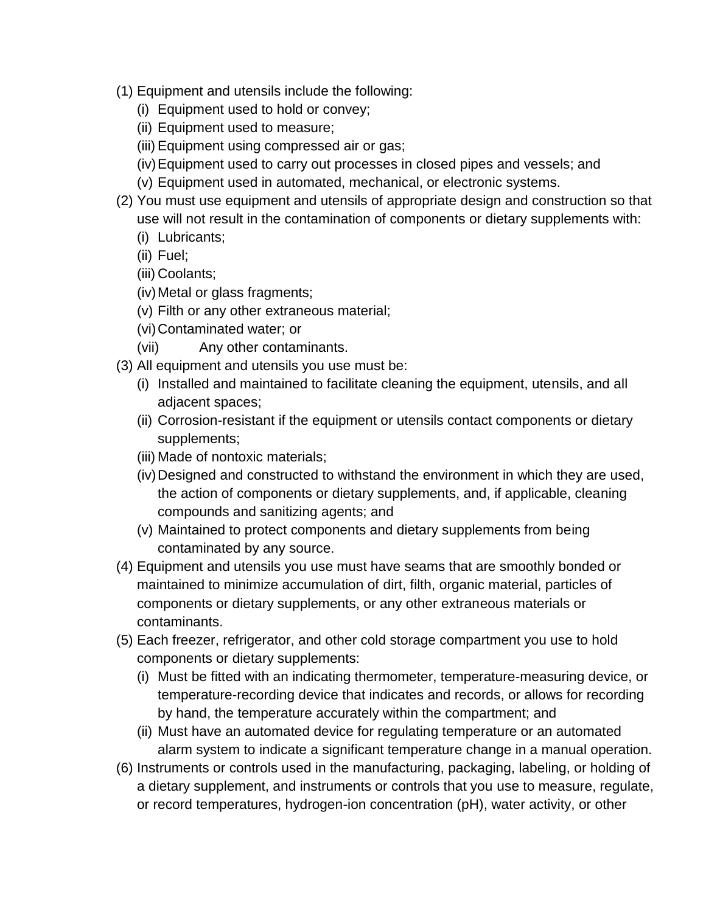(1) Equipment and utensils include the following:
   - (i) Equipment used to hold or convey;
   - (ii) Equipment used to measure;
   - (iii) Equipment using compressed air or gas;
   - (iv) Equipment used to carry out processes in closed pipes and vessels; and
   - (v) Equipment used in automated, mechanical, or electronic systems.

(2) You must use equipment and utensils of appropriate design and construction so that use will not result in the contamination of components or dietary supplements with:
   - (i) Lubricants;
   - (ii) Fuel;
   - (iii) Coolants;
   - (iv) Metal or glass fragments;
   - (v) Filth or any other extraneous material;
   - (vi) Contaminated water; or
   - (vii) Any other contaminants.

(3) All equipment and utensils you use must be:
   - (i) Installed and maintained to facilitate cleaning the equipment, utensils, and all adjacent spaces;
   - (ii) Corrosion-resistant if the equipment or utensils contact components or dietary supplements;
   - (iii) Made of nontoxic materials;
   - (iv) Designed and constructed to withstand the environment in which they are used, the action of components or dietary supplements, and, if applicable, cleaning compounds and sanitizing agents; and
   - (v) Maintained to protect components and dietary supplements from being contaminated by any source.

(4) Equipment and utensils you use must have seams that are smoothly bonded or maintained to minimize accumulation of dirt, filth, organic material, particles of components or dietary supplements, or any other extraneous materials or contaminants.

(5) Each freezer, refrigerator, and other cold storage compartment you use to hold components or dietary supplements:
   - (i) Must be fitted with an indicating thermometer, temperature-measuring device, or temperature-recording device that indicates and records, or allows for recording by hand, the temperature accurately within the compartment; and
   - (ii) Must have an automated device for regulating temperature or an automated alarm system to indicate a significant temperature change in a manual operation.

(6) Instruments or controls used in the manufacturing, packaging, labeling, or holding of a dietary supplement, and instruments or controls that you use to measure, regulate, or record temperatures, hydrogen-ion concentration (pH), water activity, or other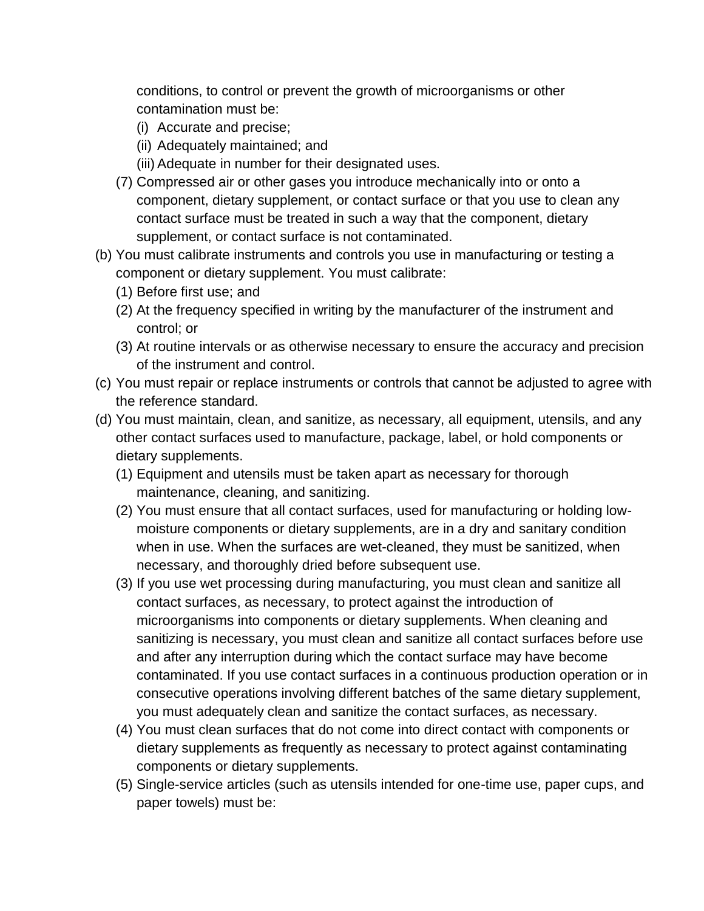conditions, to control or prevent the growth of microorganisms or other contamination must be:

  (i) Accurate and precise;

  (ii) Adequately maintained; and

  (iii) Adequate in number for their designated uses.

(7) Compressed air or other gases you introduce mechanically into or onto a component, dietary supplement, or contact surface or that you use to clean any contact surface must be treated in such a way that the component, dietary supplement, or contact surface is not contaminated.

(b) You must calibrate instruments and controls you use in manufacturing or testing a component or dietary supplement. You must calibrate:

  (1) Before first use; and

  (2) At the frequency specified in writing by the manufacturer of the instrument and control; or

  (3) At routine intervals or as otherwise necessary to ensure the accuracy and precision of the instrument and control.

(c) You must repair or replace instruments or controls that cannot be adjusted to agree with the reference standard.

(d) You must maintain, clean, and sanitize, as necessary, all equipment, utensils, and any other contact surfaces used to manufacture, package, label, or hold components or dietary supplements.

  (1) Equipment and utensils must be taken apart as necessary for thorough maintenance, cleaning, and sanitizing.

  (2) You must ensure that all contact surfaces, used for manufacturing or holding low-moisture components or dietary supplements, are in a dry and sanitary condition when in use. When the surfaces are wet-cleaned, they must be sanitized, when necessary, and thoroughly dried before subsequent use.

  (3) If you use wet processing during manufacturing, you must clean and sanitize all contact surfaces, as necessary, to protect against the introduction of microorganisms into components or dietary supplements. When cleaning and sanitizing is necessary, you must clean and sanitize all contact surfaces before use and after any interruption during which the contact surface may have become contaminated. If you use contact surfaces in a continuous production operation or in consecutive operations involving different batches of the same dietary supplement, you must adequately clean and sanitize the contact surfaces, as necessary.

  (4) You must clean surfaces that do not come into direct contact with components or dietary supplements as frequently as necessary to protect against contaminating components or dietary supplements.

  (5) Single-service articles (such as utensils intended for one-time use, paper cups, and paper towels) must be: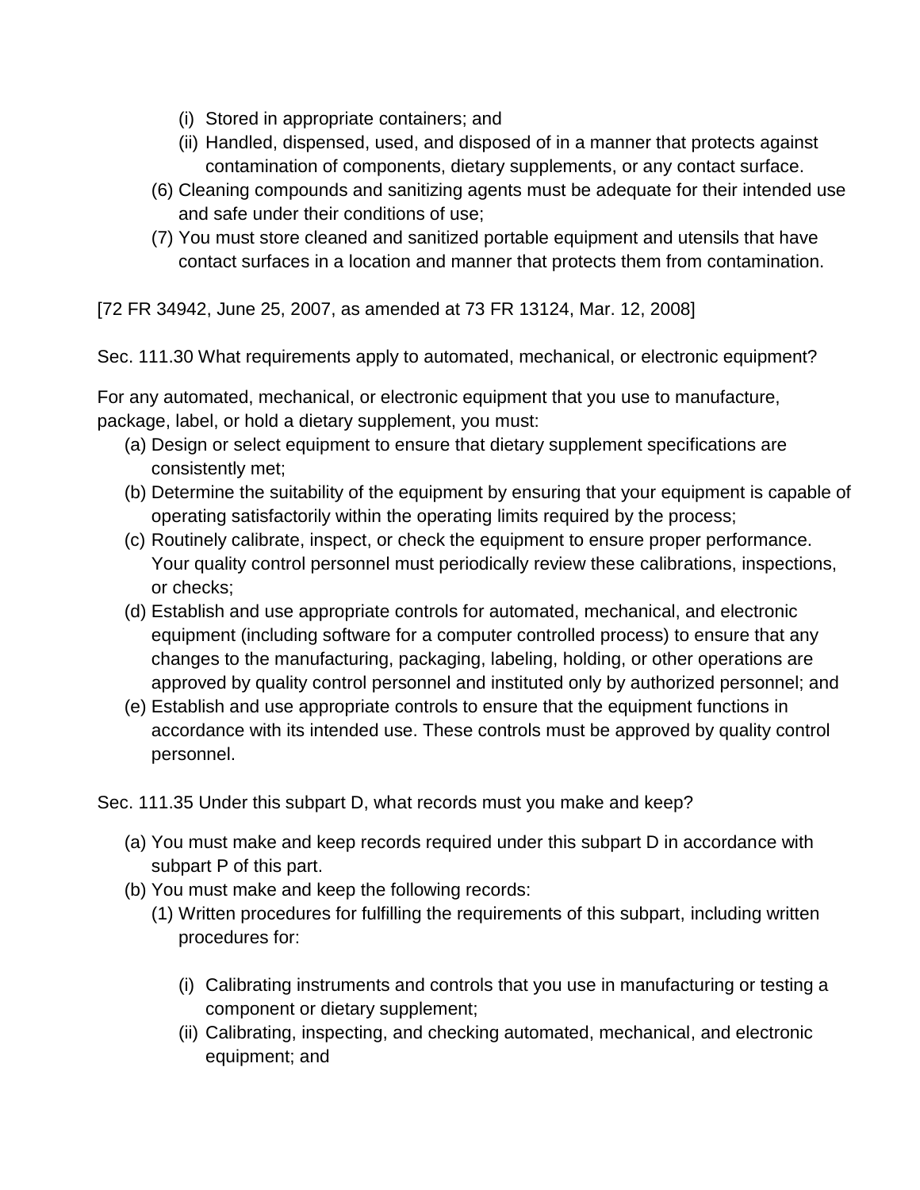- (i) Stored in appropriate containers; and
    - (ii) Handled, dispensed, used, and disposed of in a manner that protects against contamination of components, dietary supplements, or any contact surface.
  - (6) Cleaning compounds and sanitizing agents must be adequate for their intended use and safe under their conditions of use;
  - (7) You must store cleaned and sanitized portable equipment and utensils that have contact surfaces in a location and manner that protects them from contamination.

[72 FR 34942, June 25, 2007, as amended at 73 FR 13124, Mar. 12, 2008]

Sec. 111.30 What requirements apply to automated, mechanical, or electronic equipment?

For any automated, mechanical, or electronic equipment that you use to manufacture, package, label, or hold a dietary supplement, you must:

- (a) Design or select equipment to ensure that dietary supplement specifications are consistently met;
- (b) Determine the suitability of the equipment by ensuring that your equipment is capable of operating satisfactorily within the operating limits required by the process;
- (c) Routinely calibrate, inspect, or check the equipment to ensure proper performance. Your quality control personnel must periodically review these calibrations, inspections, or checks;
- (d) Establish and use appropriate controls for automated, mechanical, and electronic equipment (including software for a computer controlled process) to ensure that any changes to the manufacturing, packaging, labeling, holding, or other operations are approved by quality control personnel and instituted only by authorized personnel; and
- (e) Establish and use appropriate controls to ensure that the equipment functions in accordance with its intended use. These controls must be approved by quality control personnel.

Sec. 111.35 Under this subpart D, what records must you make and keep?

- (a) You must make and keep records required under this subpart D in accordance with subpart P of this part.
- (b) You must make and keep the following records:
  - (1) Written procedures for fulfilling the requirements of this subpart, including written procedures for:
    - (i) Calibrating instruments and controls that you use in manufacturing or testing a component or dietary supplement;
    - (ii) Calibrating, inspecting, and checking automated, mechanical, and electronic equipment; and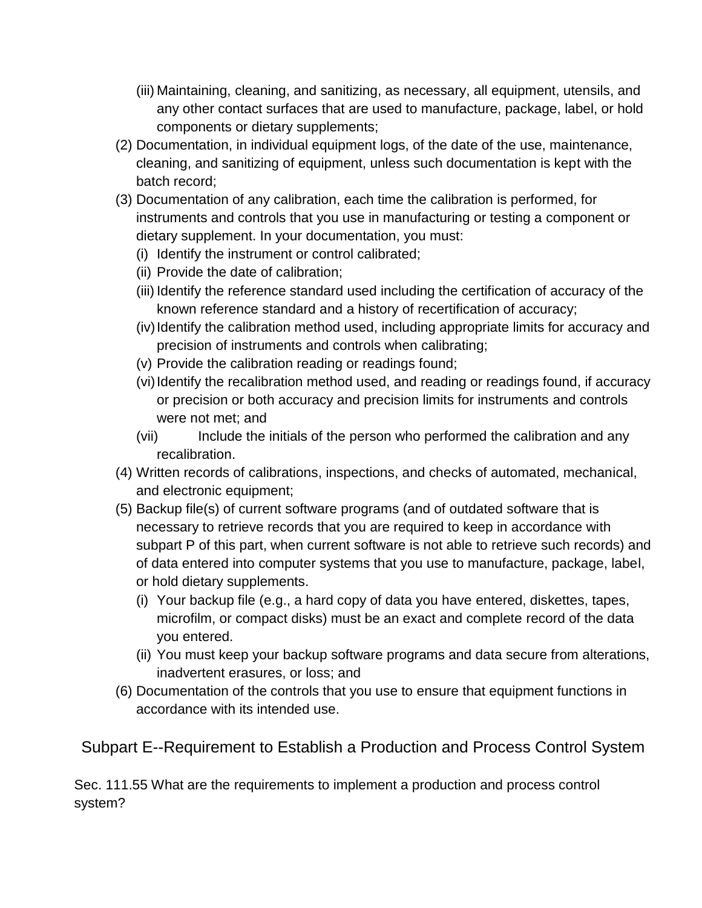- (iii) Maintaining, cleaning, and sanitizing, as necessary, all equipment, utensils, and any other contact surfaces that are used to manufacture, package, label, or hold components or dietary supplements;

(2) Documentation, in individual equipment logs, of the date of the use, maintenance, cleaning, and sanitizing of equipment, unless such documentation is kept with the batch record;

(3) Documentation of any calibration, each time the calibration is performed, for instruments and controls that you use in manufacturing or testing a component or dietary supplement. In your documentation, you must:

- (i) Identify the instrument or control calibrated;
- (ii) Provide the date of calibration;
- (iii) Identify the reference standard used including the certification of accuracy of the known reference standard and a history of recertification of accuracy;
- (iv) Identify the calibration method used, including appropriate limits for accuracy and precision of instruments and controls when calibrating;
- (v) Provide the calibration reading or readings found;
- (vi) Identify the recalibration method used, and reading or readings found, if accuracy or precision or both accuracy and precision limits for instruments and controls were not met; and
- (vii) Include the initials of the person who performed the calibration and any recalibration.

(4) Written records of calibrations, inspections, and checks of automated, mechanical, and electronic equipment;

(5) Backup file(s) of current software programs (and of outdated software that is necessary to retrieve records that you are required to keep in accordance with subpart P of this part, when current software is not able to retrieve such records) and of data entered into computer systems that you use to manufacture, package, label, or hold dietary supplements.

- (i) Your backup file (e.g., a hard copy of data you have entered, diskettes, tapes, microfilm, or compact disks) must be an exact and complete record of the data you entered.
- (ii) You must keep your backup software programs and data secure from alterations, inadvertent erasures, or loss; and

(6) Documentation of the controls that you use to ensure that equipment functions in accordance with its intended use.

## Subpart E--Requirement to Establish a Production and Process Control System

Sec. 111.55 What are the requirements to implement a production and process control system?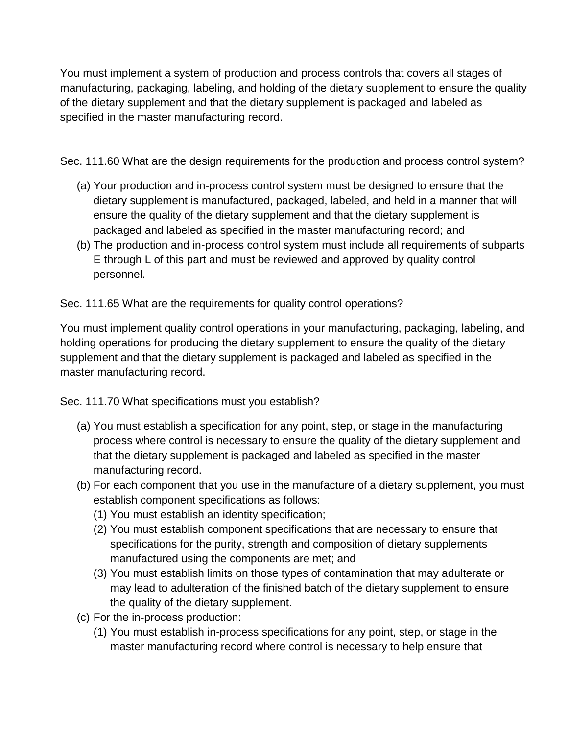You must implement a system of production and process controls that covers all stages of manufacturing, packaging, labeling, and holding of the dietary supplement to ensure the quality of the dietary supplement and that the dietary supplement is packaged and labeled as specified in the master manufacturing record.

Sec. 111.60 What are the design requirements for the production and process control system?

(a) Your production and in-process control system must be designed to ensure that the dietary supplement is manufactured, packaged, labeled, and held in a manner that will ensure the quality of the dietary supplement and that the dietary supplement is packaged and labeled as specified in the master manufacturing record; and
(b) The production and in-process control system must include all requirements of subparts E through L of this part and must be reviewed and approved by quality control personnel.

Sec. 111.65 What are the requirements for quality control operations?

You must implement quality control operations in your manufacturing, packaging, labeling, and holding operations for producing the dietary supplement to ensure the quality of the dietary supplement and that the dietary supplement is packaged and labeled as specified in the master manufacturing record.

Sec. 111.70 What specifications must you establish?

(a) You must establish a specification for any point, step, or stage in the manufacturing process where control is necessary to ensure the quality of the dietary supplement and that the dietary supplement is packaged and labeled as specified in the master manufacturing record.
(b) For each component that you use in the manufacture of a dietary supplement, you must establish component specifications as follows:
    (1) You must establish an identity specification;
    (2) You must establish component specifications that are necessary to ensure that specifications for the purity, strength and composition of dietary supplements manufactured using the components are met; and
    (3) You must establish limits on those types of contamination that may adulterate or may lead to adulteration of the finished batch of the dietary supplement to ensure the quality of the dietary supplement.
(c) For the in-process production:
    (1) You must establish in-process specifications for any point, step, or stage in the master manufacturing record where control is necessary to help ensure that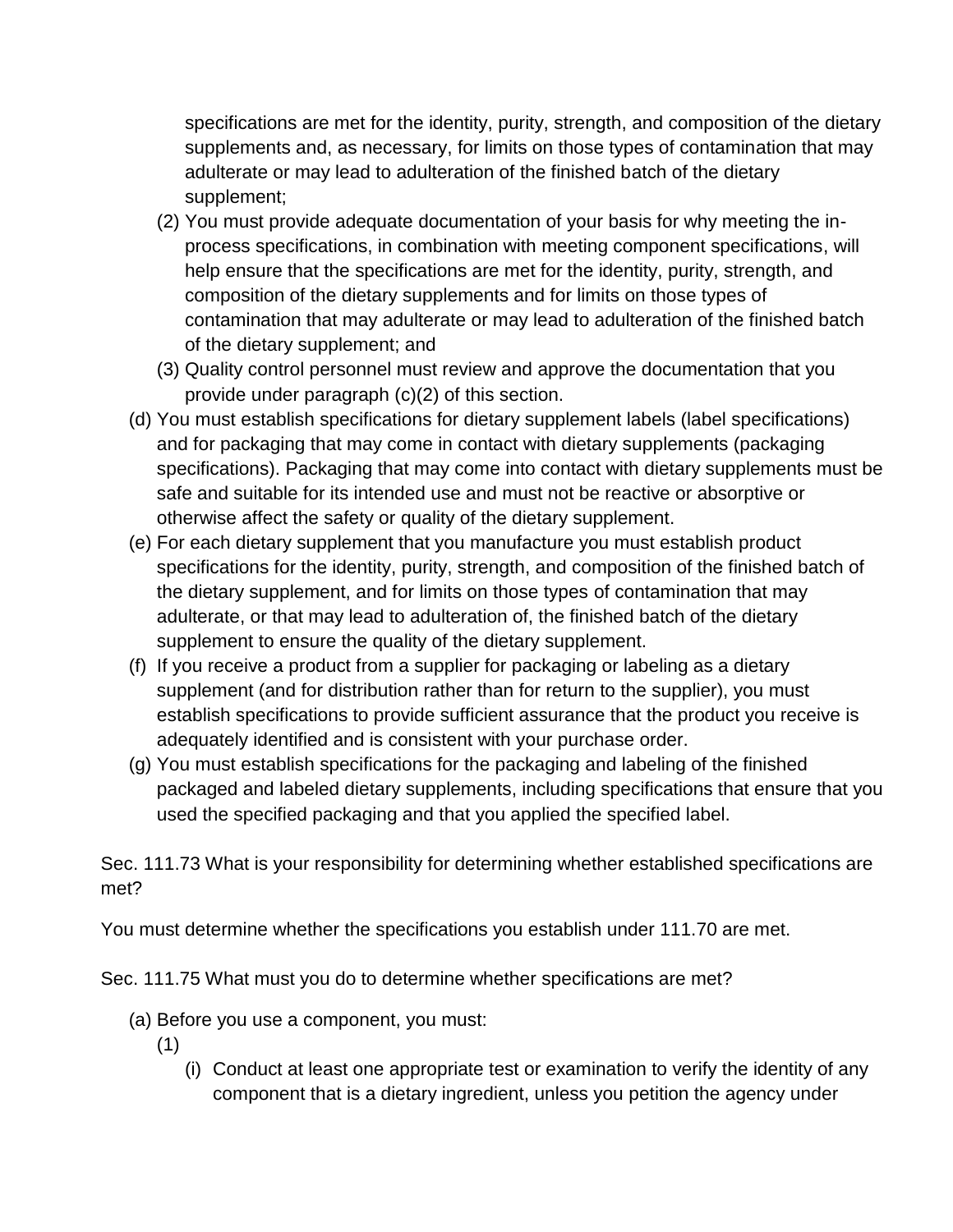specifications are met for the identity, purity, strength, and composition of the dietary supplements and, as necessary, for limits on those types of contamination that may adulterate or may lead to adulteration of the finished batch of the dietary supplement;

(2) You must provide adequate documentation of your basis for why meeting the in-process specifications, in combination with meeting component specifications, will help ensure that the specifications are met for the identity, purity, strength, and composition of the dietary supplements and for limits on those types of contamination that may adulterate or may lead to adulteration of the finished batch of the dietary supplement; and

(3) Quality control personnel must review and approve the documentation that you provide under paragraph (c)(2) of this section.

(d) You must establish specifications for dietary supplement labels (label specifications) and for packaging that may come in contact with dietary supplements (packaging specifications). Packaging that may come into contact with dietary supplements must be safe and suitable for its intended use and must not be reactive or absorptive or otherwise affect the safety or quality of the dietary supplement.

(e) For each dietary supplement that you manufacture you must establish product specifications for the identity, purity, strength, and composition of the finished batch of the dietary supplement, and for limits on those types of contamination that may adulterate, or that may lead to adulteration of, the finished batch of the dietary supplement to ensure the quality of the dietary supplement.

(f) If you receive a product from a supplier for packaging or labeling as a dietary supplement (and for distribution rather than for return to the supplier), you must establish specifications to provide sufficient assurance that the product you receive is adequately identified and is consistent with your purchase order.

(g) You must establish specifications for the packaging and labeling of the finished packaged and labeled dietary supplements, including specifications that ensure that you used the specified packaging and that you applied the specified label.

Sec. 111.73 What is your responsibility for determining whether established specifications are met?

You must determine whether the specifications you establish under 111.70 are met.

Sec. 111.75 What must you do to determine whether specifications are met?

(a) Before you use a component, you must:

(1)

(i) Conduct at least one appropriate test or examination to verify the identity of any component that is a dietary ingredient, unless you petition the agency under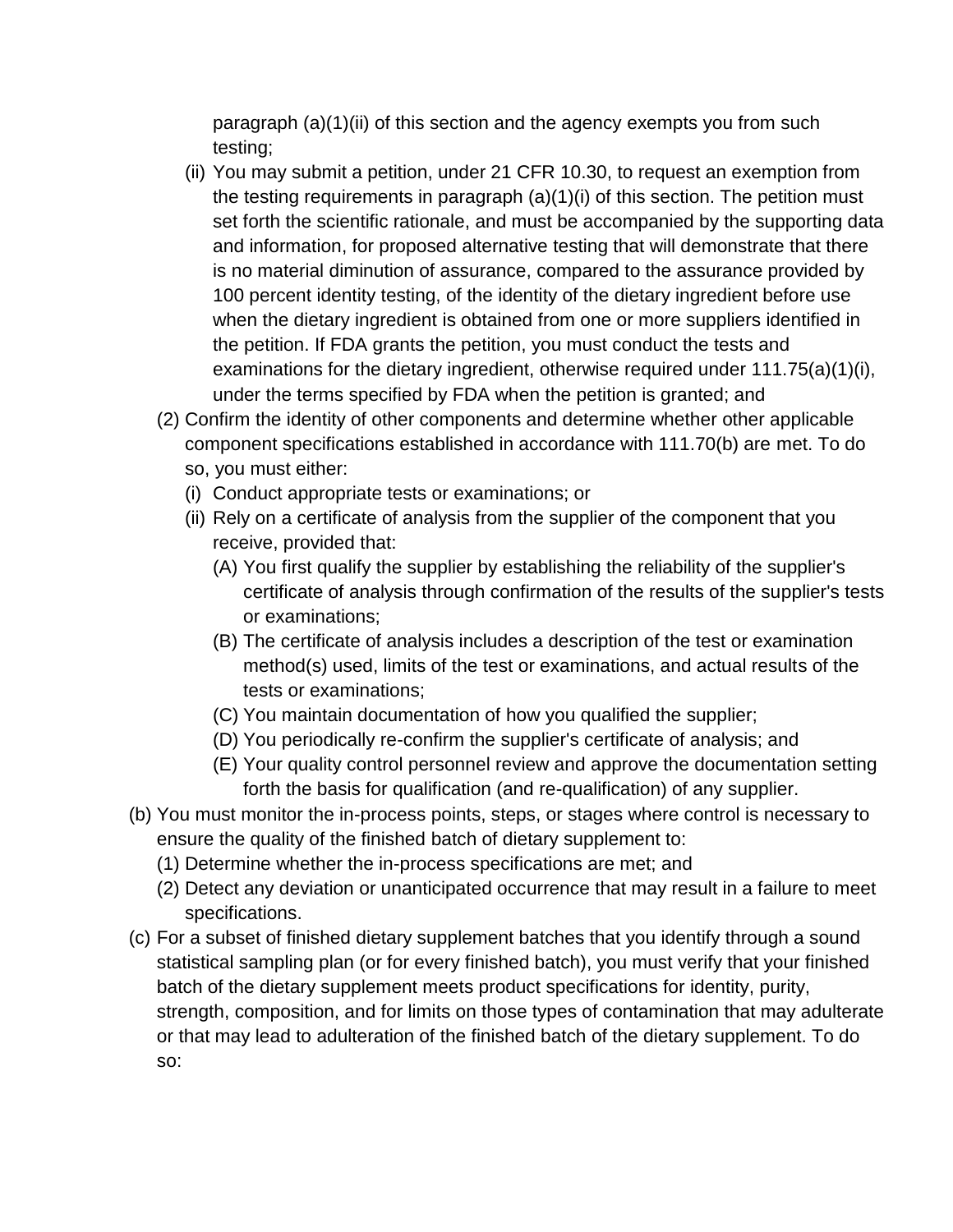paragraph (a)(1)(ii) of this section and the agency exempts you from such testing;

- (ii) You may submit a petition, under 21 CFR 10.30, to request an exemption from the testing requirements in paragraph (a)(1)(i) of this section. The petition must set forth the scientific rationale, and must be accompanied by the supporting data and information, for proposed alternative testing that will demonstrate that there is no material diminution of assurance, compared to the assurance provided by 100 percent identity testing, of the identity of the dietary ingredient before use when the dietary ingredient is obtained from one or more suppliers identified in the petition. If FDA grants the petition, you must conduct the tests and examinations for the dietary ingredient, otherwise required under 111.75(a)(1)(i), under the terms specified by FDA when the petition is granted; and

- (2) Confirm the identity of other components and determine whether other applicable component specifications established in accordance with 111.70(b) are met. To do so, you must either:
  - (i) Conduct appropriate tests or examinations; or
  - (ii) Rely on a certificate of analysis from the supplier of the component that you receive, provided that:
    - (A) You first qualify the supplier by establishing the reliability of the supplier's certificate of analysis through confirmation of the results of the supplier's tests or examinations;
    - (B) The certificate of analysis includes a description of the test or examination method(s) used, limits of the test or examinations, and actual results of the tests or examinations;
    - (C) You maintain documentation of how you qualified the supplier;
    - (D) You periodically re-confirm the supplier's certificate of analysis; and
    - (E) Your quality control personnel review and approve the documentation setting forth the basis for qualification (and re-qualification) of any supplier.

(b) You must monitor the in-process points, steps, or stages where control is necessary to ensure the quality of the finished batch of dietary supplement to:

- (1) Determine whether the in-process specifications are met; and
- (2) Detect any deviation or unanticipated occurrence that may result in a failure to meet specifications.

(c) For a subset of finished dietary supplement batches that you identify through a sound statistical sampling plan (or for every finished batch), you must verify that your finished batch of the dietary supplement meets product specifications for identity, purity, strength, composition, and for limits on those types of contamination that may adulterate or that may lead to adulteration of the finished batch of the dietary supplement. To do so: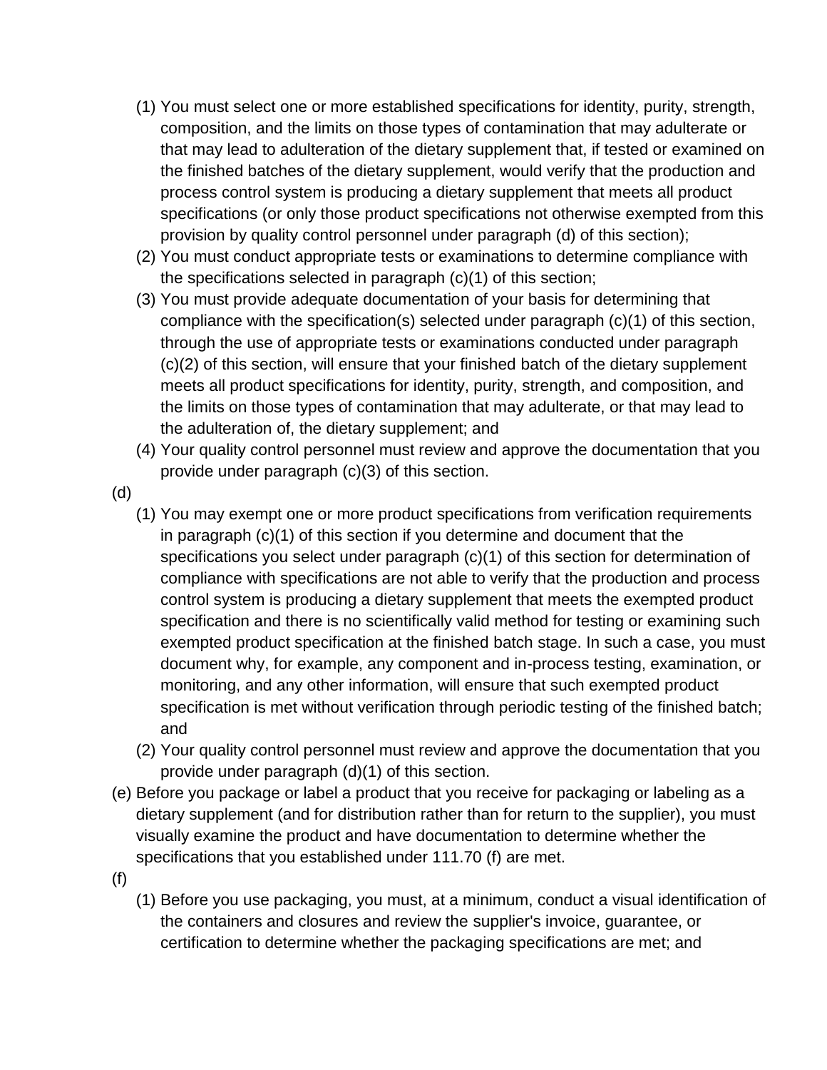(1) You must select one or more established specifications for identity, purity, strength, composition, and the limits on those types of contamination that may adulterate or that may lead to adulteration of the dietary supplement that, if tested or examined on the finished batches of the dietary supplement, would verify that the production and process control system is producing a dietary supplement that meets all product specifications (or only those product specifications not otherwise exempted from this provision by quality control personnel under paragraph (d) of this section);

(2) You must conduct appropriate tests or examinations to determine compliance with the specifications selected in paragraph (c)(1) of this section;

(3) You must provide adequate documentation of your basis for determining that compliance with the specification(s) selected under paragraph (c)(1) of this section, through the use of appropriate tests or examinations conducted under paragraph (c)(2) of this section, will ensure that your finished batch of the dietary supplement meets all product specifications for identity, purity, strength, and composition, and the limits on those types of contamination that may adulterate, or that may lead to the adulteration of, the dietary supplement; and

(4) Your quality control personnel must review and approve the documentation that you provide under paragraph (c)(3) of this section.

(d)

(1) You may exempt one or more product specifications from verification requirements in paragraph (c)(1) of this section if you determine and document that the specifications you select under paragraph (c)(1) of this section for determination of compliance with specifications are not able to verify that the production and process control system is producing a dietary supplement that meets the exempted product specification and there is no scientifically valid method for testing or examining such exempted product specification at the finished batch stage. In such a case, you must document why, for example, any component and in-process testing, examination, or monitoring, and any other information, will ensure that such exempted product specification is met without verification through periodic testing of the finished batch; and

(2) Your quality control personnel must review and approve the documentation that you provide under paragraph (d)(1) of this section.

(e) Before you package or label a product that you receive for packaging or labeling as a dietary supplement (and for distribution rather than for return to the supplier), you must visually examine the product and have documentation to determine whether the specifications that you established under 111.70 (f) are met.

(f)

(1) Before you use packaging, you must, at a minimum, conduct a visual identification of the containers and closures and review the supplier's invoice, guarantee, or certification to determine whether the packaging specifications are met; and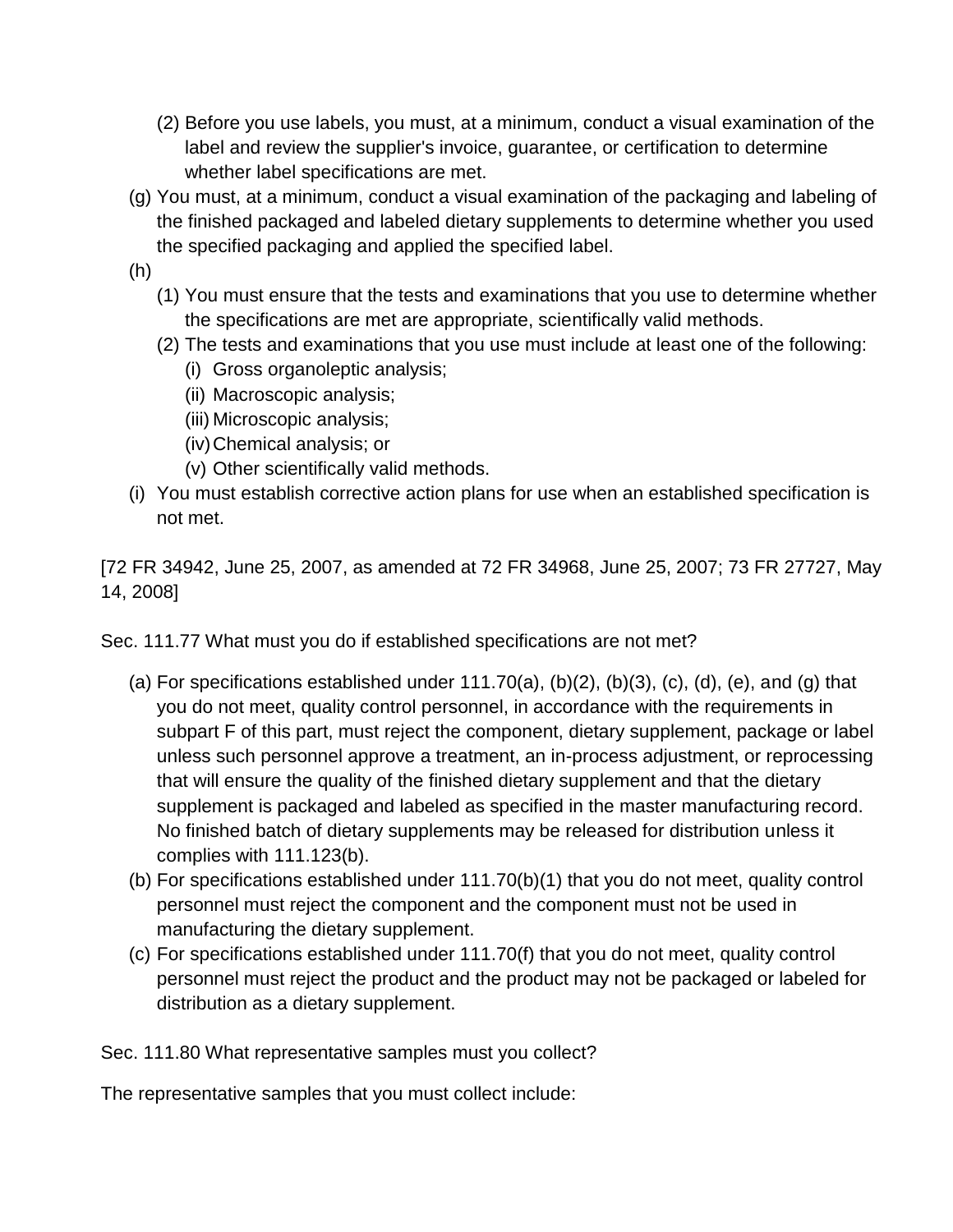(2) Before you use labels, you must, at a minimum, conduct a visual examination of the label and review the supplier's invoice, guarantee, or certification to determine whether label specifications are met.

(g) You must, at a minimum, conduct a visual examination of the packaging and labeling of the finished packaged and labeled dietary supplements to determine whether you used the specified packaging and applied the specified label.

(h)

(1) You must ensure that the tests and examinations that you use to determine whether the specifications are met are appropriate, scientifically valid methods.

(2) The tests and examinations that you use must include at least one of the following:

(i) Gross organoleptic analysis;

(ii) Macroscopic analysis;

(iii) Microscopic analysis;

(iv) Chemical analysis; or

(v) Other scientifically valid methods.

(i) You must establish corrective action plans for use when an established specification is not met.

[72 FR 34942, June 25, 2007, as amended at 72 FR 34968, June 25, 2007; 73 FR 27727, May 14, 2008]

Sec. 111.77 What must you do if established specifications are not met?

(a) For specifications established under 111.70(a), (b)(2), (b)(3), (c), (d), (e), and (g) that you do not meet, quality control personnel, in accordance with the requirements in subpart F of this part, must reject the component, dietary supplement, package or label unless such personnel approve a treatment, an in-process adjustment, or reprocessing that will ensure the quality of the finished dietary supplement and that the dietary supplement is packaged and labeled as specified in the master manufacturing record. No finished batch of dietary supplements may be released for distribution unless it complies with 111.123(b).

(b) For specifications established under 111.70(b)(1) that you do not meet, quality control personnel must reject the component and the component must not be used in manufacturing the dietary supplement.

(c) For specifications established under 111.70(f) that you do not meet, quality control personnel must reject the product and the product may not be packaged or labeled for distribution as a dietary supplement.

Sec. 111.80 What representative samples must you collect?

The representative samples that you must collect include: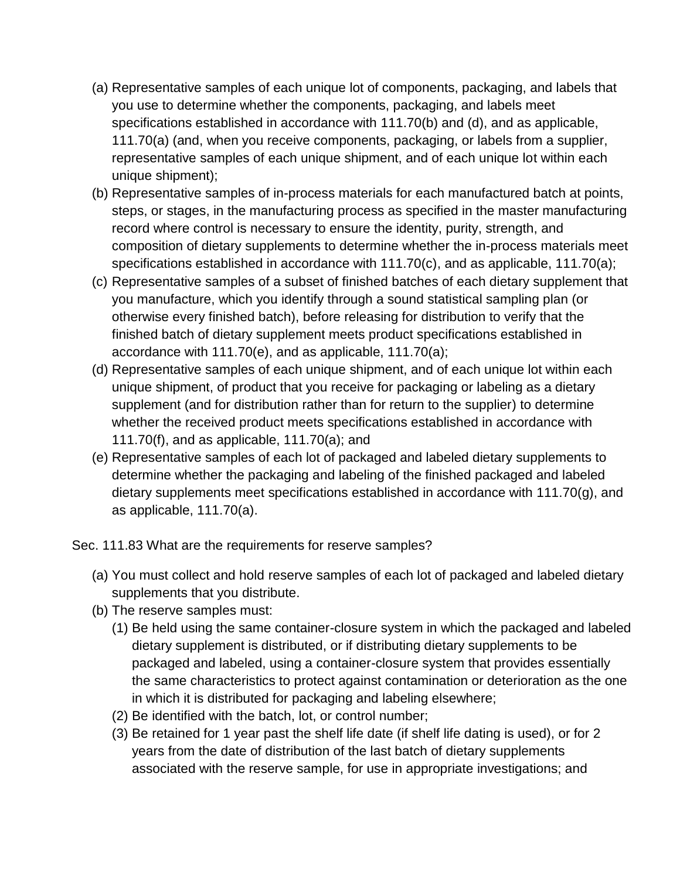(a) Representative samples of each unique lot of components, packaging, and labels that you use to determine whether the components, packaging, and labels meet specifications established in accordance with 111.70(b) and (d), and as applicable, 111.70(a) (and, when you receive components, packaging, or labels from a supplier, representative samples of each unique shipment, and of each unique lot within each unique shipment);

(b) Representative samples of in-process materials for each manufactured batch at points, steps, or stages, in the manufacturing process as specified in the master manufacturing record where control is necessary to ensure the identity, purity, strength, and composition of dietary supplements to determine whether the in-process materials meet specifications established in accordance with 111.70(c), and as applicable, 111.70(a);

(c) Representative samples of a subset of finished batches of each dietary supplement that you manufacture, which you identify through a sound statistical sampling plan (or otherwise every finished batch), before releasing for distribution to verify that the finished batch of dietary supplement meets product specifications established in accordance with 111.70(e), and as applicable, 111.70(a);

(d) Representative samples of each unique shipment, and of each unique lot within each unique shipment, of product that you receive for packaging or labeling as a dietary supplement (and for distribution rather than for return to the supplier) to determine whether the received product meets specifications established in accordance with 111.70(f), and as applicable, 111.70(a); and

(e) Representative samples of each lot of packaged and labeled dietary supplements to determine whether the packaging and labeling of the finished packaged and labeled dietary supplements meet specifications established in accordance with 111.70(g), and as applicable, 111.70(a).

Sec. 111.83 What are the requirements for reserve samples?

(a) You must collect and hold reserve samples of each lot of packaged and labeled dietary supplements that you distribute.

(b) The reserve samples must:

   (1) Be held using the same container-closure system in which the packaged and labeled dietary supplement is distributed, or if distributing dietary supplements to be packaged and labeled, using a container-closure system that provides essentially the same characteristics to protect against contamination or deterioration as the one in which it is distributed for packaging and labeling elsewhere;

   (2) Be identified with the batch, lot, or control number;

   (3) Be retained for 1 year past the shelf life date (if shelf life dating is used), or for 2 years from the date of distribution of the last batch of dietary supplements associated with the reserve sample, for use in appropriate investigations; and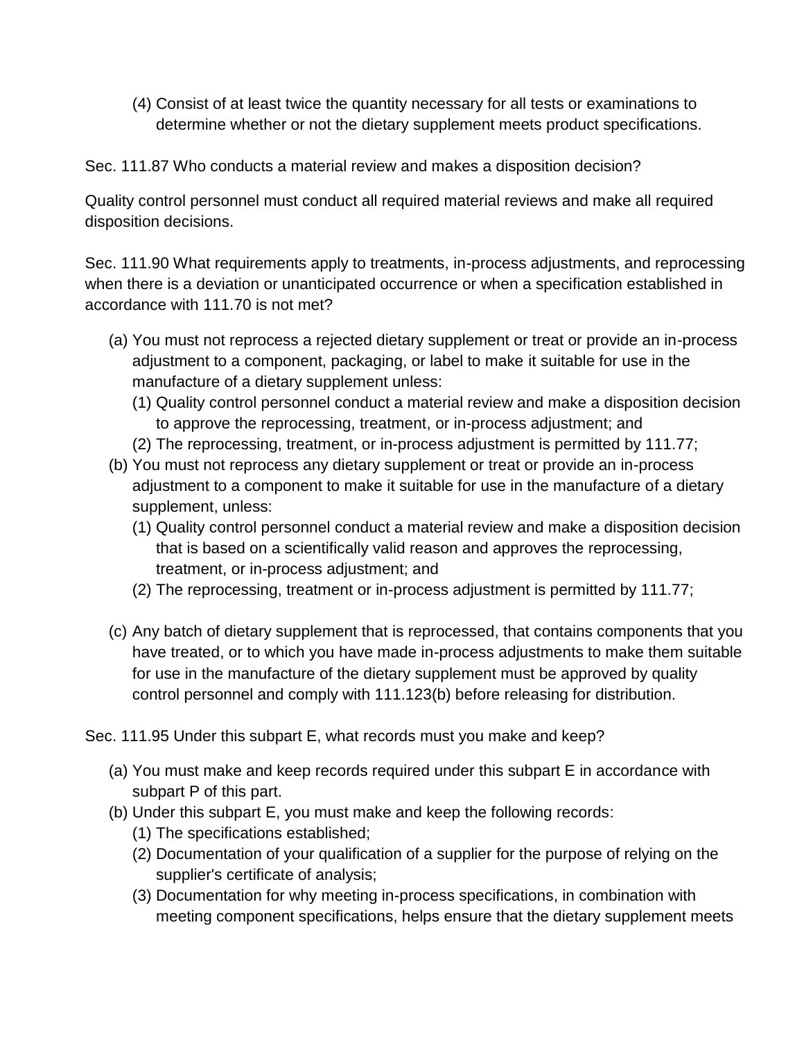(4) Consist of at least twice the quantity necessary for all tests or examinations to determine whether or not the dietary supplement meets product specifications.

Sec. 111.87 Who conducts a material review and makes a disposition decision?

Quality control personnel must conduct all required material reviews and make all required disposition decisions.

Sec. 111.90 What requirements apply to treatments, in-process adjustments, and reprocessing when there is a deviation or unanticipated occurrence or when a specification established in accordance with 111.70 is not met?

(a) You must not reprocess a rejected dietary supplement or treat or provide an in-process adjustment to a component, packaging, or label to make it suitable for use in the manufacture of a dietary supplement unless:
   (1) Quality control personnel conduct a material review and make a disposition decision to approve the reprocessing, treatment, or in-process adjustment; and
   (2) The reprocessing, treatment, or in-process adjustment is permitted by 111.77;
(b) You must not reprocess any dietary supplement or treat or provide an in-process adjustment to a component to make it suitable for use in the manufacture of a dietary supplement, unless:
   (1) Quality control personnel conduct a material review and make a disposition decision that is based on a scientifically valid reason and approves the reprocessing, treatment, or in-process adjustment; and
   (2) The reprocessing, treatment or in-process adjustment is permitted by 111.77;
(c) Any batch of dietary supplement that is reprocessed, that contains components that you have treated, or to which you have made in-process adjustments to make them suitable for use in the manufacture of the dietary supplement must be approved by quality control personnel and comply with 111.123(b) before releasing for distribution.

Sec. 111.95 Under this subpart E, what records must you make and keep?

(a) You must make and keep records required under this subpart E in accordance with subpart P of this part.
(b) Under this subpart E, you must make and keep the following records:
   (1) The specifications established;
   (2) Documentation of your qualification of a supplier for the purpose of relying on the supplier's certificate of analysis;
   (3) Documentation for why meeting in-process specifications, in combination with meeting component specifications, helps ensure that the dietary supplement meets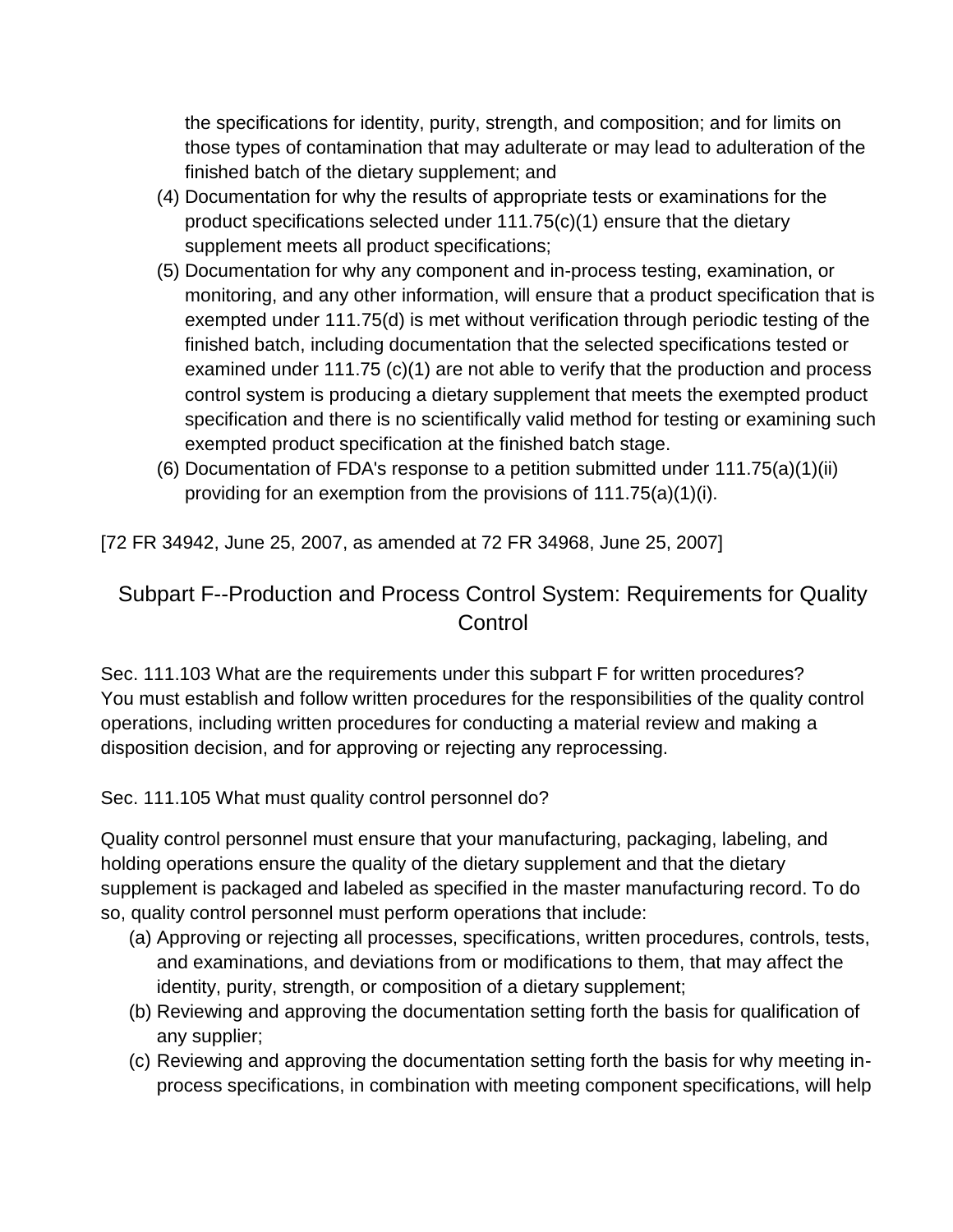the specifications for identity, purity, strength, and composition; and for limits on those types of contamination that may adulterate or may lead to adulteration of the finished batch of the dietary supplement; and

(4) Documentation for why the results of appropriate tests or examinations for the product specifications selected under 111.75(c)(1) ensure that the dietary supplement meets all product specifications;

(5) Documentation for why any component and in-process testing, examination, or monitoring, and any other information, will ensure that a product specification that is exempted under 111.75(d) is met without verification through periodic testing of the finished batch, including documentation that the selected specifications tested or examined under 111.75 (c)(1) are not able to verify that the production and process control system is producing a dietary supplement that meets the exempted product specification and there is no scientifically valid method for testing or examining such exempted product specification at the finished batch stage.

(6) Documentation of FDA's response to a petition submitted under 111.75(a)(1)(ii) providing for an exemption from the provisions of 111.75(a)(1)(i).

[72 FR 34942, June 25, 2007, as amended at 72 FR 34968, June 25, 2007]

## Subpart F--Production and Process Control System: Requirements for Quality Control

Sec. 111.103 What are the requirements under this subpart F for written procedures?
You must establish and follow written procedures for the responsibilities of the quality control operations, including written procedures for conducting a material review and making a disposition decision, and for approving or rejecting any reprocessing.

Sec. 111.105 What must quality control personnel do?

Quality control personnel must ensure that your manufacturing, packaging, labeling, and holding operations ensure the quality of the dietary supplement and that the dietary supplement is packaged and labeled as specified in the master manufacturing record. To do so, quality control personnel must perform operations that include:

(a) Approving or rejecting all processes, specifications, written procedures, controls, tests, and examinations, and deviations from or modifications to them, that may affect the identity, purity, strength, or composition of a dietary supplement;

(b) Reviewing and approving the documentation setting forth the basis for qualification of any supplier;

(c) Reviewing and approving the documentation setting forth the basis for why meeting in-process specifications, in combination with meeting component specifications, will help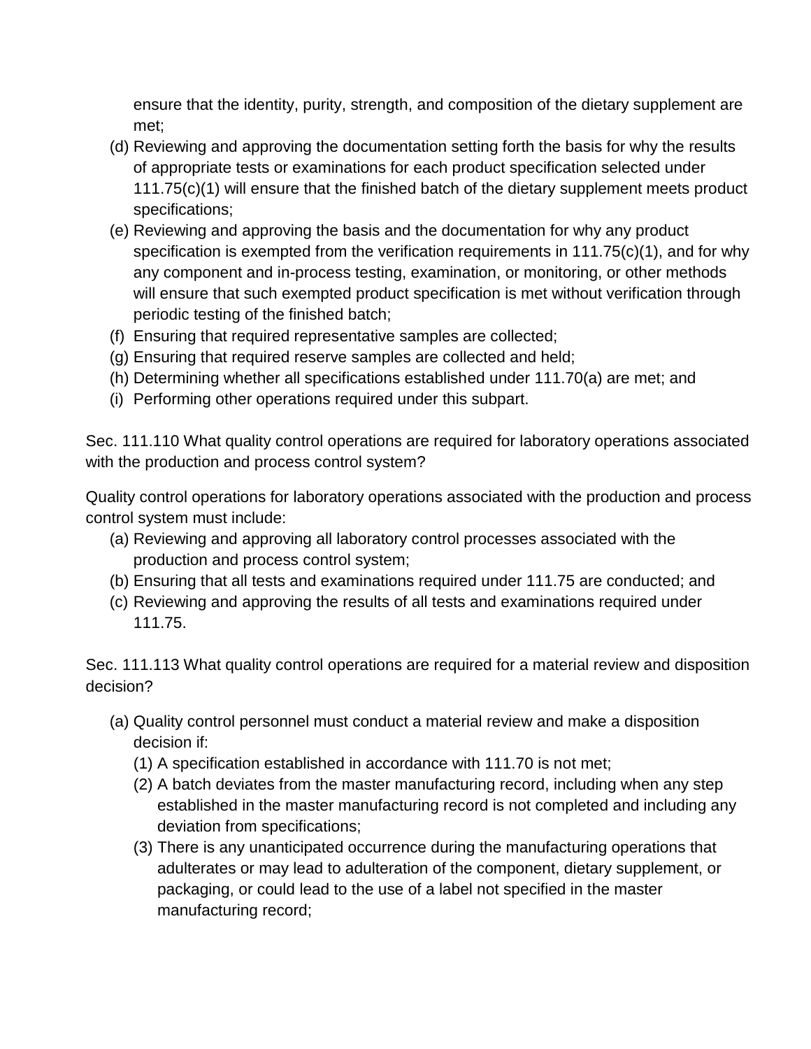ensure that the identity, purity, strength, and composition of the dietary supplement are met;

(d) Reviewing and approving the documentation setting forth the basis for why the results of appropriate tests or examinations for each product specification selected under 111.75(c)(1) will ensure that the finished batch of the dietary supplement meets product specifications;
(e) Reviewing and approving the basis and the documentation for why any product specification is exempted from the verification requirements in 111.75(c)(1), and for why any component and in-process testing, examination, or monitoring, or other methods will ensure that such exempted product specification is met without verification through periodic testing of the finished batch;
(f) Ensuring that required representative samples are collected;
(g) Ensuring that required reserve samples are collected and held;
(h) Determining whether all specifications established under 111.70(a) are met; and
(i) Performing other operations required under this subpart.

Sec. 111.110 What quality control operations are required for laboratory operations associated with the production and process control system?

Quality control operations for laboratory operations associated with the production and process control system must include:

(a) Reviewing and approving all laboratory control processes associated with the production and process control system;
(b) Ensuring that all tests and examinations required under 111.75 are conducted; and
(c) Reviewing and approving the results of all tests and examinations required under 111.75.

Sec. 111.113 What quality control operations are required for a material review and disposition decision?

(a) Quality control personnel must conduct a material review and make a disposition decision if:
    (1) A specification established in accordance with 111.70 is not met;
    (2) A batch deviates from the master manufacturing record, including when any step established in the master manufacturing record is not completed and including any deviation from specifications;
    (3) There is any unanticipated occurrence during the manufacturing operations that adulterates or may lead to adulteration of the component, dietary supplement, or packaging, or could lead to the use of a label not specified in the master manufacturing record;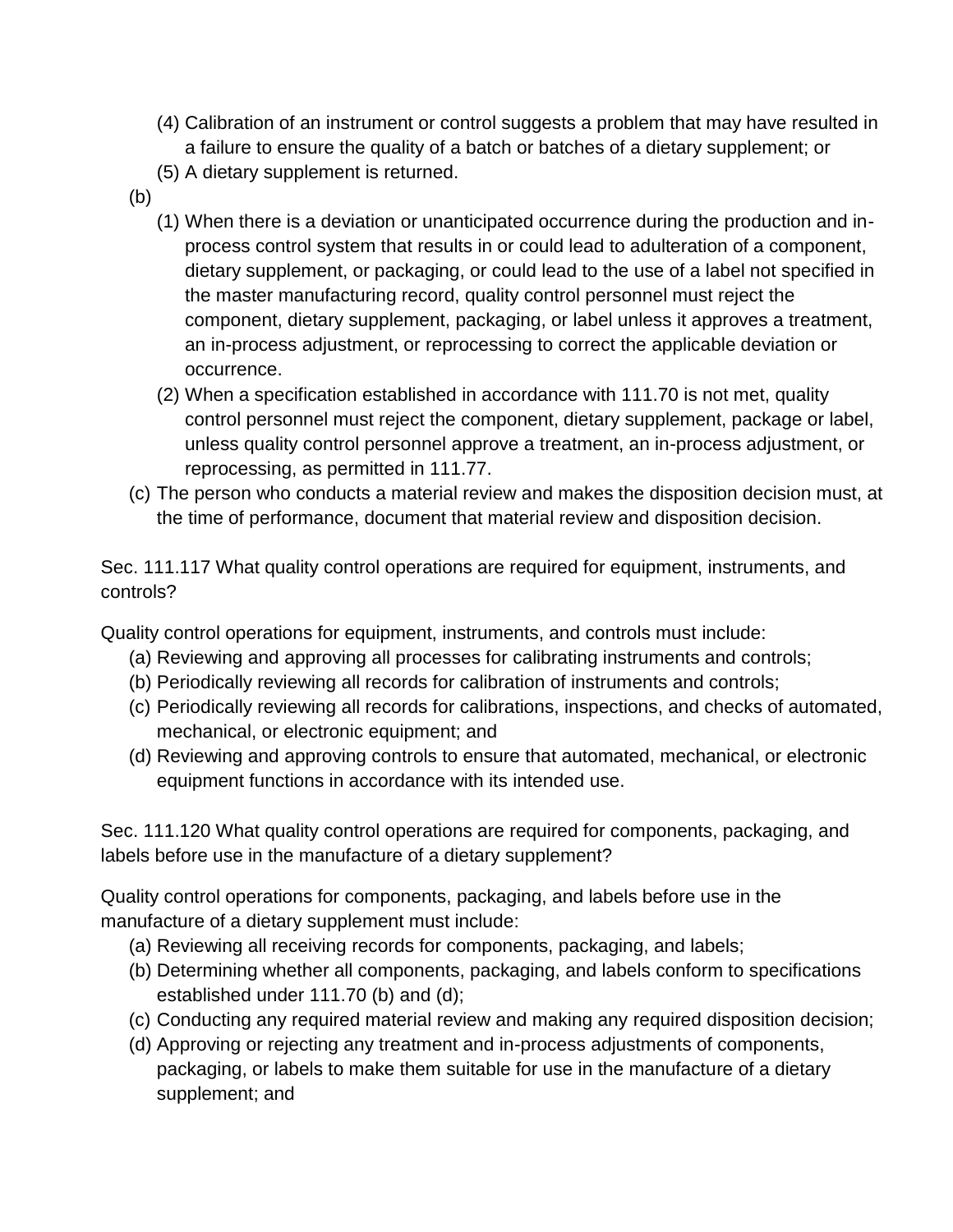(4) Calibration of an instrument or control suggests a problem that may have resulted in a failure to ensure the quality of a batch or batches of a dietary supplement; or
(5) A dietary supplement is returned.

(b)
(1) When there is a deviation or unanticipated occurrence during the production and in-process control system that results in or could lead to adulteration of a component, dietary supplement, or packaging, or could lead to the use of a label not specified in the master manufacturing record, quality control personnel must reject the component, dietary supplement, packaging, or label unless it approves a treatment, an in-process adjustment, or reprocessing to correct the applicable deviation or occurrence.
(2) When a specification established in accordance with 111.70 is not met, quality control personnel must reject the component, dietary supplement, package or label, unless quality control personnel approve a treatment, an in-process adjustment, or reprocessing, as permitted in 111.77.

(c) The person who conducts a material review and makes the disposition decision must, at the time of performance, document that material review and disposition decision.

Sec. 111.117 What quality control operations are required for equipment, instruments, and controls?

Quality control operations for equipment, instruments, and controls must include:

(a) Reviewing and approving all processes for calibrating instruments and controls;
(b) Periodically reviewing all records for calibration of instruments and controls;
(c) Periodically reviewing all records for calibrations, inspections, and checks of automated, mechanical, or electronic equipment; and
(d) Reviewing and approving controls to ensure that automated, mechanical, or electronic equipment functions in accordance with its intended use.

Sec. 111.120 What quality control operations are required for components, packaging, and labels before use in the manufacture of a dietary supplement?

Quality control operations for components, packaging, and labels before use in the manufacture of a dietary supplement must include:

(a) Reviewing all receiving records for components, packaging, and labels;
(b) Determining whether all components, packaging, and labels conform to specifications established under 111.70 (b) and (d);
(c) Conducting any required material review and making any required disposition decision;
(d) Approving or rejecting any treatment and in-process adjustments of components, packaging, or labels to make them suitable for use in the manufacture of a dietary supplement; and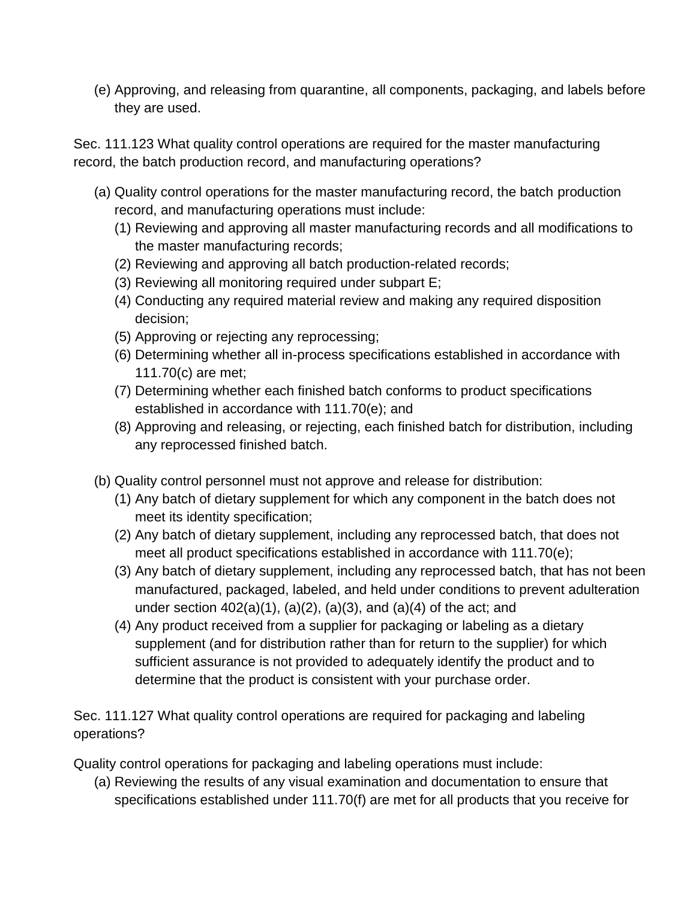(e) Approving, and releasing from quarantine, all components, packaging, and labels before they are used.

Sec. 111.123 What quality control operations are required for the master manufacturing record, the batch production record, and manufacturing operations?

(a) Quality control operations for the master manufacturing record, the batch production record, and manufacturing operations must include:
   (1) Reviewing and approving all master manufacturing records and all modifications to the master manufacturing records;
   (2) Reviewing and approving all batch production-related records;
   (3) Reviewing all monitoring required under subpart E;
   (4) Conducting any required material review and making any required disposition decision;
   (5) Approving or rejecting any reprocessing;
   (6) Determining whether all in-process specifications established in accordance with 111.70(c) are met;
   (7) Determining whether each finished batch conforms to product specifications established in accordance with 111.70(e); and
   (8) Approving and releasing, or rejecting, each finished batch for distribution, including any reprocessed finished batch.

(b) Quality control personnel must not approve and release for distribution:
   (1) Any batch of dietary supplement for which any component in the batch does not meet its identity specification;
   (2) Any batch of dietary supplement, including any reprocessed batch, that does not meet all product specifications established in accordance with 111.70(e);
   (3) Any batch of dietary supplement, including any reprocessed batch, that has not been manufactured, packaged, labeled, and held under conditions to prevent adulteration under section 402(a)(1), (a)(2), (a)(3), and (a)(4) of the act; and
   (4) Any product received from a supplier for packaging or labeling as a dietary supplement (and for distribution rather than for return to the supplier) for which sufficient assurance is not provided to adequately identify the product and to determine that the product is consistent with your purchase order.

Sec. 111.127 What quality control operations are required for packaging and labeling operations?

Quality control operations for packaging and labeling operations must include:

(a) Reviewing the results of any visual examination and documentation to ensure that specifications established under 111.70(f) are met for all products that you receive for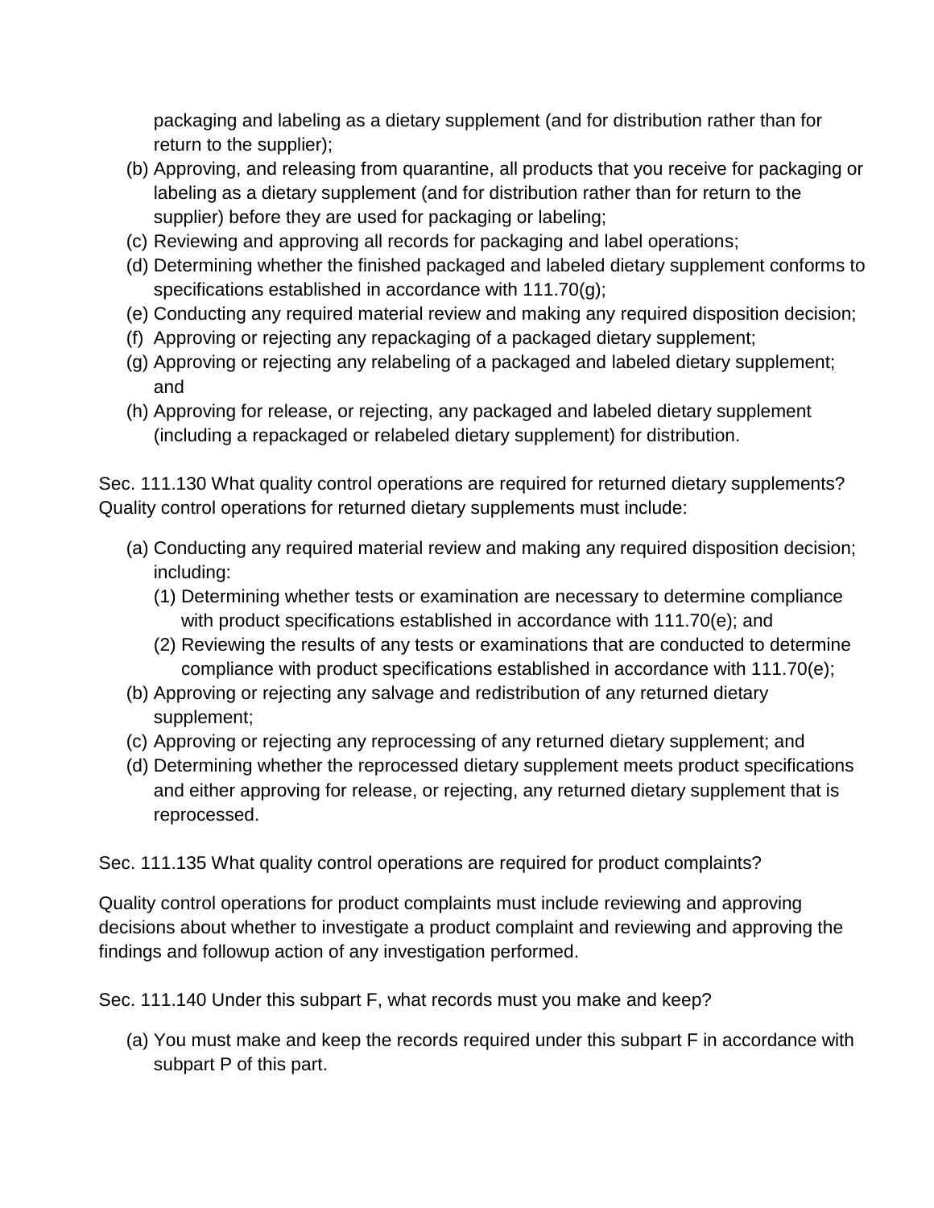packaging and labeling as a dietary supplement (and for distribution rather than for return to the supplier);

(b) Approving, and releasing from quarantine, all products that you receive for packaging or labeling as a dietary supplement (and for distribution rather than for return to the supplier) before they are used for packaging or labeling;
(c) Reviewing and approving all records for packaging and label operations;
(d) Determining whether the finished packaged and labeled dietary supplement conforms to specifications established in accordance with 111.70(g);
(e) Conducting any required material review and making any required disposition decision;
(f) Approving or rejecting any repackaging of a packaged dietary supplement;
(g) Approving or rejecting any relabeling of a packaged and labeled dietary supplement; and
(h) Approving for release, or rejecting, any packaged and labeled dietary supplement (including a repackaged or relabeled dietary supplement) for distribution.

Sec. 111.130 What quality control operations are required for returned dietary supplements? Quality control operations for returned dietary supplements must include:

(a) Conducting any required material review and making any required disposition decision; including:
    (1) Determining whether tests or examination are necessary to determine compliance with product specifications established in accordance with 111.70(e); and
    (2) Reviewing the results of any tests or examinations that are conducted to determine compliance with product specifications established in accordance with 111.70(e);
(b) Approving or rejecting any salvage and redistribution of any returned dietary supplement;
(c) Approving or rejecting any reprocessing of any returned dietary supplement; and
(d) Determining whether the reprocessed dietary supplement meets product specifications and either approving for release, or rejecting, any returned dietary supplement that is reprocessed.

Sec. 111.135 What quality control operations are required for product complaints?

Quality control operations for product complaints must include reviewing and approving decisions about whether to investigate a product complaint and reviewing and approving the findings and followup action of any investigation performed.

Sec. 111.140 Under this subpart F, what records must you make and keep?

(a) You must make and keep the records required under this subpart F in accordance with subpart P of this part.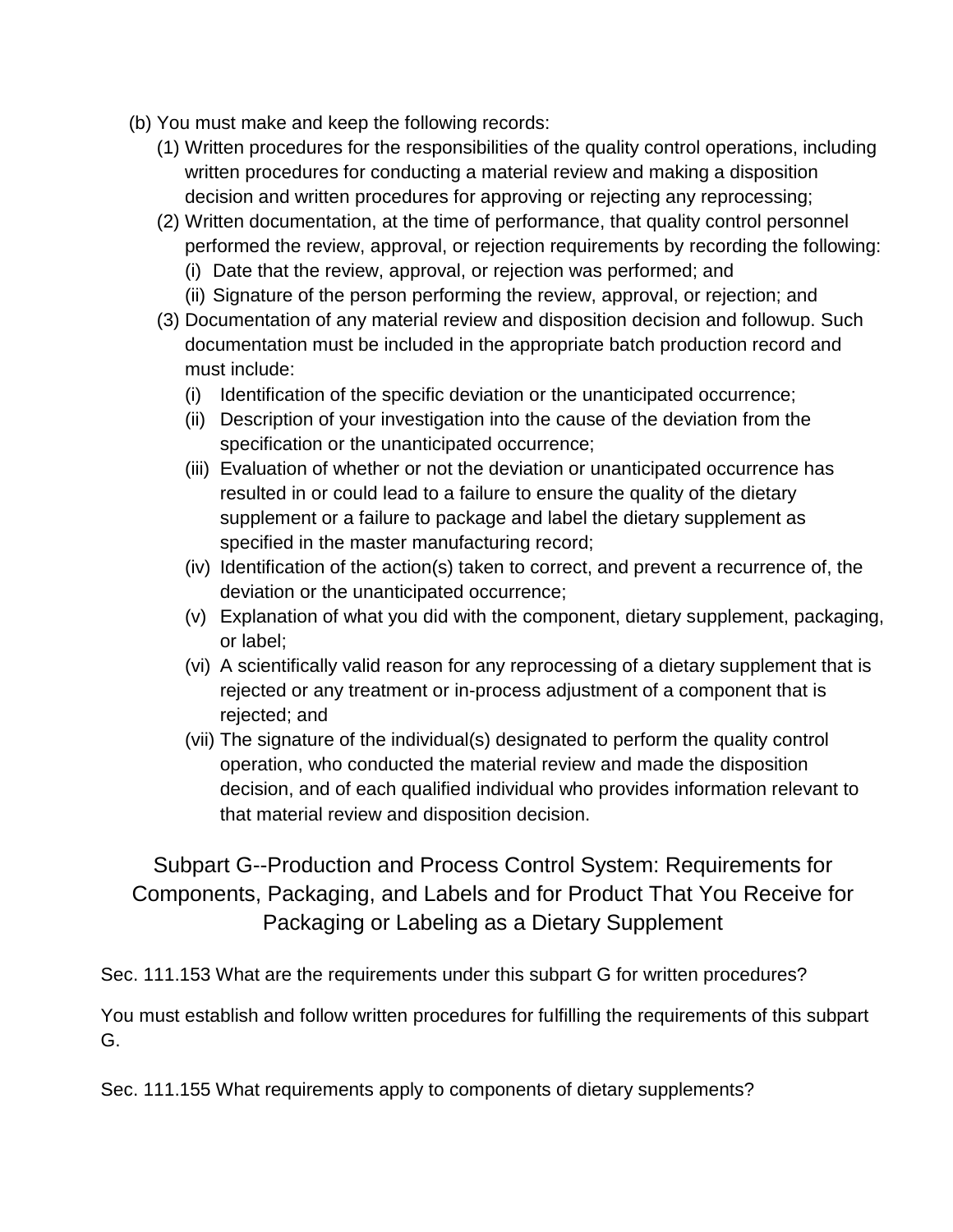(b) You must make and keep the following records:

(1) Written procedures for the responsibilities of the quality control operations, including written procedures for conducting a material review and making a disposition decision and written procedures for approving or rejecting any reprocessing;

(2) Written documentation, at the time of performance, that quality control personnel performed the review, approval, or rejection requirements by recording the following:

(i) Date that the review, approval, or rejection was performed; and

(ii) Signature of the person performing the review, approval, or rejection; and

(3) Documentation of any material review and disposition decision and followup. Such documentation must be included in the appropriate batch production record and must include:

(i) Identification of the specific deviation or the unanticipated occurrence;

(ii) Description of your investigation into the cause of the deviation from the specification or the unanticipated occurrence;

(iii) Evaluation of whether or not the deviation or unanticipated occurrence has resulted in or could lead to a failure to ensure the quality of the dietary supplement or a failure to package and label the dietary supplement as specified in the master manufacturing record;

(iv) Identification of the action(s) taken to correct, and prevent a recurrence of, the deviation or the unanticipated occurrence;

(v) Explanation of what you did with the component, dietary supplement, packaging, or label;

(vi) A scientifically valid reason for any reprocessing of a dietary supplement that is rejected or any treatment or in-process adjustment of a component that is rejected; and

(vii) The signature of the individual(s) designated to perform the quality control operation, who conducted the material review and made the disposition decision, and of each qualified individual who provides information relevant to that material review and disposition decision.

## Subpart G--Production and Process Control System: Requirements for Components, Packaging, and Labels and for Product That You Receive for Packaging or Labeling as a Dietary Supplement

Sec. 111.153 What are the requirements under this subpart G for written procedures?

You must establish and follow written procedures for fulfilling the requirements of this subpart G.

Sec. 111.155 What requirements apply to components of dietary supplements?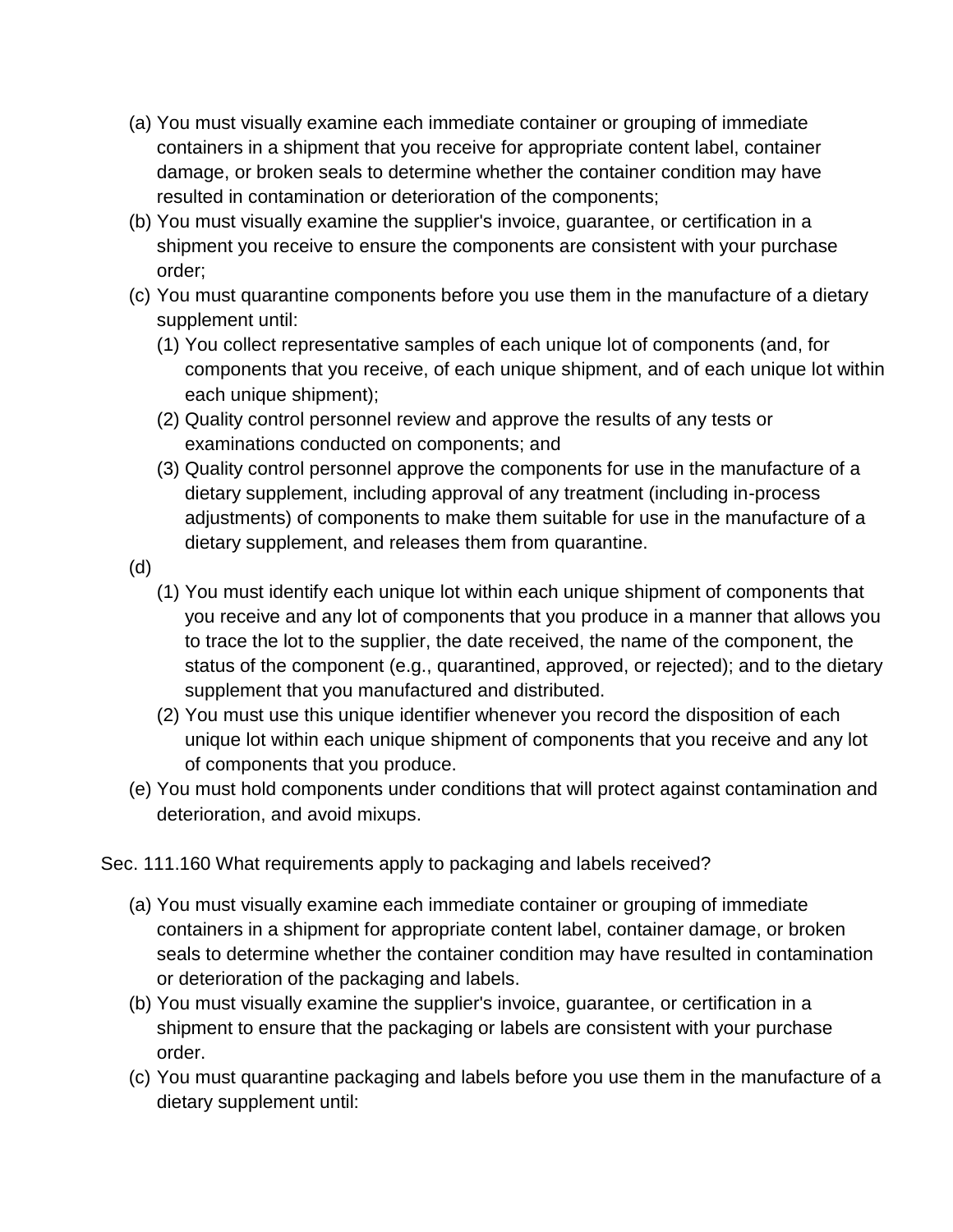(a) You must visually examine each immediate container or grouping of immediate containers in a shipment that you receive for appropriate content label, container damage, or broken seals to determine whether the container condition may have resulted in contamination or deterioration of the components;

(b) You must visually examine the supplier's invoice, guarantee, or certification in a shipment you receive to ensure the components are consistent with your purchase order;

(c) You must quarantine components before you use them in the manufacture of a dietary supplement until:

   (1) You collect representative samples of each unique lot of components (and, for components that you receive, of each unique shipment, and of each unique lot within each unique shipment);

   (2) Quality control personnel review and approve the results of any tests or examinations conducted on components; and

   (3) Quality control personnel approve the components for use in the manufacture of a dietary supplement, including approval of any treatment (including in-process adjustments) of components to make them suitable for use in the manufacture of a dietary supplement, and releases them from quarantine.

(d)

   (1) You must identify each unique lot within each unique shipment of components that you receive and any lot of components that you produce in a manner that allows you to trace the lot to the supplier, the date received, the name of the component, the status of the component (e.g., quarantined, approved, or rejected); and to the dietary supplement that you manufactured and distributed.

   (2) You must use this unique identifier whenever you record the disposition of each unique lot within each unique shipment of components that you receive and any lot of components that you produce.

(e) You must hold components under conditions that will protect against contamination and deterioration, and avoid mixups.

Sec. 111.160 What requirements apply to packaging and labels received?

(a) You must visually examine each immediate container or grouping of immediate containers in a shipment for appropriate content label, container damage, or broken seals to determine whether the container condition may have resulted in contamination or deterioration of the packaging and labels.

(b) You must visually examine the supplier's invoice, guarantee, or certification in a shipment to ensure that the packaging or labels are consistent with your purchase order.

(c) You must quarantine packaging and labels before you use them in the manufacture of a dietary supplement until: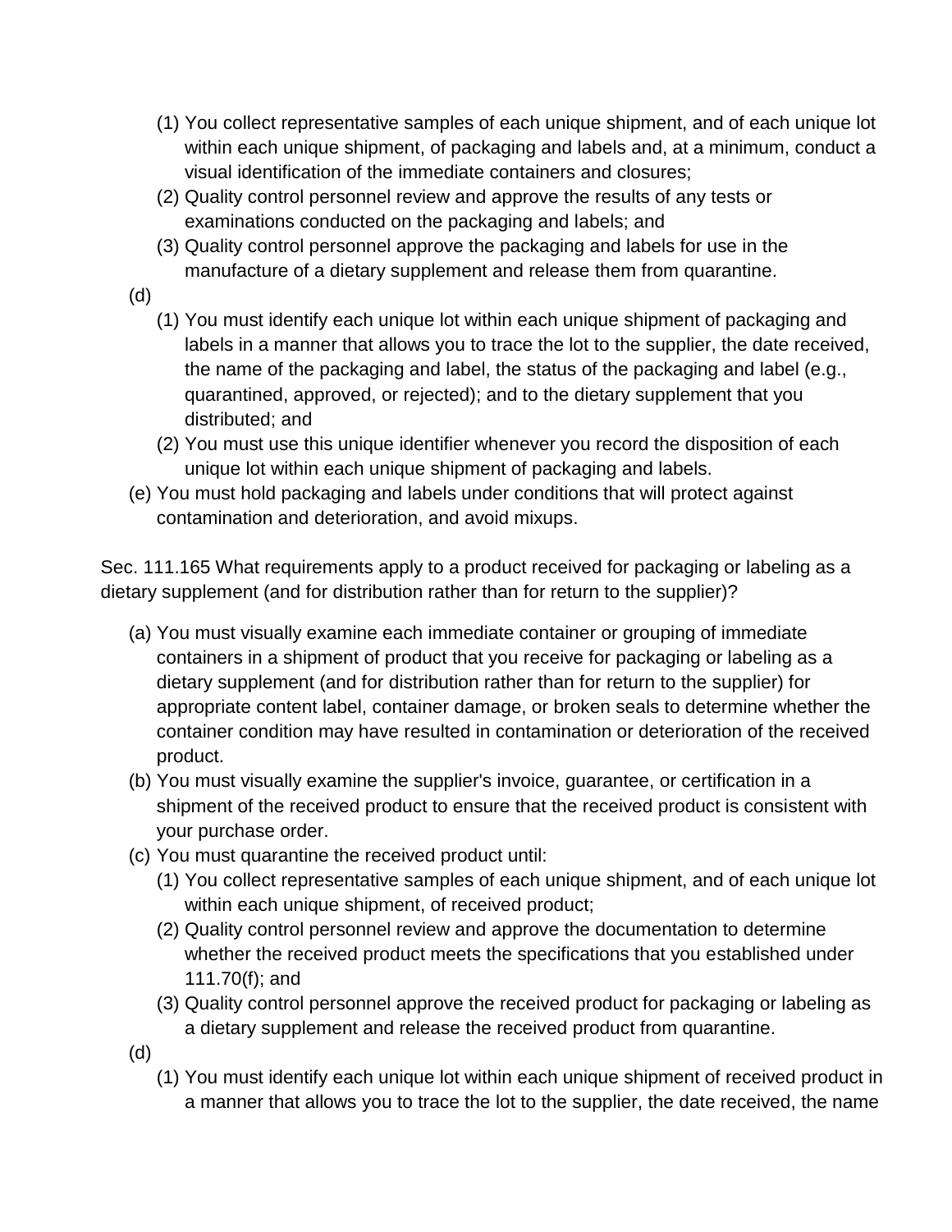(1) You collect representative samples of each unique shipment, and of each unique lot within each unique shipment, of packaging and labels and, at a minimum, conduct a visual identification of the immediate containers and closures;

(2) Quality control personnel review and approve the results of any tests or examinations conducted on the packaging and labels; and

(3) Quality control personnel approve the packaging and labels for use in the manufacture of a dietary supplement and release them from quarantine.

(d)

(1) You must identify each unique lot within each unique shipment of packaging and labels in a manner that allows you to trace the lot to the supplier, the date received, the name of the packaging and label, the status of the packaging and label (e.g., quarantined, approved, or rejected); and to the dietary supplement that you distributed; and

(2) You must use this unique identifier whenever you record the disposition of each unique lot within each unique shipment of packaging and labels.

(e) You must hold packaging and labels under conditions that will protect against contamination and deterioration, and avoid mixups.

Sec. 111.165 What requirements apply to a product received for packaging or labeling as a dietary supplement (and for distribution rather than for return to the supplier)?

(a) You must visually examine each immediate container or grouping of immediate containers in a shipment of product that you receive for packaging or labeling as a dietary supplement (and for distribution rather than for return to the supplier) for appropriate content label, container damage, or broken seals to determine whether the container condition may have resulted in contamination or deterioration of the received product.

(b) You must visually examine the supplier's invoice, guarantee, or certification in a shipment of the received product to ensure that the received product is consistent with your purchase order.

(c) You must quarantine the received product until:

(1) You collect representative samples of each unique shipment, and of each unique lot within each unique shipment, of received product;

(2) Quality control personnel review and approve the documentation to determine whether the received product meets the specifications that you established under 111.70(f); and

(3) Quality control personnel approve the received product for packaging or labeling as a dietary supplement and release the received product from quarantine.

(d)

(1) You must identify each unique lot within each unique shipment of received product in a manner that allows you to trace the lot to the supplier, the date received, the name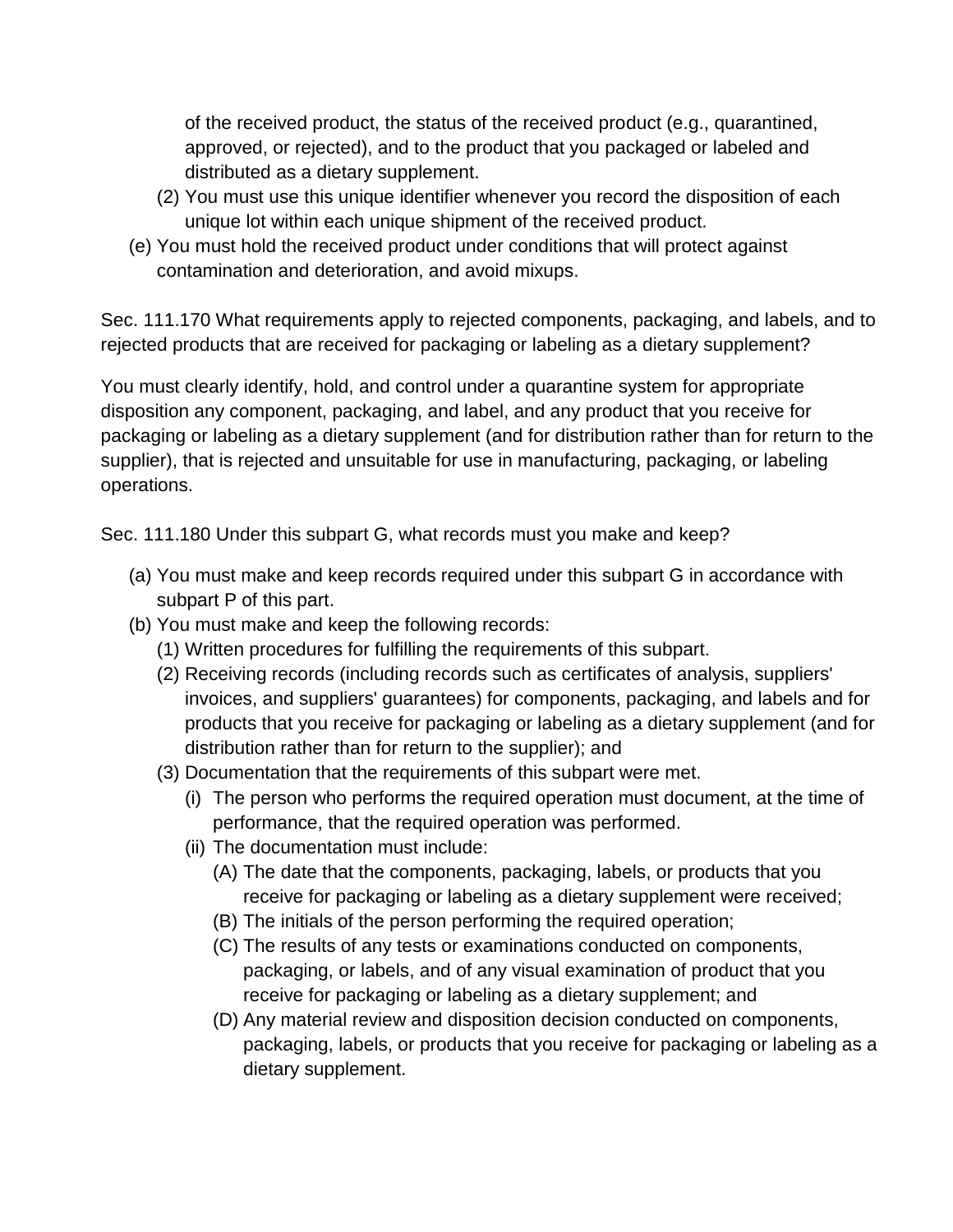of the received product, the status of the received product (e.g., quarantined, approved, or rejected), and to the product that you packaged or labeled and distributed as a dietary supplement.

   (2) You must use this unique identifier whenever you record the disposition of each unique lot within each unique shipment of the received product.

(e) You must hold the received product under conditions that will protect against contamination and deterioration, and avoid mixups.

Sec. 111.170 What requirements apply to rejected components, packaging, and labels, and to rejected products that are received for packaging or labeling as a dietary supplement?

You must clearly identify, hold, and control under a quarantine system for appropriate disposition any component, packaging, and label, and any product that you receive for packaging or labeling as a dietary supplement (and for distribution rather than for return to the supplier), that is rejected and unsuitable for use in manufacturing, packaging, or labeling operations.

Sec. 111.180 Under this subpart G, what records must you make and keep?

(a) You must make and keep records required under this subpart G in accordance with subpart P of this part.

(b) You must make and keep the following records:

   (1) Written procedures for fulfilling the requirements of this subpart.

   (2) Receiving records (including records such as certificates of analysis, suppliers' invoices, and suppliers' guarantees) for components, packaging, and labels and for products that you receive for packaging or labeling as a dietary supplement (and for distribution rather than for return to the supplier); and

   (3) Documentation that the requirements of this subpart were met.

      (i) The person who performs the required operation must document, at the time of performance, that the required operation was performed.

      (ii) The documentation must include:

         (A) The date that the components, packaging, labels, or products that you receive for packaging or labeling as a dietary supplement were received;

         (B) The initials of the person performing the required operation;

         (C) The results of any tests or examinations conducted on components, packaging, or labels, and of any visual examination of product that you receive for packaging or labeling as a dietary supplement; and

         (D) Any material review and disposition decision conducted on components, packaging, labels, or products that you receive for packaging or labeling as a dietary supplement.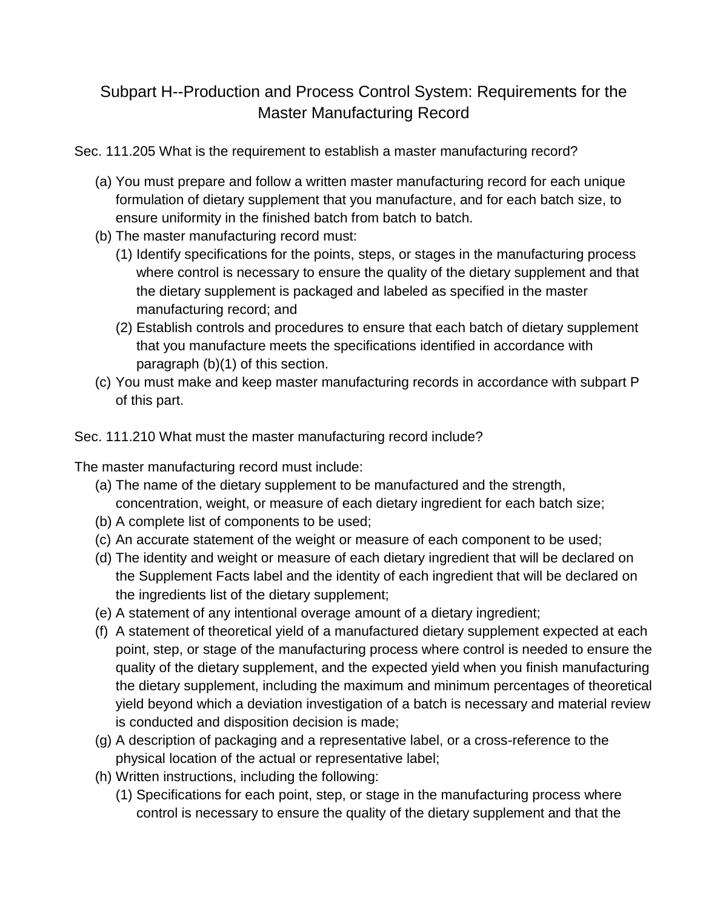# Subpart H--Production and Process Control System: Requirements for the Master Manufacturing Record

Sec. 111.205 What is the requirement to establish a master manufacturing record?

(a) You must prepare and follow a written master manufacturing record for each unique formulation of dietary supplement that you manufacture, and for each batch size, to ensure uniformity in the finished batch from batch to batch.
(b) The master manufacturing record must:
   (1) Identify specifications for the points, steps, or stages in the manufacturing process where control is necessary to ensure the quality of the dietary supplement and that the dietary supplement is packaged and labeled as specified in the master manufacturing record; and
   (2) Establish controls and procedures to ensure that each batch of dietary supplement that you manufacture meets the specifications identified in accordance with paragraph (b)(1) of this section.
(c) You must make and keep master manufacturing records in accordance with subpart P of this part.

Sec. 111.210 What must the master manufacturing record include?

The master manufacturing record must include:

(a) The name of the dietary supplement to be manufactured and the strength, concentration, weight, or measure of each dietary ingredient for each batch size;
(b) A complete list of components to be used;
(c) An accurate statement of the weight or measure of each component to be used;
(d) The identity and weight or measure of each dietary ingredient that will be declared on the Supplement Facts label and the identity of each ingredient that will be declared on the ingredients list of the dietary supplement;
(e) A statement of any intentional overage amount of a dietary ingredient;
(f) A statement of theoretical yield of a manufactured dietary supplement expected at each point, step, or stage of the manufacturing process where control is needed to ensure the quality of the dietary supplement, and the expected yield when you finish manufacturing the dietary supplement, including the maximum and minimum percentages of theoretical yield beyond which a deviation investigation of a batch is necessary and material review is conducted and disposition decision is made;
(g) A description of packaging and a representative label, or a cross-reference to the physical location of the actual or representative label;
(h) Written instructions, including the following:
   (1) Specifications for each point, step, or stage in the manufacturing process where control is necessary to ensure the quality of the dietary supplement and that the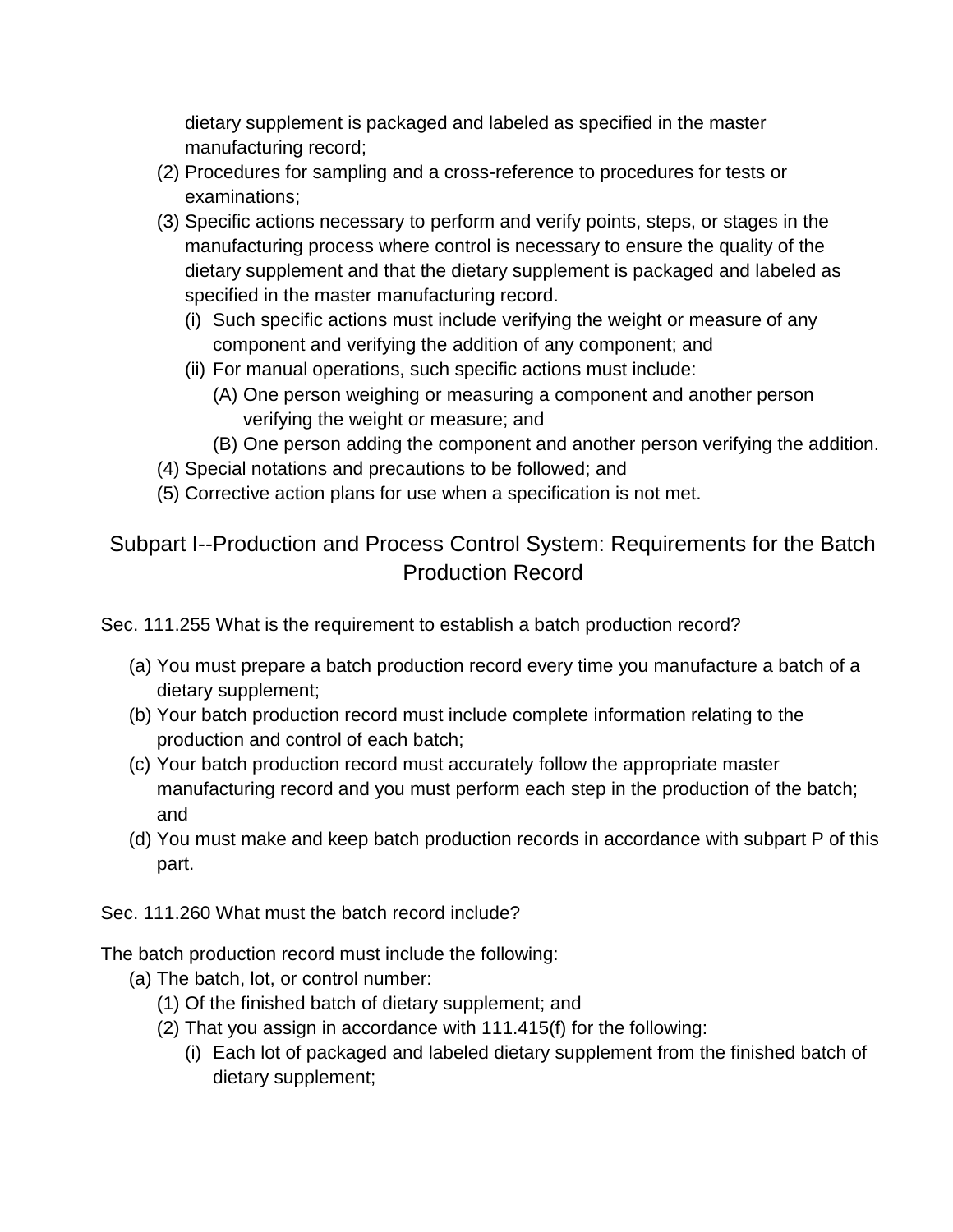dietary supplement is packaged and labeled as specified in the master manufacturing record;

(2) Procedures for sampling and a cross-reference to procedures for tests or examinations;

(3) Specific actions necessary to perform and verify points, steps, or stages in the manufacturing process where control is necessary to ensure the quality of the dietary supplement and that the dietary supplement is packaged and labeled as specified in the master manufacturing record.

   (i) Such specific actions must include verifying the weight or measure of any component and verifying the addition of any component; and

   (ii) For manual operations, such specific actions must include:

      (A) One person weighing or measuring a component and another person verifying the weight or measure; and

      (B) One person adding the component and another person verifying the addition.

(4) Special notations and precautions to be followed; and

(5) Corrective action plans for use when a specification is not met.

## Subpart I--Production and Process Control System: Requirements for the Batch Production Record

Sec. 111.255 What is the requirement to establish a batch production record?

(a) You must prepare a batch production record every time you manufacture a batch of a dietary supplement;

(b) Your batch production record must include complete information relating to the production and control of each batch;

(c) Your batch production record must accurately follow the appropriate master manufacturing record and you must perform each step in the production of the batch; and

(d) You must make and keep batch production records in accordance with subpart P of this part.

Sec. 111.260 What must the batch record include?

The batch production record must include the following:

(a) The batch, lot, or control number:

   (1) Of the finished batch of dietary supplement; and

   (2) That you assign in accordance with 111.415(f) for the following:

      (i) Each lot of packaged and labeled dietary supplement from the finished batch of dietary supplement;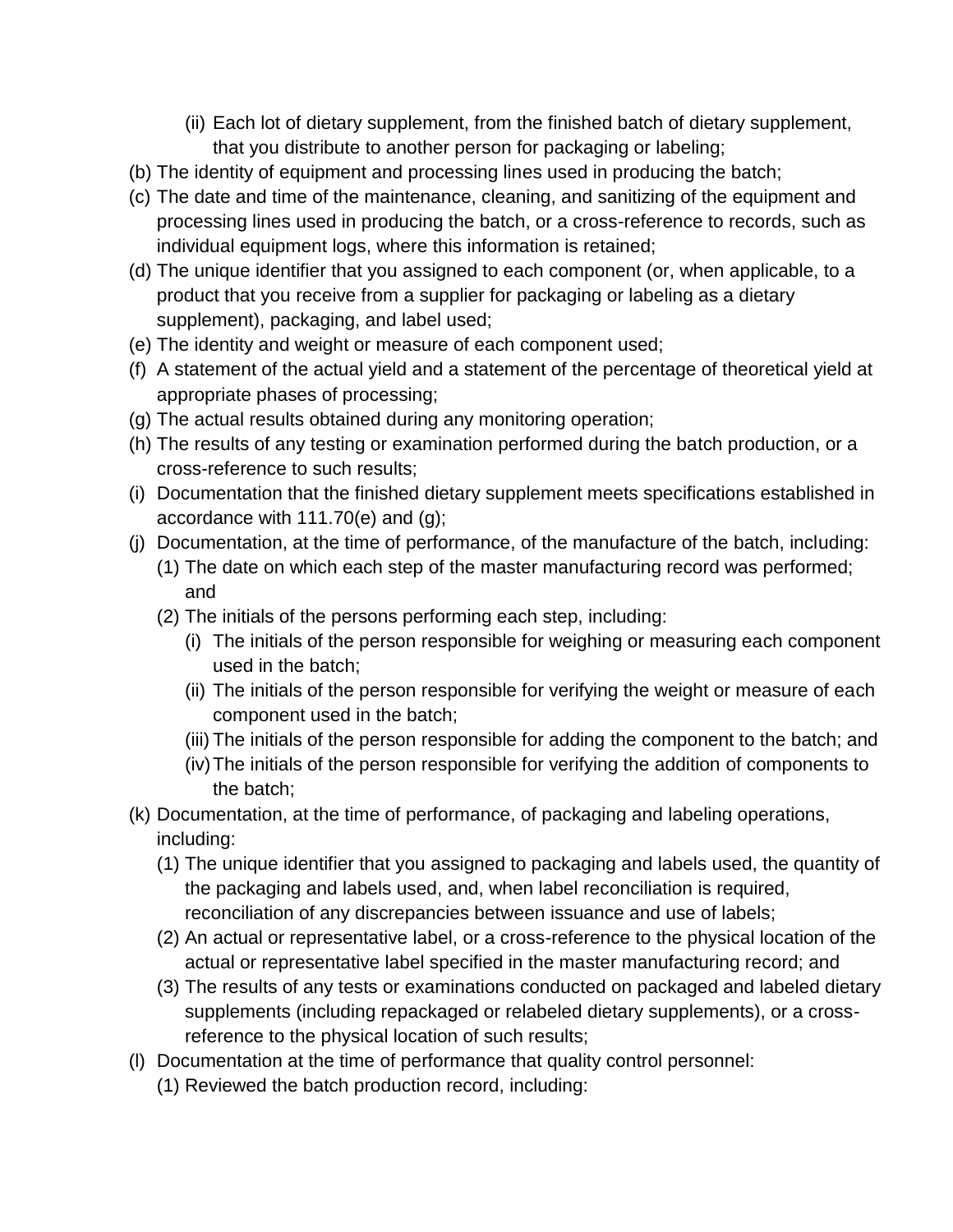- (ii) Each lot of dietary supplement, from the finished batch of dietary supplement, that you distribute to another person for packaging or labeling;

- (b) The identity of equipment and processing lines used in producing the batch;
- (c) The date and time of the maintenance, cleaning, and sanitizing of the equipment and processing lines used in producing the batch, or a cross-reference to records, such as individual equipment logs, where this information is retained;
- (d) The unique identifier that you assigned to each component (or, when applicable, to a product that you receive from a supplier for packaging or labeling as a dietary supplement), packaging, and label used;
- (e) The identity and weight or measure of each component used;
- (f) A statement of the actual yield and a statement of the percentage of theoretical yield at appropriate phases of processing;
- (g) The actual results obtained during any monitoring operation;
- (h) The results of any testing or examination performed during the batch production, or a cross-reference to such results;
- (i) Documentation that the finished dietary supplement meets specifications established in accordance with 111.70(e) and (g);
- (j) Documentation, at the time of performance, of the manufacture of the batch, including:
  - (1) The date on which each step of the master manufacturing record was performed; and
  - (2) The initials of the persons performing each step, including:
    - (i) The initials of the person responsible for weighing or measuring each component used in the batch;
    - (ii) The initials of the person responsible for verifying the weight or measure of each component used in the batch;
    - (iii) The initials of the person responsible for adding the component to the batch; and
    - (iv) The initials of the person responsible for verifying the addition of components to the batch;
- (k) Documentation, at the time of performance, of packaging and labeling operations, including:
  - (1) The unique identifier that you assigned to packaging and labels used, the quantity of the packaging and labels used, and, when label reconciliation is required, reconciliation of any discrepancies between issuance and use of labels;
  - (2) An actual or representative label, or a cross-reference to the physical location of the actual or representative label specified in the master manufacturing record; and
  - (3) The results of any tests or examinations conducted on packaged and labeled dietary supplements (including repackaged or relabeled dietary supplements), or a cross-reference to the physical location of such results;
- (l) Documentation at the time of performance that quality control personnel:
  - (1) Reviewed the batch production record, including: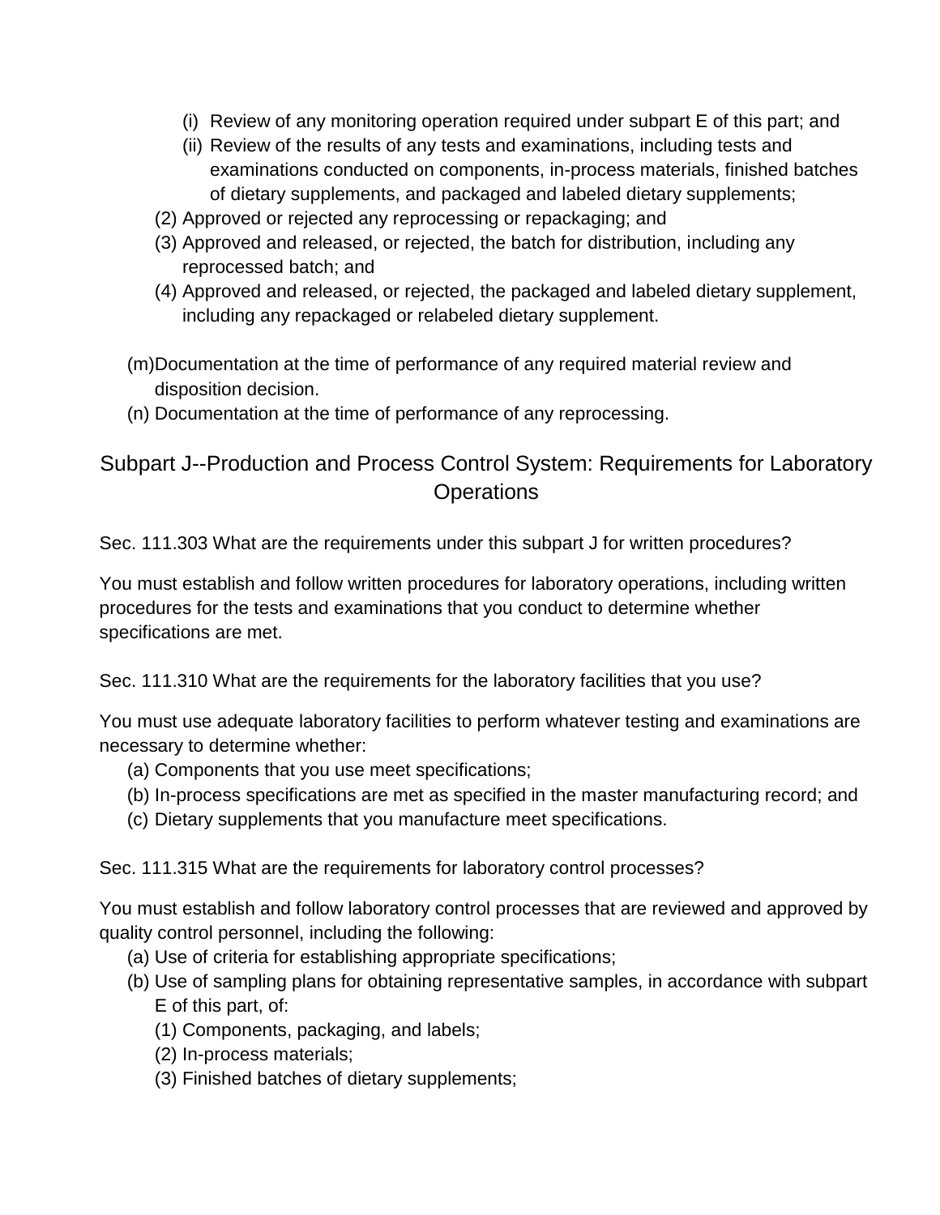- (i) Review of any monitoring operation required under subpart E of this part; and
    - (ii) Review of the results of any tests and examinations, including tests and examinations conducted on components, in-process materials, finished batches of dietary supplements, and packaged and labeled dietary supplements;
  - (2) Approved or rejected any reprocessing or repackaging; and
  - (3) Approved and released, or rejected, the batch for distribution, including any reprocessed batch; and
  - (4) Approved and released, or rejected, the packaged and labeled dietary supplement, including any repackaged or relabeled dietary supplement.

- (m) Documentation at the time of performance of any required material review and disposition decision.
- (n) Documentation at the time of performance of any reprocessing.

## Subpart J--Production and Process Control System: Requirements for Laboratory Operations

Sec. 111.303 What are the requirements under this subpart J for written procedures?

You must establish and follow written procedures for laboratory operations, including written procedures for the tests and examinations that you conduct to determine whether specifications are met.

Sec. 111.310 What are the requirements for the laboratory facilities that you use?

You must use adequate laboratory facilities to perform whatever testing and examinations are necessary to determine whether:

- (a) Components that you use meet specifications;
- (b) In-process specifications are met as specified in the master manufacturing record; and
- (c) Dietary supplements that you manufacture meet specifications.

Sec. 111.315 What are the requirements for laboratory control processes?

You must establish and follow laboratory control processes that are reviewed and approved by quality control personnel, including the following:

- (a) Use of criteria for establishing appropriate specifications;
- (b) Use of sampling plans for obtaining representative samples, in accordance with subpart E of this part, of:
  - (1) Components, packaging, and labels;
  - (2) In-process materials;
  - (3) Finished batches of dietary supplements;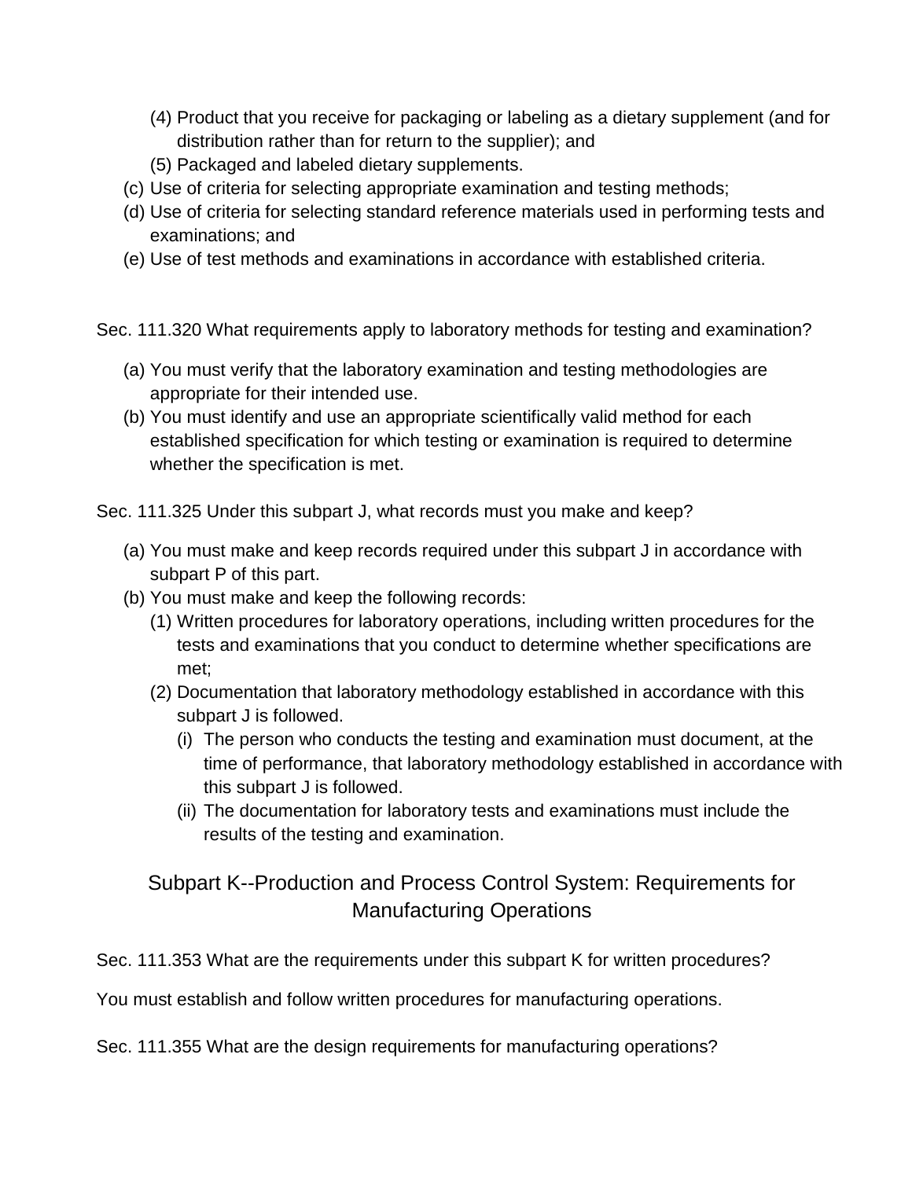(4) Product that you receive for packaging or labeling as a dietary supplement (and for distribution rather than for return to the supplier); and

(5) Packaged and labeled dietary supplements.

(c) Use of criteria for selecting appropriate examination and testing methods;

(d) Use of criteria for selecting standard reference materials used in performing tests and examinations; and

(e) Use of test methods and examinations in accordance with established criteria.

Sec. 111.320 What requirements apply to laboratory methods for testing and examination?

(a) You must verify that the laboratory examination and testing methodologies are appropriate for their intended use.

(b) You must identify and use an appropriate scientifically valid method for each established specification for which testing or examination is required to determine whether the specification is met.

Sec. 111.325 Under this subpart J, what records must you make and keep?

(a) You must make and keep records required under this subpart J in accordance with subpart P of this part.

(b) You must make and keep the following records:

(1) Written procedures for laboratory operations, including written procedures for the tests and examinations that you conduct to determine whether specifications are met;

(2) Documentation that laboratory methodology established in accordance with this subpart J is followed.

(i) The person who conducts the testing and examination must document, at the time of performance, that laboratory methodology established in accordance with this subpart J is followed.

(ii) The documentation for laboratory tests and examinations must include the results of the testing and examination.

## Subpart K--Production and Process Control System: Requirements for Manufacturing Operations

Sec. 111.353 What are the requirements under this subpart K for written procedures?

You must establish and follow written procedures for manufacturing operations.

Sec. 111.355 What are the design requirements for manufacturing operations?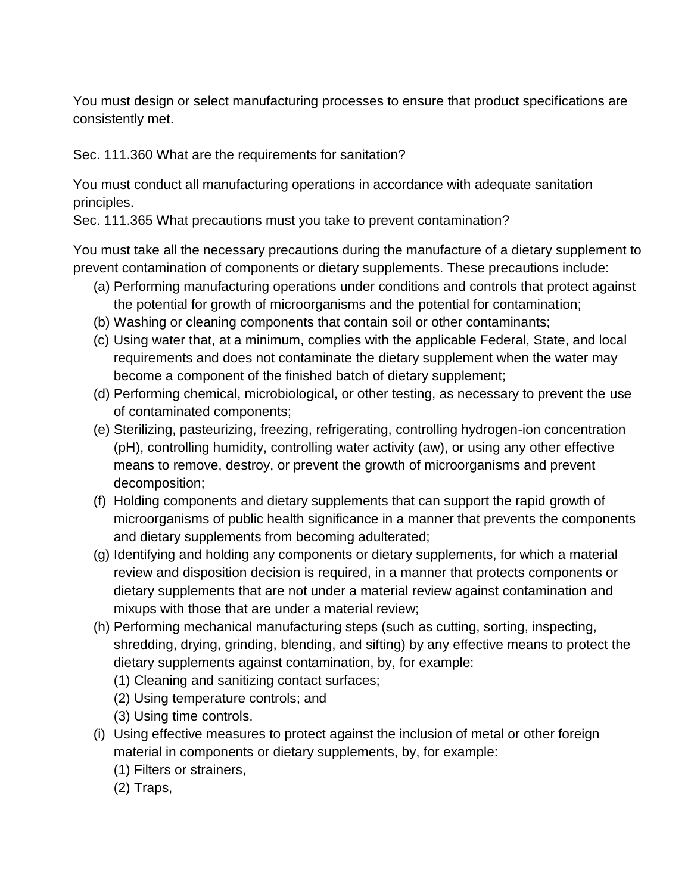You must design or select manufacturing processes to ensure that product specifications are consistently met.

Sec. 111.360 What are the requirements for sanitation?

You must conduct all manufacturing operations in accordance with adequate sanitation principles.

Sec. 111.365 What precautions must you take to prevent contamination?

You must take all the necessary precautions during the manufacture of a dietary supplement to prevent contamination of components or dietary supplements. These precautions include:

(a) Performing manufacturing operations under conditions and controls that protect against the potential for growth of microorganisms and the potential for contamination;

(b) Washing or cleaning components that contain soil or other contaminants;

(c) Using water that, at a minimum, complies with the applicable Federal, State, and local requirements and does not contaminate the dietary supplement when the water may become a component of the finished batch of dietary supplement;

(d) Performing chemical, microbiological, or other testing, as necessary to prevent the use of contaminated components;

(e) Sterilizing, pasteurizing, freezing, refrigerating, controlling hydrogen-ion concentration (pH), controlling humidity, controlling water activity (aw), or using any other effective means to remove, destroy, or prevent the growth of microorganisms and prevent decomposition;

(f) Holding components and dietary supplements that can support the rapid growth of microorganisms of public health significance in a manner that prevents the components and dietary supplements from becoming adulterated;

(g) Identifying and holding any components or dietary supplements, for which a material review and disposition decision is required, in a manner that protects components or dietary supplements that are not under a material review against contamination and mixups with those that are under a material review;

(h) Performing mechanical manufacturing steps (such as cutting, sorting, inspecting, shredding, drying, grinding, blending, and sifting) by any effective means to protect the dietary supplements against contamination, by, for example:

   (1) Cleaning and sanitizing contact surfaces;

   (2) Using temperature controls; and

   (3) Using time controls.

(i) Using effective measures to protect against the inclusion of metal or other foreign material in components or dietary supplements, by, for example:

   (1) Filters or strainers,

   (2) Traps,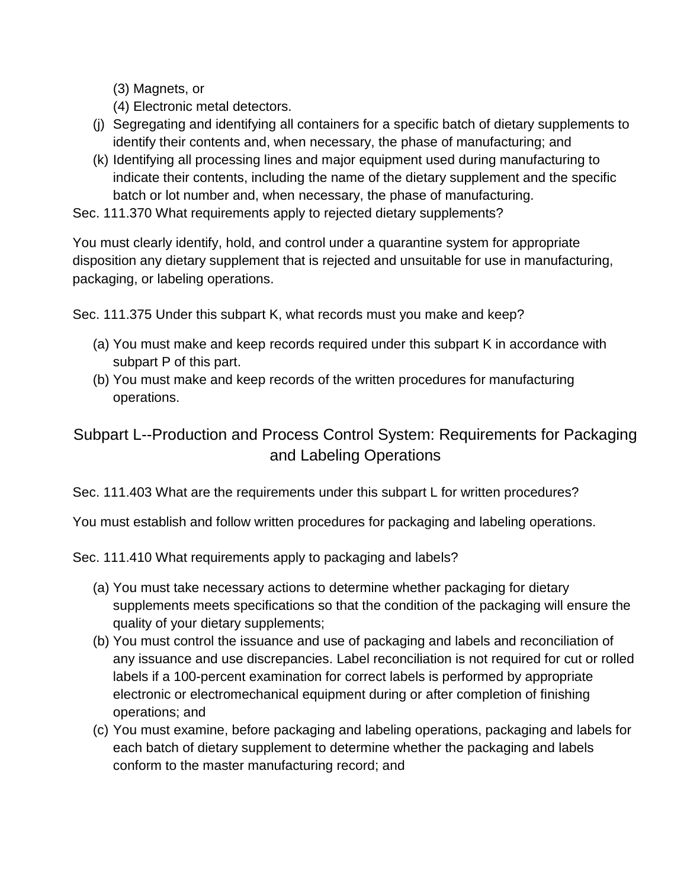(3) Magnets, or
(4) Electronic metal detectors.

(j) Segregating and identifying all containers for a specific batch of dietary supplements to identify their contents and, when necessary, the phase of manufacturing; and
(k) Identifying all processing lines and major equipment used during manufacturing to indicate their contents, including the name of the dietary supplement and the specific batch or lot number and, when necessary, the phase of manufacturing.

Sec. 111.370 What requirements apply to rejected dietary supplements?

You must clearly identify, hold, and control under a quarantine system for appropriate disposition any dietary supplement that is rejected and unsuitable for use in manufacturing, packaging, or labeling operations.

Sec. 111.375 Under this subpart K, what records must you make and keep?

(a) You must make and keep records required under this subpart K in accordance with subpart P of this part.
(b) You must make and keep records of the written procedures for manufacturing operations.

## Subpart L--Production and Process Control System: Requirements for Packaging and Labeling Operations

Sec. 111.403 What are the requirements under this subpart L for written procedures?

You must establish and follow written procedures for packaging and labeling operations.

Sec. 111.410 What requirements apply to packaging and labels?

(a) You must take necessary actions to determine whether packaging for dietary supplements meets specifications so that the condition of the packaging will ensure the quality of your dietary supplements;
(b) You must control the issuance and use of packaging and labels and reconciliation of any issuance and use discrepancies. Label reconciliation is not required for cut or rolled labels if a 100-percent examination for correct labels is performed by appropriate electronic or electromechanical equipment during or after completion of finishing operations; and
(c) You must examine, before packaging and labeling operations, packaging and labels for each batch of dietary supplement to determine whether the packaging and labels conform to the master manufacturing record; and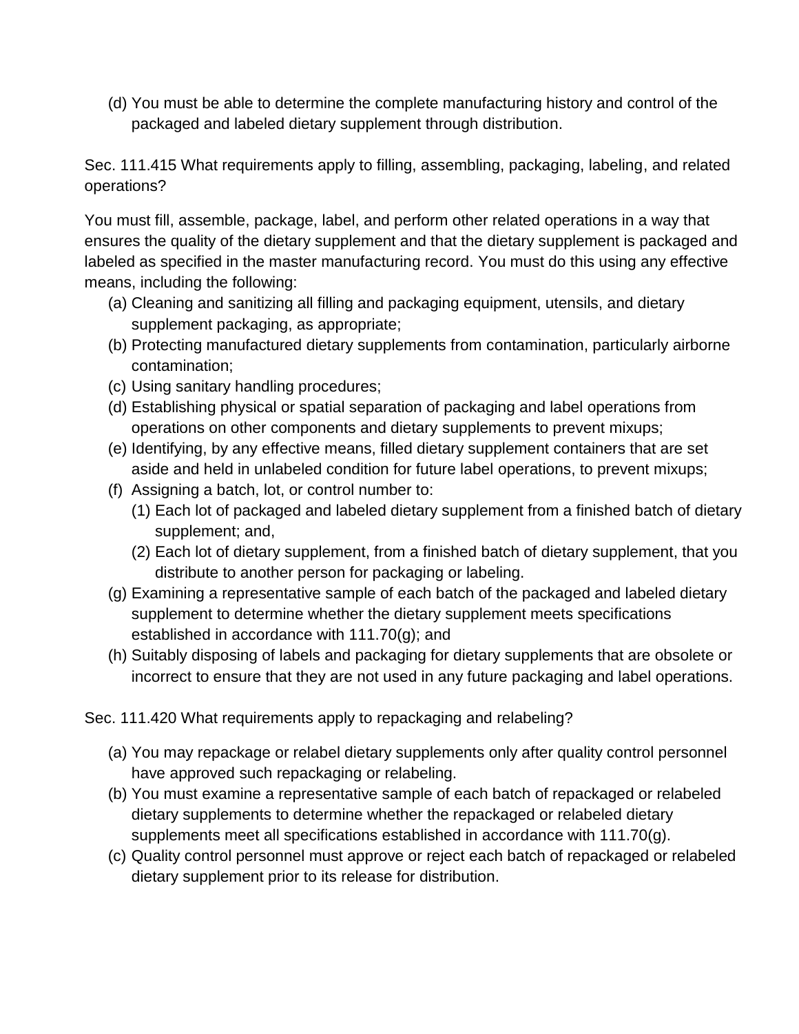(d) You must be able to determine the complete manufacturing history and control of the packaged and labeled dietary supplement through distribution.

Sec. 111.415 What requirements apply to filling, assembling, packaging, labeling, and related operations?

You must fill, assemble, package, label, and perform other related operations in a way that ensures the quality of the dietary supplement and that the dietary supplement is packaged and labeled as specified in the master manufacturing record. You must do this using any effective means, including the following:

(a) Cleaning and sanitizing all filling and packaging equipment, utensils, and dietary supplement packaging, as appropriate;
(b) Protecting manufactured dietary supplements from contamination, particularly airborne contamination;
(c) Using sanitary handling procedures;
(d) Establishing physical or spatial separation of packaging and label operations from operations on other components and dietary supplements to prevent mixups;
(e) Identifying, by any effective means, filled dietary supplement containers that are set aside and held in unlabeled condition for future label operations, to prevent mixups;
(f) Assigning a batch, lot, or control number to:
    (1) Each lot of packaged and labeled dietary supplement from a finished batch of dietary supplement; and,
    (2) Each lot of dietary supplement, from a finished batch of dietary supplement, that you distribute to another person for packaging or labeling.
(g) Examining a representative sample of each batch of the packaged and labeled dietary supplement to determine whether the dietary supplement meets specifications established in accordance with 111.70(g); and
(h) Suitably disposing of labels and packaging for dietary supplements that are obsolete or incorrect to ensure that they are not used in any future packaging and label operations.

Sec. 111.420 What requirements apply to repackaging and relabeling?

(a) You may repackage or relabel dietary supplements only after quality control personnel have approved such repackaging or relabeling.
(b) You must examine a representative sample of each batch of repackaged or relabeled dietary supplements to determine whether the repackaged or relabeled dietary supplements meet all specifications established in accordance with 111.70(g).
(c) Quality control personnel must approve or reject each batch of repackaged or relabeled dietary supplement prior to its release for distribution.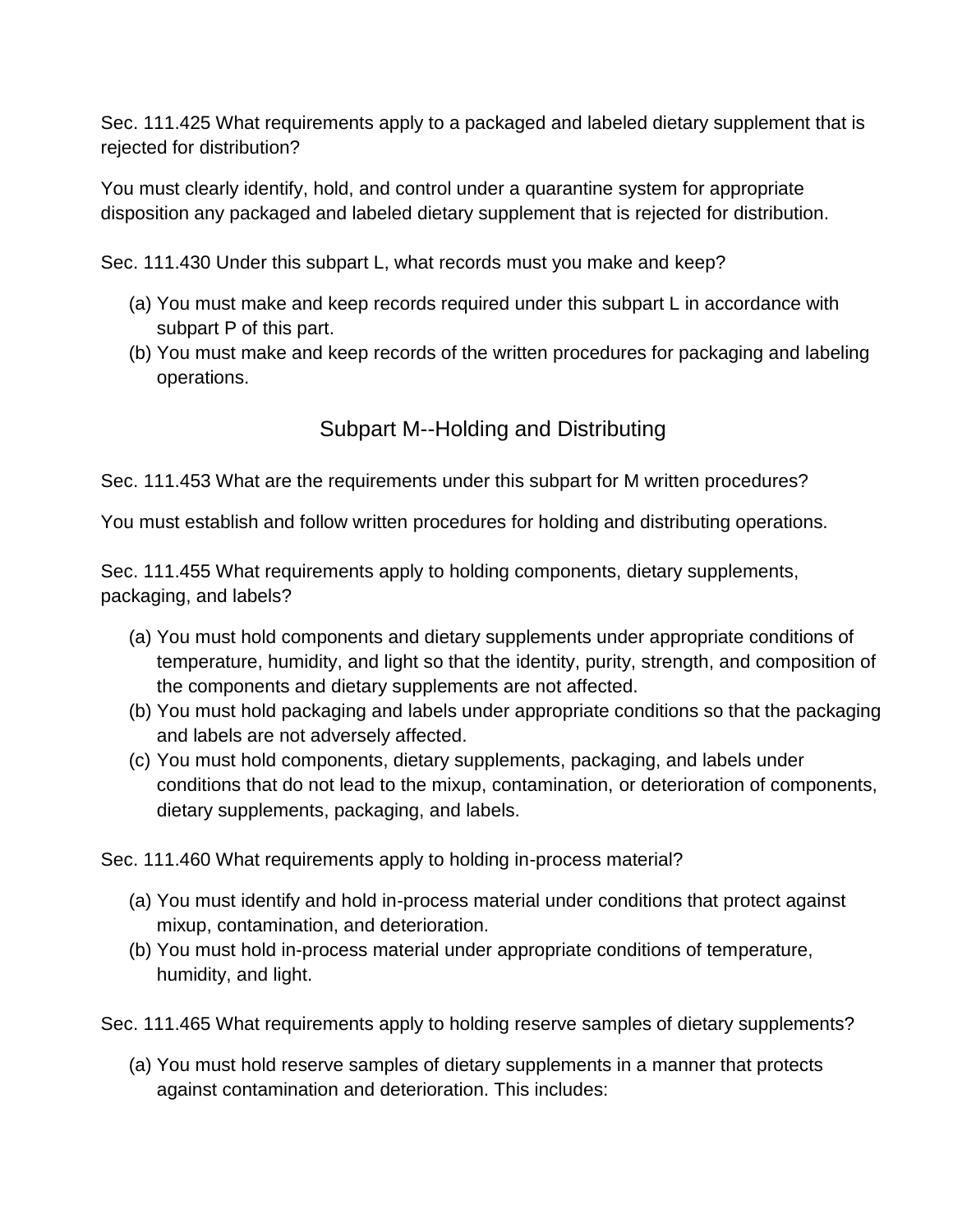Sec. 111.425 What requirements apply to a packaged and labeled dietary supplement that is rejected for distribution?

You must clearly identify, hold, and control under a quarantine system for appropriate disposition any packaged and labeled dietary supplement that is rejected for distribution.

Sec. 111.430 Under this subpart L, what records must you make and keep?

(a) You must make and keep records required under this subpart L in accordance with subpart P of this part.
(b) You must make and keep records of the written procedures for packaging and labeling operations.

## Subpart M--Holding and Distributing

Sec. 111.453 What are the requirements under this subpart for M written procedures?

You must establish and follow written procedures for holding and distributing operations.

Sec. 111.455 What requirements apply to holding components, dietary supplements, packaging, and labels?

(a) You must hold components and dietary supplements under appropriate conditions of temperature, humidity, and light so that the identity, purity, strength, and composition of the components and dietary supplements are not affected.
(b) You must hold packaging and labels under appropriate conditions so that the packaging and labels are not adversely affected.
(c) You must hold components, dietary supplements, packaging, and labels under conditions that do not lead to the mixup, contamination, or deterioration of components, dietary supplements, packaging, and labels.

Sec. 111.460 What requirements apply to holding in-process material?

(a) You must identify and hold in-process material under conditions that protect against mixup, contamination, and deterioration.
(b) You must hold in-process material under appropriate conditions of temperature, humidity, and light.

Sec. 111.465 What requirements apply to holding reserve samples of dietary supplements?

(a) You must hold reserve samples of dietary supplements in a manner that protects against contamination and deterioration. This includes: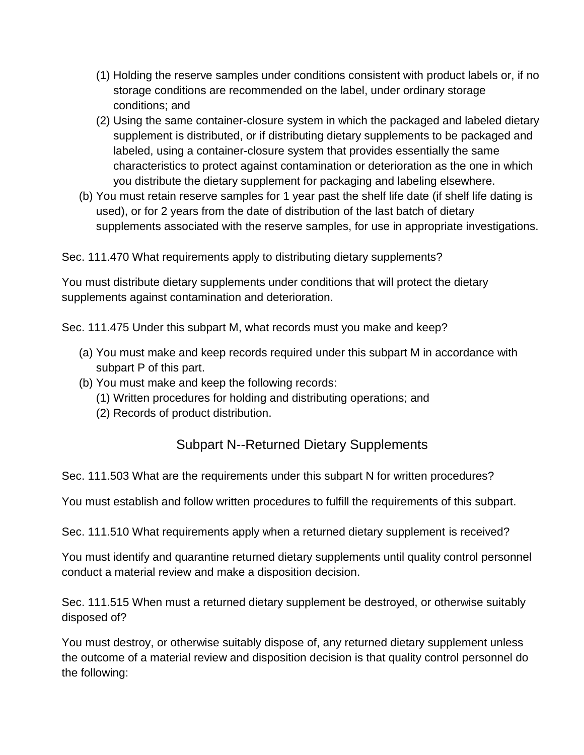(1) Holding the reserve samples under conditions consistent with product labels or, if no storage conditions are recommended on the label, under ordinary storage conditions; and

(2) Using the same container-closure system in which the packaged and labeled dietary supplement is distributed, or if distributing dietary supplements to be packaged and labeled, using a container-closure system that provides essentially the same characteristics to protect against contamination or deterioration as the one in which you distribute the dietary supplement for packaging and labeling elsewhere.

(b) You must retain reserve samples for 1 year past the shelf life date (if shelf life dating is used), or for 2 years from the date of distribution of the last batch of dietary supplements associated with the reserve samples, for use in appropriate investigations.

Sec. 111.470 What requirements apply to distributing dietary supplements?

You must distribute dietary supplements under conditions that will protect the dietary supplements against contamination and deterioration.

Sec. 111.475 Under this subpart M, what records must you make and keep?

(a) You must make and keep records required under this subpart M in accordance with subpart P of this part.

(b) You must make and keep the following records:

(1) Written procedures for holding and distributing operations; and

(2) Records of product distribution.

## Subpart N--Returned Dietary Supplements

Sec. 111.503 What are the requirements under this subpart N for written procedures?

You must establish and follow written procedures to fulfill the requirements of this subpart.

Sec. 111.510 What requirements apply when a returned dietary supplement is received?

You must identify and quarantine returned dietary supplements until quality control personnel conduct a material review and make a disposition decision.

Sec. 111.515 When must a returned dietary supplement be destroyed, or otherwise suitably disposed of?

You must destroy, or otherwise suitably dispose of, any returned dietary supplement unless the outcome of a material review and disposition decision is that quality control personnel do the following: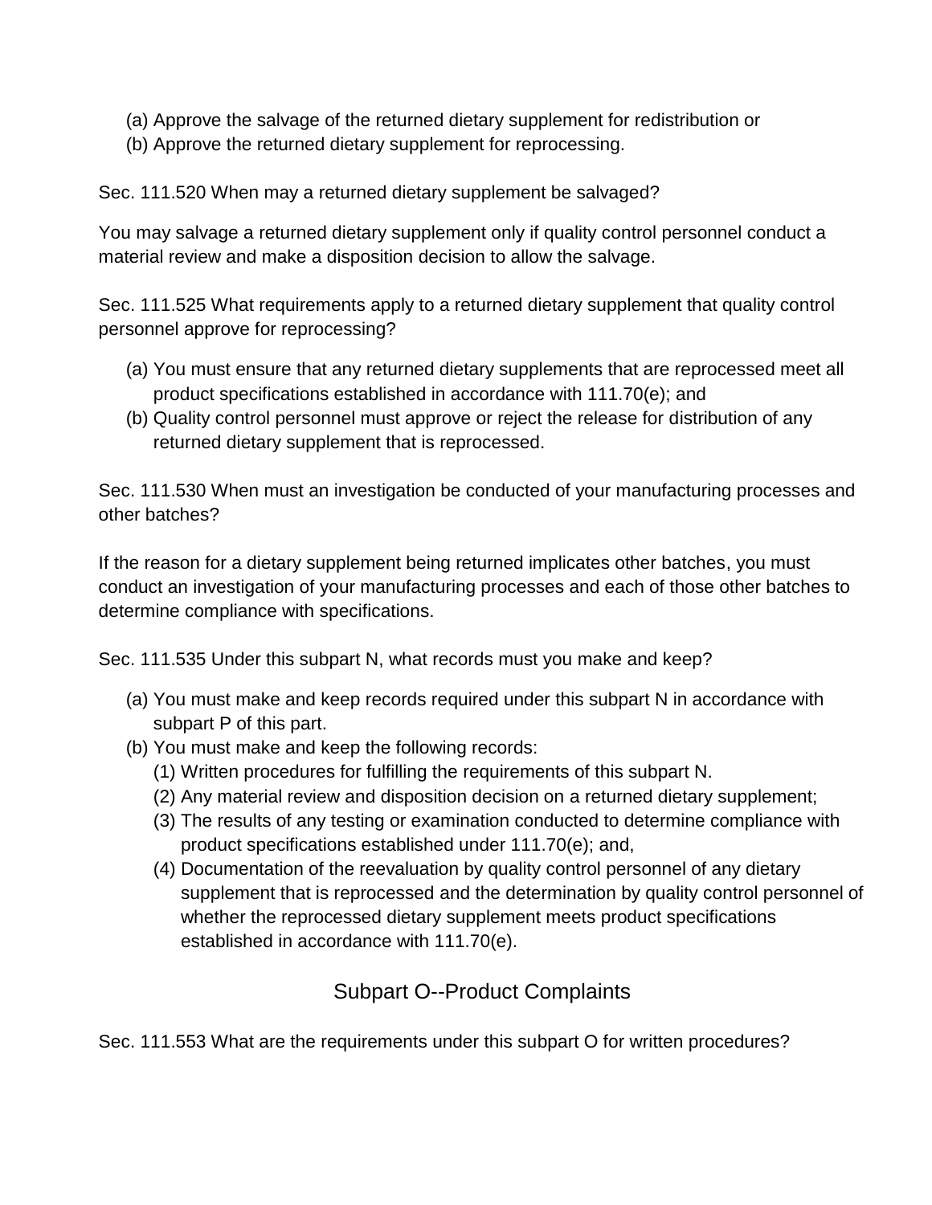(a) Approve the salvage of the returned dietary supplement for redistribution or
(b) Approve the returned dietary supplement for reprocessing.

Sec. 111.520 When may a returned dietary supplement be salvaged?

You may salvage a returned dietary supplement only if quality control personnel conduct a material review and make a disposition decision to allow the salvage.

Sec. 111.525 What requirements apply to a returned dietary supplement that quality control personnel approve for reprocessing?

(a) You must ensure that any returned dietary supplements that are reprocessed meet all product specifications established in accordance with 111.70(e); and
(b) Quality control personnel must approve or reject the release for distribution of any returned dietary supplement that is reprocessed.

Sec. 111.530 When must an investigation be conducted of your manufacturing processes and other batches?

If the reason for a dietary supplement being returned implicates other batches, you must conduct an investigation of your manufacturing processes and each of those other batches to determine compliance with specifications.

Sec. 111.535 Under this subpart N, what records must you make and keep?

(a) You must make and keep records required under this subpart N in accordance with subpart P of this part.
(b) You must make and keep the following records:
    (1) Written procedures for fulfilling the requirements of this subpart N.
    (2) Any material review and disposition decision on a returned dietary supplement;
    (3) The results of any testing or examination conducted to determine compliance with product specifications established under 111.70(e); and,
    (4) Documentation of the reevaluation by quality control personnel of any dietary supplement that is reprocessed and the determination by quality control personnel of whether the reprocessed dietary supplement meets product specifications established in accordance with 111.70(e).

## Subpart O--Product Complaints

Sec. 111.553 What are the requirements under this subpart O for written procedures?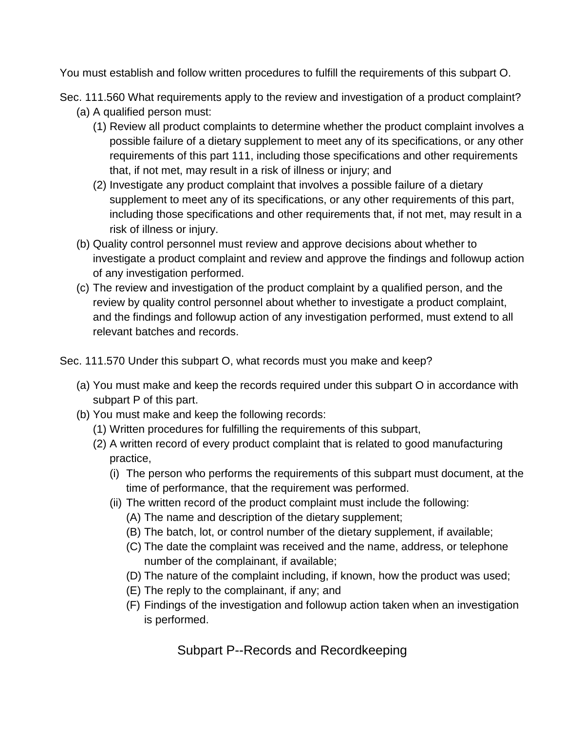You must establish and follow written procedures to fulfill the requirements of this subpart O.

Sec. 111.560 What requirements apply to the review and investigation of a product complaint?

- (a) A qualified person must:
  - (1) Review all product complaints to determine whether the product complaint involves a possible failure of a dietary supplement to meet any of its specifications, or any other requirements of this part 111, including those specifications and other requirements that, if not met, may result in a risk of illness or injury; and
  - (2) Investigate any product complaint that involves a possible failure of a dietary supplement to meet any of its specifications, or any other requirements of this part, including those specifications and other requirements that, if not met, may result in a risk of illness or injury.
- (b) Quality control personnel must review and approve decisions about whether to investigate a product complaint and review and approve the findings and followup action of any investigation performed.
- (c) The review and investigation of the product complaint by a qualified person, and the review by quality control personnel about whether to investigate a product complaint, and the findings and followup action of any investigation performed, must extend to all relevant batches and records.

Sec. 111.570 Under this subpart O, what records must you make and keep?

- (a) You must make and keep the records required under this subpart O in accordance with subpart P of this part.
- (b) You must make and keep the following records:
  - (1) Written procedures for fulfilling the requirements of this subpart,
  - (2) A written record of every product complaint that is related to good manufacturing practice,
    - (i) The person who performs the requirements of this subpart must document, at the time of performance, that the requirement was performed.
    - (ii) The written record of the product complaint must include the following:
      - (A) The name and description of the dietary supplement;
      - (B) The batch, lot, or control number of the dietary supplement, if available;
      - (C) The date the complaint was received and the name, address, or telephone number of the complainant, if available;
      - (D) The nature of the complaint including, if known, how the product was used;
      - (E) The reply to the complainant, if any; and
      - (F) Findings of the investigation and followup action taken when an investigation is performed.

## Subpart P--Records and Recordkeeping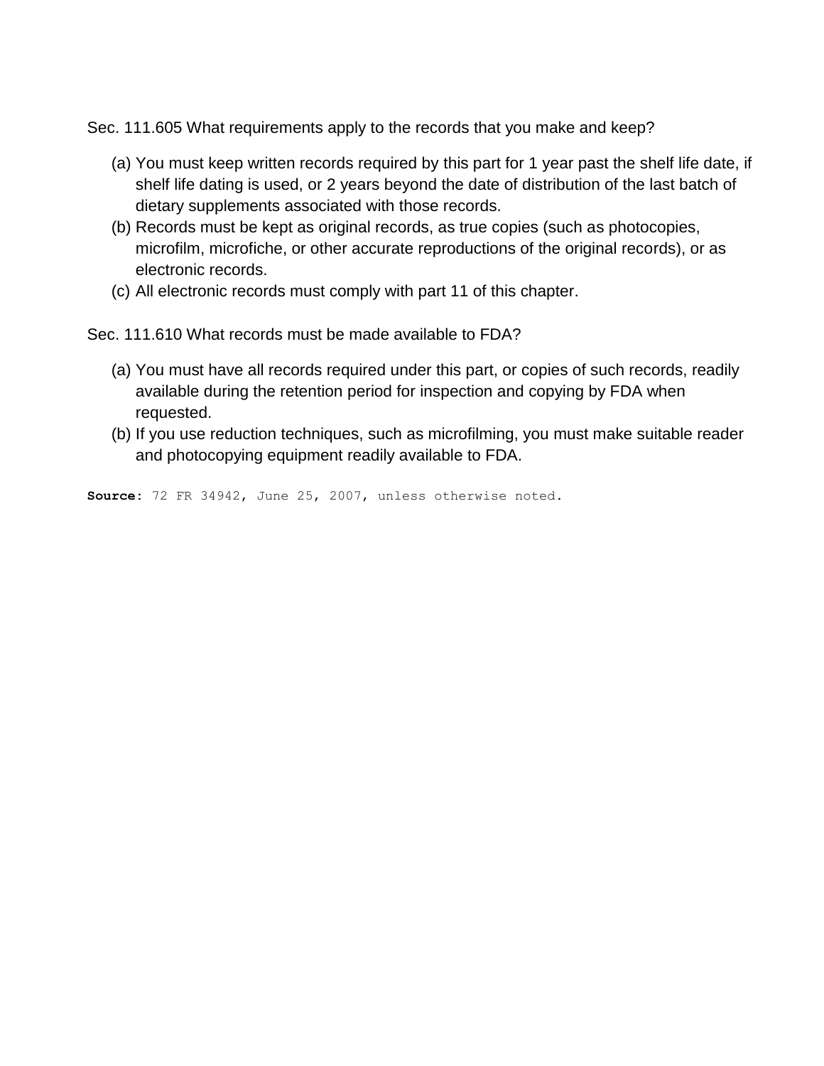Sec. 111.605 What requirements apply to the records that you make and keep?

(a) You must keep written records required by this part for 1 year past the shelf life date, if shelf life dating is used, or 2 years beyond the date of distribution of the last batch of dietary supplements associated with those records.
(b) Records must be kept as original records, as true copies (such as photocopies, microfilm, microfiche, or other accurate reproductions of the original records), or as electronic records.
(c) All electronic records must comply with part 11 of this chapter.

Sec. 111.610 What records must be made available to FDA?

(a) You must have all records required under this part, or copies of such records, readily available during the retention period for inspection and copying by FDA when requested.
(b) If you use reduction techniques, such as microfilming, you must make suitable reader and photocopying equipment readily available to FDA.

**Source:** 72 FR 34942, June 25, 2007, unless otherwise noted.